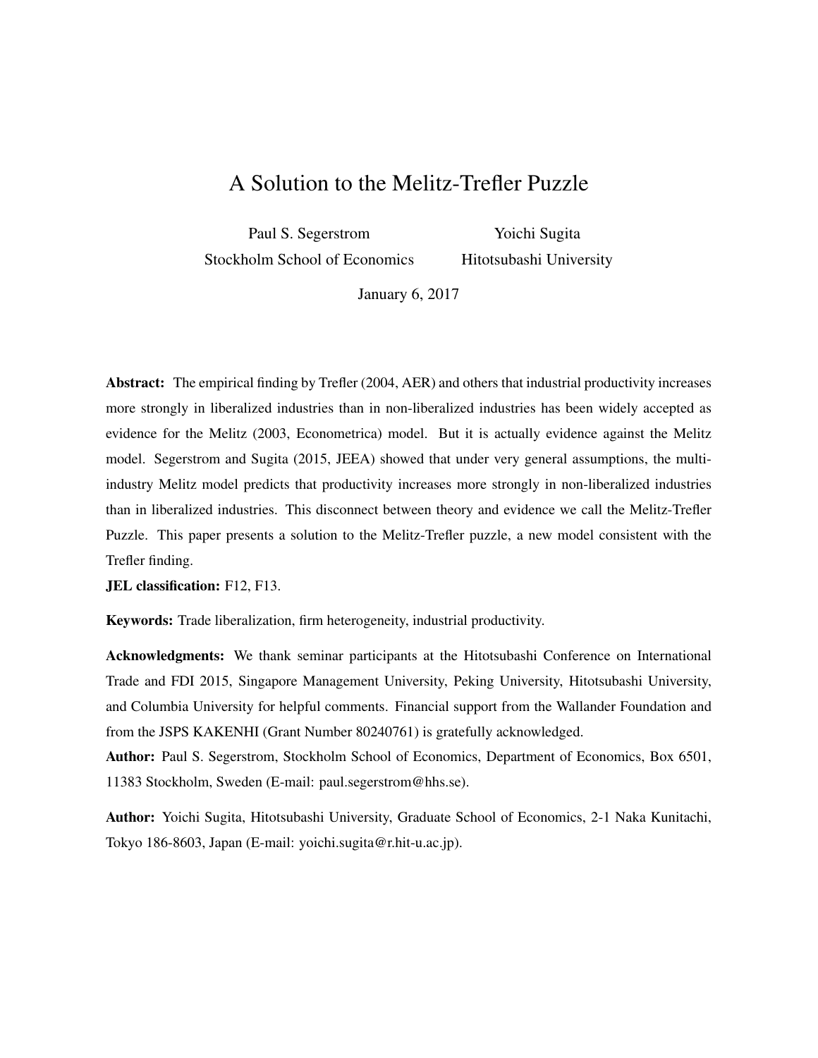# A Solution to the Melitz-Trefler Puzzle

Paul S. Segerstrom
Stockholm School of Economics

Yoichi Sugita
Hitotsubashi University

January 6, 2017

**Abstract:** The empirical finding by Trefler (2004, AER) and others that industrial productivity increases more strongly in liberalized industries than in non-liberalized industries has been widely accepted as evidence for the Melitz (2003, Econometrica) model. But it is actually evidence against the Melitz model. Segerstrom and Sugita (2015, JEEA) showed that under very general assumptions, the multi-industry Melitz model predicts that productivity increases more strongly in non-liberalized industries than in liberalized industries. This disconnect between theory and evidence we call the Melitz-Trefler Puzzle. This paper presents a solution to the Melitz-Trefler puzzle, a new model consistent with the Trefler finding.

**JEL classification:** F12, F13.

**Keywords:** Trade liberalization, firm heterogeneity, industrial productivity.

**Acknowledgments:** We thank seminar participants at the Hitotsubashi Conference on International Trade and FDI 2015, Singapore Management University, Peking University, Hitotsubashi University, and Columbia University for helpful comments. Financial support from the Wallander Foundation and from the JSPS KAKENHI (Grant Number 80240761) is gratefully acknowledged.

**Author:** Paul S. Segerstrom, Stockholm School of Economics, Department of Economics, Box 6501, 11383 Stockholm, Sweden (E-mail: paul.segerstrom@hhs.se).

**Author:** Yoichi Sugita, Hitotsubashi University, Graduate School of Economics, 2-1 Naka Kunitachi, Tokyo 186-8603, Japan (E-mail: yoichi.sugita@r.hit-u.ac.jp).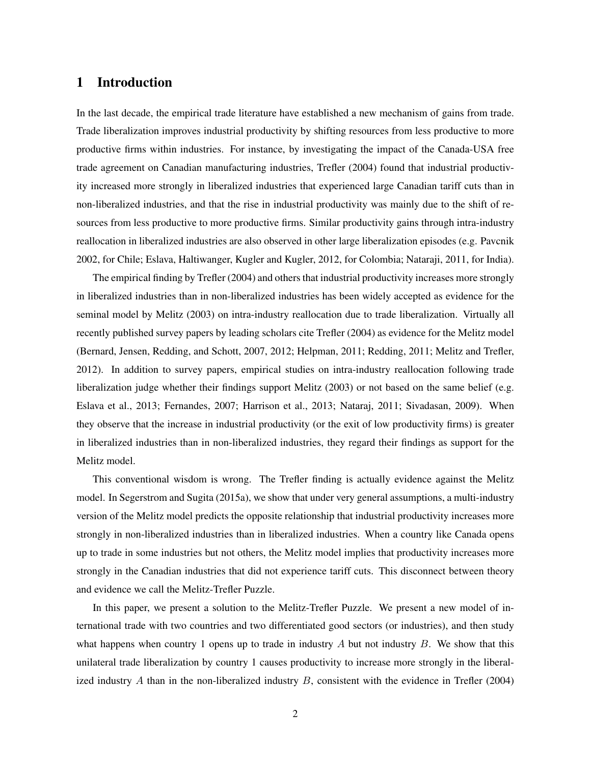# 1 Introduction

In the last decade, the empirical trade literature have established a new mechanism of gains from trade. Trade liberalization improves industrial productivity by shifting resources from less productive to more productive firms within industries. For instance, by investigating the impact of the Canada-USA free trade agreement on Canadian manufacturing industries, Trefler (2004) found that industrial productivity increased more strongly in liberalized industries that experienced large Canadian tariff cuts than in non-liberalized industries, and that the rise in industrial productivity was mainly due to the shift of resources from less productive to more productive firms. Similar productivity gains through intra-industry reallocation in liberalized industries are also observed in other large liberalization episodes (e.g. Pavcnik 2002, for Chile; Eslava, Haltiwanger, Kugler and Kugler, 2012, for Colombia; Nataraji, 2011, for India).

The empirical finding by Trefler (2004) and others that industrial productivity increases more strongly in liberalized industries than in non-liberalized industries has been widely accepted as evidence for the seminal model by Melitz (2003) on intra-industry reallocation due to trade liberalization. Virtually all recently published survey papers by leading scholars cite Trefler (2004) as evidence for the Melitz model (Bernard, Jensen, Redding, and Schott, 2007, 2012; Helpman, 2011; Redding, 2011; Melitz and Trefler, 2012). In addition to survey papers, empirical studies on intra-industry reallocation following trade liberalization judge whether their findings support Melitz (2003) or not based on the same belief (e.g. Eslava et al., 2013; Fernandes, 2007; Harrison et al., 2013; Nataraj, 2011; Sivadasan, 2009). When they observe that the increase in industrial productivity (or the exit of low productivity firms) is greater in liberalized industries than in non-liberalized industries, they regard their findings as support for the Melitz model.

This conventional wisdom is wrong. The Trefler finding is actually evidence against the Melitz model. In Segerstrom and Sugita (2015a), we show that under very general assumptions, a multi-industry version of the Melitz model predicts the opposite relationship that industrial productivity increases more strongly in non-liberalized industries than in liberalized industries. When a country like Canada opens up to trade in some industries but not others, the Melitz model implies that productivity increases more strongly in the Canadian industries that did not experience tariff cuts. This disconnect between theory and evidence we call the Melitz-Trefler Puzzle.

In this paper, we present a solution to the Melitz-Trefler Puzzle. We present a new model of international trade with two countries and two differentiated good sectors (or industries), and then study what happens when country 1 opens up to trade in industry $A$ but not industry $B$. We show that this unilateral trade liberalization by country 1 causes productivity to increase more strongly in the liberalized industry $A$ than in the non-liberalized industry $B$, consistent with the evidence in Trefler (2004)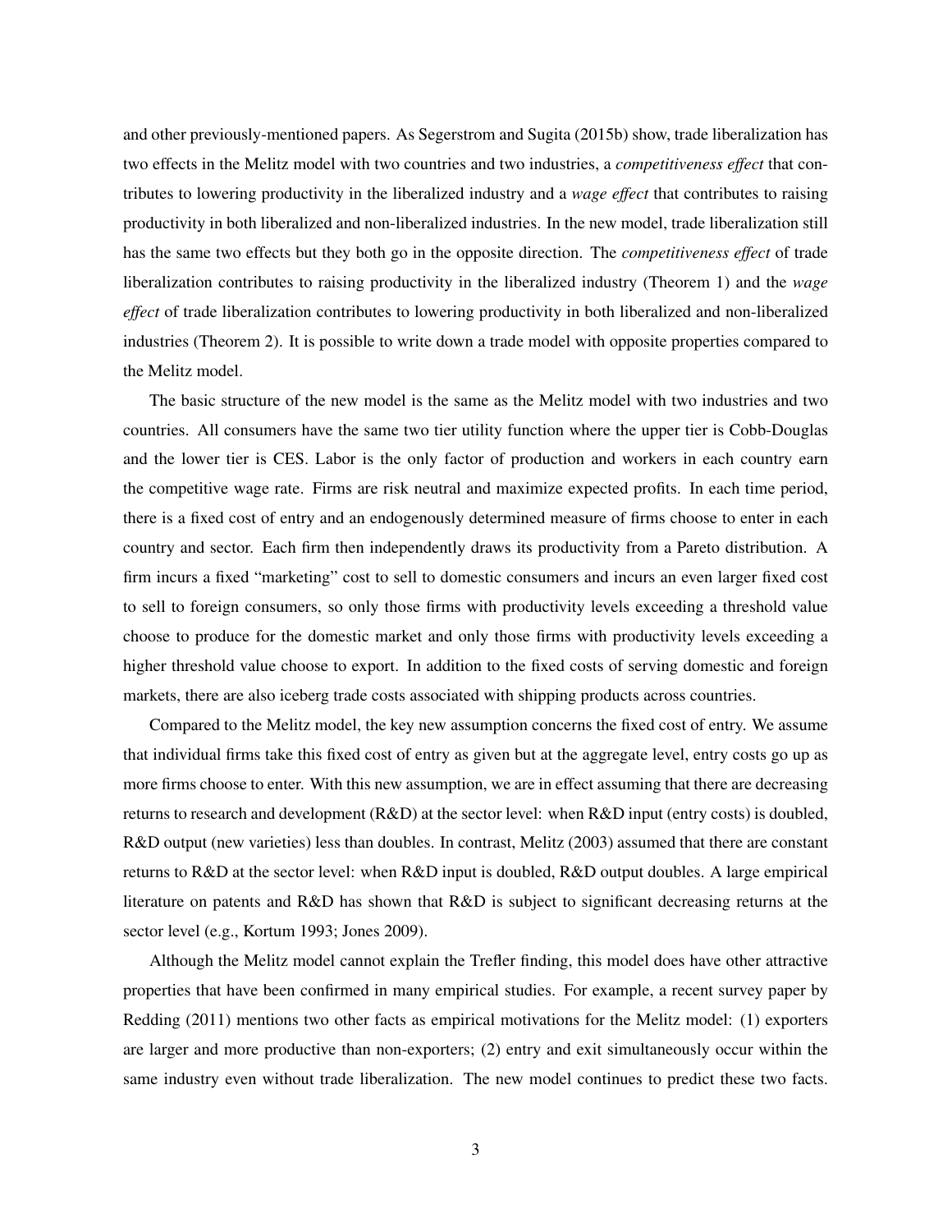and other previously-mentioned papers. As Segerstrom and Sugita (2015b) show, trade liberalization has two effects in the Melitz model with two countries and two industries, a *competitiveness effect* that contributes to lowering productivity in the liberalized industry and a *wage effect* that contributes to raising productivity in both liberalized and non-liberalized industries. In the new model, trade liberalization still has the same two effects but they both go in the opposite direction. The *competitiveness effect* of trade liberalization contributes to raising productivity in the liberalized industry (Theorem 1) and the *wage effect* of trade liberalization contributes to lowering productivity in both liberalized and non-liberalized industries (Theorem 2). It is possible to write down a trade model with opposite properties compared to the Melitz model.

The basic structure of the new model is the same as the Melitz model with two industries and two countries. All consumers have the same two tier utility function where the upper tier is Cobb-Douglas and the lower tier is CES. Labor is the only factor of production and workers in each country earn the competitive wage rate. Firms are risk neutral and maximize expected profits. In each time period, there is a fixed cost of entry and an endogenously determined measure of firms choose to enter in each country and sector. Each firm then independently draws its productivity from a Pareto distribution. A firm incurs a fixed "marketing" cost to sell to domestic consumers and incurs an even larger fixed cost to sell to foreign consumers, so only those firms with productivity levels exceeding a threshold value choose to produce for the domestic market and only those firms with productivity levels exceeding a higher threshold value choose to export. In addition to the fixed costs of serving domestic and foreign markets, there are also iceberg trade costs associated with shipping products across countries.

Compared to the Melitz model, the key new assumption concerns the fixed cost of entry. We assume that individual firms take this fixed cost of entry as given but at the aggregate level, entry costs go up as more firms choose to enter. With this new assumption, we are in effect assuming that there are decreasing returns to research and development (R&D) at the sector level: when R&D input (entry costs) is doubled, R&D output (new varieties) less than doubles. In contrast, Melitz (2003) assumed that there are constant returns to R&D at the sector level: when R&D input is doubled, R&D output doubles. A large empirical literature on patents and R&D has shown that R&D is subject to significant decreasing returns at the sector level (e.g., Kortum 1993; Jones 2009).

Although the Melitz model cannot explain the Trefler finding, this model does have other attractive properties that have been confirmed in many empirical studies. For example, a recent survey paper by Redding (2011) mentions two other facts as empirical motivations for the Melitz model: (1) exporters are larger and more productive than non-exporters; (2) entry and exit simultaneously occur within the same industry even without trade liberalization. The new model continues to predict these two facts.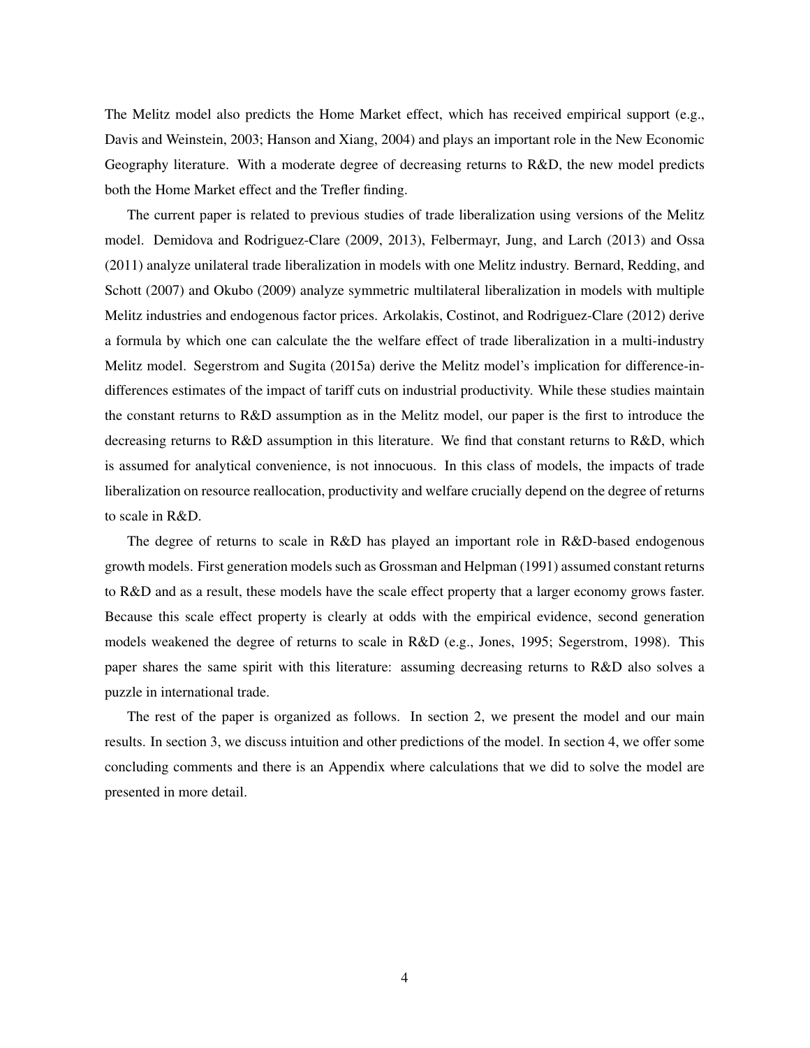The Melitz model also predicts the Home Market effect, which has received empirical support (e.g., Davis and Weinstein, 2003; Hanson and Xiang, 2004) and plays an important role in the New Economic Geography literature. With a moderate degree of decreasing returns to R&D, the new model predicts both the Home Market effect and the Trefler finding.

The current paper is related to previous studies of trade liberalization using versions of the Melitz model. Demidova and Rodriguez-Clare (2009, 2013), Felbermayr, Jung, and Larch (2013) and Ossa (2011) analyze unilateral trade liberalization in models with one Melitz industry. Bernard, Redding, and Schott (2007) and Okubo (2009) analyze symmetric multilateral liberalization in models with multiple Melitz industries and endogenous factor prices. Arkolakis, Costinot, and Rodriguez-Clare (2012) derive a formula by which one can calculate the the welfare effect of trade liberalization in a multi-industry Melitz model. Segerstrom and Sugita (2015a) derive the Melitz model's implication for difference-in-differences estimates of the impact of tariff cuts on industrial productivity. While these studies maintain the constant returns to R&D assumption as in the Melitz model, our paper is the first to introduce the decreasing returns to R&D assumption in this literature. We find that constant returns to R&D, which is assumed for analytical convenience, is not innocuous. In this class of models, the impacts of trade liberalization on resource reallocation, productivity and welfare crucially depend on the degree of returns to scale in R&D.

The degree of returns to scale in R&D has played an important role in R&D-based endogenous growth models. First generation models such as Grossman and Helpman (1991) assumed constant returns to R&D and as a result, these models have the scale effect property that a larger economy grows faster. Because this scale effect property is clearly at odds with the empirical evidence, second generation models weakened the degree of returns to scale in R&D (e.g., Jones, 1995; Segerstrom, 1998). This paper shares the same spirit with this literature: assuming decreasing returns to R&D also solves a puzzle in international trade.

The rest of the paper is organized as follows. In section 2, we present the model and our main results. In section 3, we discuss intuition and other predictions of the model. In section 4, we offer some concluding comments and there is an Appendix where calculations that we did to solve the model are presented in more detail.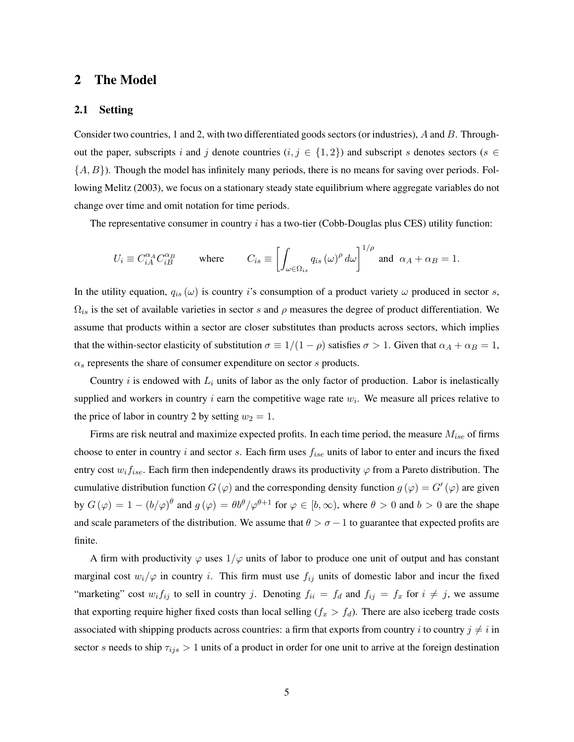# 2 The Model

## 2.1 Setting

Consider two countries, 1 and 2, with two differentiated goods sectors (or industries), $A$ and $B$. Throughout the paper, subscripts $i$ and $j$ denote countries ($i, j \in \{1, 2\}$) and subscript $s$ denotes sectors ($s \in \{A, B\}$). Though the model has infinitely many periods, there is no means for saving over periods. Following Melitz (2003), we focus on a stationary steady state equilibrium where aggregate variables do not change over time and omit notation for time periods.

The representative consumer in country $i$ has a two-tier (Cobb-Douglas plus CES) utility function:

$$U_i \equiv C_{iA}^{\alpha_A} C_{iB}^{\alpha_B} \qquad \text{where} \qquad C_{is} \equiv \left[\int_{\omega \in \Omega_{is}} q_{is}(\omega)^{\rho} \, d\omega\right]^{1/\rho} \text{ and } \alpha_A + \alpha_B = 1.$$

In the utility equation, $q_{is}(\omega)$ is country $i$'s consumption of a product variety $\omega$ produced in sector $s$, $\Omega_{is}$ is the set of available varieties in sector $s$ and $\rho$ measures the degree of product differentiation. We assume that products within a sector are closer substitutes than products across sectors, which implies that the within-sector elasticity of substitution $\sigma \equiv 1/(1-\rho)$ satisfies $\sigma > 1$. Given that $\alpha_A + \alpha_B = 1$, $\alpha_s$ represents the share of consumer expenditure on sector $s$ products.

Country $i$ is endowed with $L_i$ units of labor as the only factor of production. Labor is inelastically supplied and workers in country $i$ earn the competitive wage rate $w_i$. We measure all prices relative to the price of labor in country 2 by setting $w_2 = 1$.

Firms are risk neutral and maximize expected profits. In each time period, the measure $M_{ise}$ of firms choose to enter in country $i$ and sector $s$. Each firm uses $f_{ise}$ units of labor to enter and incurs the fixed entry cost $w_i f_{ise}$. Each firm then independently draws its productivity $\varphi$ from a Pareto distribution. The cumulative distribution function $G(\varphi)$ and the corresponding density function $g(\varphi) = G'(\varphi)$ are given by $G(\varphi) = 1 - (b/\varphi)^{\theta}$ and $g(\varphi) = \theta b^{\theta}/\varphi^{\theta+1}$ for $\varphi \in [b, \infty)$, where $\theta > 0$ and $b > 0$ are the shape and scale parameters of the distribution. We assume that $\theta > \sigma - 1$ to guarantee that expected profits are finite.

A firm with productivity $\varphi$ uses $1/\varphi$ units of labor to produce one unit of output and has constant marginal cost $w_i/\varphi$ in country $i$. This firm must use $f_{ij}$ units of domestic labor and incur the fixed "marketing" cost $w_i f_{ij}$ to sell in country $j$. Denoting $f_{ii} = f_d$ and $f_{ij} = f_x$ for $i \neq j$, we assume that exporting require higher fixed costs than local selling ($f_x > f_d$). There are also iceberg trade costs associated with shipping products across countries: a firm that exports from country $i$ to country $j \neq i$ in sector $s$ needs to ship $\tau_{ijs} > 1$ units of a product in order for one unit to arrive at the foreign destination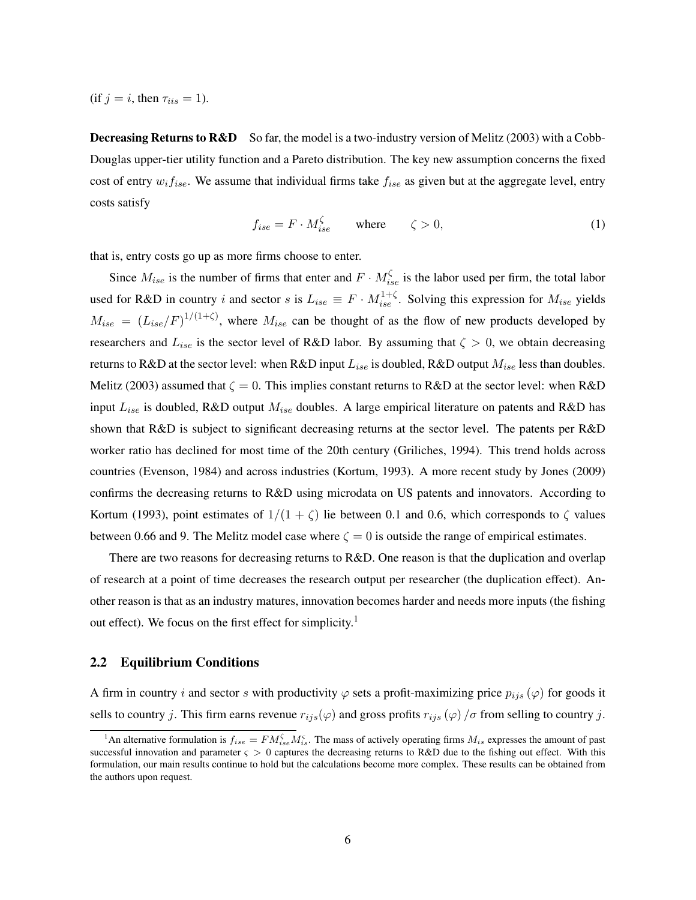(if $j = i$, then $\tau_{iis} = 1$).

**Decreasing Returns to R&D** So far, the model is a two-industry version of Melitz (2003) with a Cobb-Douglas upper-tier utility function and a Pareto distribution. The key new assumption concerns the fixed cost of entry $w_i f_{ise}$. We assume that individual firms take $f_{ise}$ as given but at the aggregate level, entry costs satisfy

$$f_{ise} = F \cdot M_{ise}^{\zeta} \qquad \text{where} \qquad \zeta > 0, \tag{1}$$

that is, entry costs go up as more firms choose to enter.

Since $M_{ise}$ is the number of firms that enter and $F \cdot M_{ise}^{\zeta}$ is the labor used per firm, the total labor used for R&D in country $i$ and sector $s$ is $L_{ise} \equiv F \cdot M_{ise}^{1+\zeta}$. Solving this expression for $M_{ise}$ yields $M_{ise} = (L_{ise}/F)^{1/(1+\zeta)}$, where $M_{ise}$ can be thought of as the flow of new products developed by researchers and $L_{ise}$ is the sector level of R&D labor. By assuming that $\zeta > 0$, we obtain decreasing returns to R&D at the sector level: when R&D input $L_{ise}$ is doubled, R&D output $M_{ise}$ less than doubles. Melitz (2003) assumed that $\zeta = 0$. This implies constant returns to R&D at the sector level: when R&D input $L_{ise}$ is doubled, R&D output $M_{ise}$ doubles. A large empirical literature on patents and R&D has shown that R&D is subject to significant decreasing returns at the sector level. The patents per R&D worker ratio has declined for most time of the 20th century (Griliches, 1994). This trend holds across countries (Evenson, 1984) and across industries (Kortum, 1993). A more recent study by Jones (2009) confirms the decreasing returns to R&D using microdata on US patents and innovators. According to Kortum (1993), point estimates of $1/(1+\zeta)$ lie between 0.1 and 0.6, which corresponds to $\zeta$ values between 0.66 and 9. The Melitz model case where $\zeta = 0$ is outside the range of empirical estimates.

There are two reasons for decreasing returns to R&D. One reason is that the duplication and overlap of research at a point of time decreases the research output per researcher (the duplication effect). Another reason is that as an industry matures, innovation becomes harder and needs more inputs (the fishing out effect). We focus on the first effect for simplicity.[1]

## 2.2 Equilibrium Conditions

A firm in country $i$ and sector $s$ with productivity $\varphi$ sets a profit-maximizing price $p_{ijs}(\varphi)$ for goods it sells to country $j$. This firm earns revenue $r_{ijs}(\varphi)$ and gross profits $r_{ijs}(\varphi)/\sigma$ from selling to country $j$.

[1] An alternative formulation is $f_{ise} = F M_{ise}^{\zeta} M_{is}^{\varsigma}$. The mass of actively operating firms $M_{is}$ expresses the amount of past successful innovation and parameter $\varsigma > 0$ captures the decreasing returns to R&D due to the fishing out effect. With this formulation, our main results continue to hold but the calculations become more complex. These results can be obtained from the authors upon request.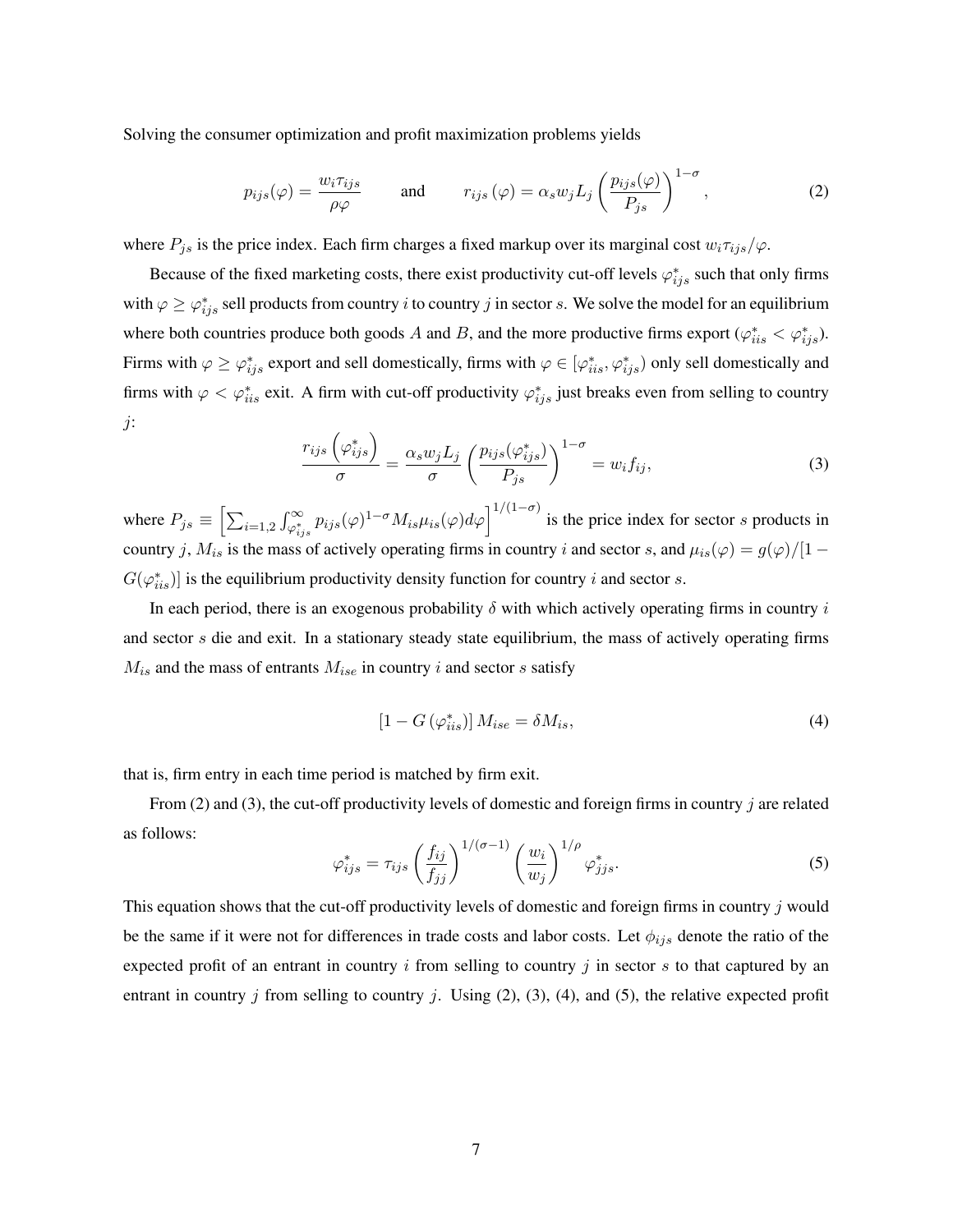Solving the consumer optimization and profit maximization problems yields

$$p_{ijs}(\varphi) = \frac{w_i \tau_{ijs}}{\rho \varphi} \qquad \text{and} \qquad r_{ijs}(\varphi) = \alpha_s w_j L_j \left( \frac{p_{ijs}(\varphi)}{P_{js}} \right)^{1-\sigma}, \tag{2}$$

where $P_{js}$ is the price index. Each firm charges a fixed markup over its marginal cost $w_i \tau_{ijs}/\varphi$.

Because of the fixed marketing costs, there exist productivity cut-off levels $\varphi^*_{ijs}$ such that only firms with $\varphi \geq \varphi^*_{ijs}$ sell products from country $i$ to country $j$ in sector $s$. We solve the model for an equilibrium where both countries produce both goods $A$ and $B$, and the more productive firms export ($\varphi^*_{iis} < \varphi^*_{ijs}$). Firms with $\varphi \geq \varphi^*_{ijs}$ export and sell domestically, firms with $\varphi \in [\varphi^*_{iis}, \varphi^*_{ijs})$ only sell domestically and firms with $\varphi < \varphi^*_{iis}$ exit. A firm with cut-off productivity $\varphi^*_{ijs}$ just breaks even from selling to country $j$:

$$\frac{r_{ijs}\left(\varphi^*_{ijs}\right)}{\sigma} = \frac{\alpha_s w_j L_j}{\sigma} \left( \frac{p_{ijs}(\varphi^*_{ijs})}{P_{js}} \right)^{1-\sigma} = w_i f_{ij}, \tag{3}$$

where $P_{js} \equiv \left[ \sum_{i=1,2} \int_{\varphi^*_{ijs}}^{\infty} p_{ijs}(\varphi)^{1-\sigma} M_{is} \mu_{is}(\varphi) d\varphi \right]^{1/(1-\sigma)}$ is the price index for sector $s$ products in country $j$, $M_{is}$ is the mass of actively operating firms in country $i$ and sector $s$, and $\mu_{is}(\varphi) = g(\varphi)/[1 - G(\varphi^*_{iis})]$ is the equilibrium productivity density function for country $i$ and sector $s$.

In each period, there is an exogenous probability $\delta$ with which actively operating firms in country $i$ and sector $s$ die and exit. In a stationary steady state equilibrium, the mass of actively operating firms $M_{is}$ and the mass of entrants $M_{ise}$ in country $i$ and sector $s$ satisfy

$$\left[1 - G\left(\varphi^*_{iis}\right)\right] M_{ise} = \delta M_{is}, \tag{4}$$

that is, firm entry in each time period is matched by firm exit.

From (2) and (3), the cut-off productivity levels of domestic and foreign firms in country $j$ are related as follows:

$$\varphi^*_{ijs} = \tau_{ijs} \left( \frac{f_{ij}}{f_{jj}} \right)^{1/(\sigma-1)} \left( \frac{w_i}{w_j} \right)^{1/\rho} \varphi^*_{jjs}. \tag{5}$$

This equation shows that the cut-off productivity levels of domestic and foreign firms in country $j$ would be the same if it were not for differences in trade costs and labor costs. Let $\phi_{ijs}$ denote the ratio of the expected profit of an entrant in country $i$ from selling to country $j$ in sector $s$ to that captured by an entrant in country $j$ from selling to country $j$. Using (2), (3), (4), and (5), the relative expected profit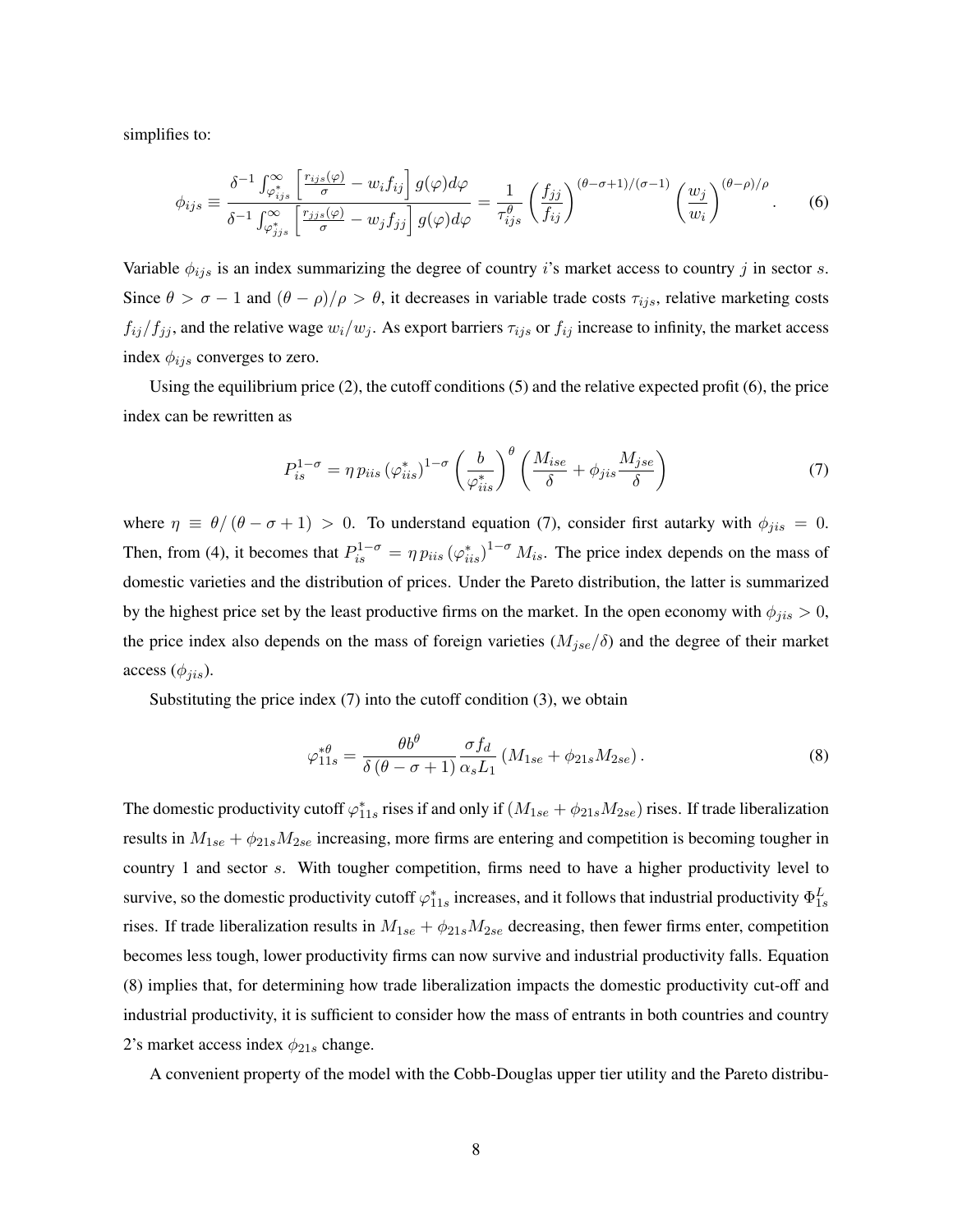simplifies to:

$$\phi_{ijs} \equiv \frac{\delta^{-1} \int_{\varphi_{ijs}^*}^{\infty} \left[ \frac{r_{ijs}(\varphi)}{\sigma} - w_i f_{ij} \right] g(\varphi) d\varphi}{\delta^{-1} \int_{\varphi_{jjs}^*}^{\infty} \left[ \frac{r_{jjs}(\varphi)}{\sigma} - w_j f_{jj} \right] g(\varphi) d\varphi} = \frac{1}{\tau_{ijs}^{\theta}} \left( \frac{f_{jj}}{f_{ij}} \right)^{(\theta - \sigma + 1)/(\sigma - 1)} \left( \frac{w_j}{w_i} \right)^{(\theta - \rho)/\rho}. \tag{6}$$

Variable $\phi_{ijs}$ is an index summarizing the degree of country $i$'s market access to country $j$ in sector $s$. Since $\theta > \sigma - 1$ and $(\theta - \rho)/\rho > \theta$, it decreases in variable trade costs $\tau_{ijs}$, relative marketing costs $f_{ij}/f_{jj}$, and the relative wage $w_i/w_j$. As export barriers $\tau_{ijs}$ or $f_{ij}$ increase to infinity, the market access index $\phi_{ijs}$ converges to zero.

Using the equilibrium price (2), the cutoff conditions (5) and the relative expected profit (6), the price index can be rewritten as

$$P_{is}^{1-\sigma} = \eta \, p_{iis} \left( \varphi_{iis}^* \right)^{1-\sigma} \left( \frac{b}{\varphi_{iis}^*} \right)^{\theta} \left( \frac{M_{ise}}{\delta} + \phi_{jis} \frac{M_{jse}}{\delta} \right) \tag{7}$$

where $\eta \equiv \theta / (\theta - \sigma + 1) > 0$. To understand equation (7), consider first autarky with $\phi_{jis} = 0$. Then, from (4), it becomes that $P_{is}^{1-\sigma} = \eta \, p_{iis} \left( \varphi_{iis}^* \right)^{1-\sigma} M_{is}$. The price index depends on the mass of domestic varieties and the distribution of prices. Under the Pareto distribution, the latter is summarized by the highest price set by the least productive firms on the market. In the open economy with $\phi_{jis} > 0$, the price index also depends on the mass of foreign varieties ($M_{jse}/\delta$) and the degree of their market access ($\phi_{jis}$).

Substituting the price index (7) into the cutoff condition (3), we obtain

$$\varphi_{11s}^{*\theta} = \frac{\theta b^{\theta}}{\delta \left( \theta - \sigma + 1 \right)} \frac{\sigma f_d}{\alpha_s L_1} \left( M_{1se} + \phi_{21s} M_{2se} \right). \tag{8}$$

The domestic productivity cutoff $\varphi_{11s}^*$ rises if and only if $(M_{1se} + \phi_{21s} M_{2se})$ rises. If trade liberalization results in $M_{1se} + \phi_{21s} M_{2se}$ increasing, more firms are entering and competition is becoming tougher in country 1 and sector $s$. With tougher competition, firms need to have a higher productivity level to survive, so the domestic productivity cutoff $\varphi_{11s}^*$ increases, and it follows that industrial productivity $\Phi_{1s}^L$ rises. If trade liberalization results in $M_{1se} + \phi_{21s} M_{2se}$ decreasing, then fewer firms enter, competition becomes less tough, lower productivity firms can now survive and industrial productivity falls. Equation (8) implies that, for determining how trade liberalization impacts the domestic productivity cut-off and industrial productivity, it is sufficient to consider how the mass of entrants in both countries and country 2's market access index $\phi_{21s}$ change.

A convenient property of the model with the Cobb-Douglas upper tier utility and the Pareto distribu-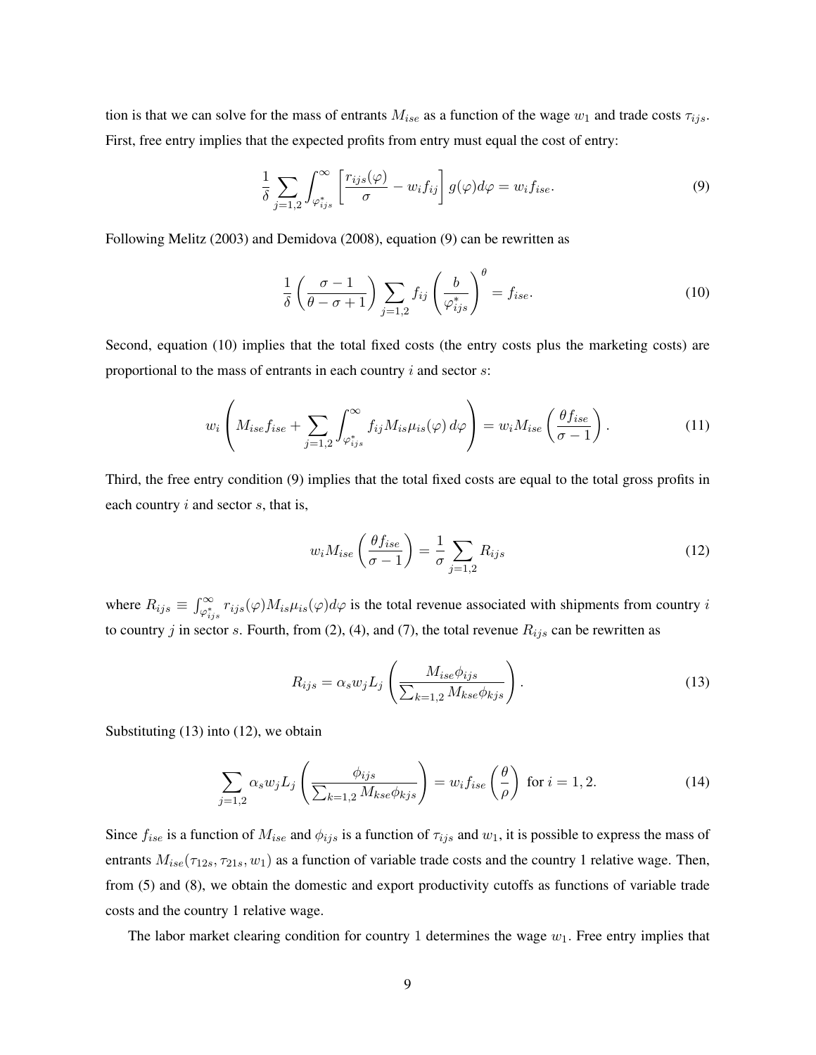tion is that we can solve for the mass of entrants $M_{ise}$ as a function of the wage $w_1$ and trade costs $\tau_{ijs}$. First, free entry implies that the expected profits from entry must equal the cost of entry:

$$\frac{1}{\delta}\sum_{j=1,2}\int_{\varphi^*_{ijs}}^{\infty}\left[\frac{r_{ijs}(\varphi)}{\sigma}-w_i f_{ij}\right]g(\varphi)d\varphi = w_i f_{ise}. \tag{9}$$

Following Melitz (2003) and Demidova (2008), equation (9) can be rewritten as

$$\frac{1}{\delta}\left(\frac{\sigma-1}{\theta-\sigma+1}\right)\sum_{j=1,2} f_{ij}\left(\frac{b}{\varphi^*_{ijs}}\right)^{\theta} = f_{ise}. \tag{10}$$

Second, equation (10) implies that the total fixed costs (the entry costs plus the marketing costs) are proportional to the mass of entrants in each country $i$ and sector $s$:

$$w_i\left(M_{ise}f_{ise}+\sum_{j=1,2}\int_{\varphi^*_{ijs}}^{\infty} f_{ij}M_{is}\mu_{is}(\varphi)\,d\varphi\right) = w_i M_{ise}\left(\frac{\theta f_{ise}}{\sigma-1}\right). \tag{11}$$

Third, the free entry condition (9) implies that the total fixed costs are equal to the total gross profits in each country $i$ and sector $s$, that is,

$$w_i M_{ise}\left(\frac{\theta f_{ise}}{\sigma-1}\right) = \frac{1}{\sigma}\sum_{j=1,2} R_{ijs} \tag{12}$$

where $R_{ijs} \equiv \int_{\varphi^*_{ijs}}^{\infty} r_{ijs}(\varphi)M_{is}\mu_{is}(\varphi)d\varphi$ is the total revenue associated with shipments from country $i$ to country $j$ in sector $s$. Fourth, from (2), (4), and (7), the total revenue $R_{ijs}$ can be rewritten as

$$R_{ijs} = \alpha_s w_j L_j\left(\frac{M_{ise}\phi_{ijs}}{\sum_{k=1,2} M_{kse}\phi_{kjs}}\right). \tag{13}$$

Substituting (13) into (12), we obtain

$$\sum_{j=1,2}\alpha_s w_j L_j\left(\frac{\phi_{ijs}}{\sum_{k=1,2} M_{kse}\phi_{kjs}}\right) = w_i f_{ise}\left(\frac{\theta}{\rho}\right) \text{ for } i=1,2. \tag{14}$$

Since $f_{ise}$ is a function of $M_{ise}$ and $\phi_{ijs}$ is a function of $\tau_{ijs}$ and $w_1$, it is possible to express the mass of entrants $M_{ise}(\tau_{12s},\tau_{21s},w_1)$ as a function of variable trade costs and the country 1 relative wage. Then, from (5) and (8), we obtain the domestic and export productivity cutoffs as functions of variable trade costs and the country 1 relative wage.

The labor market clearing condition for country 1 determines the wage $w_1$. Free entry implies that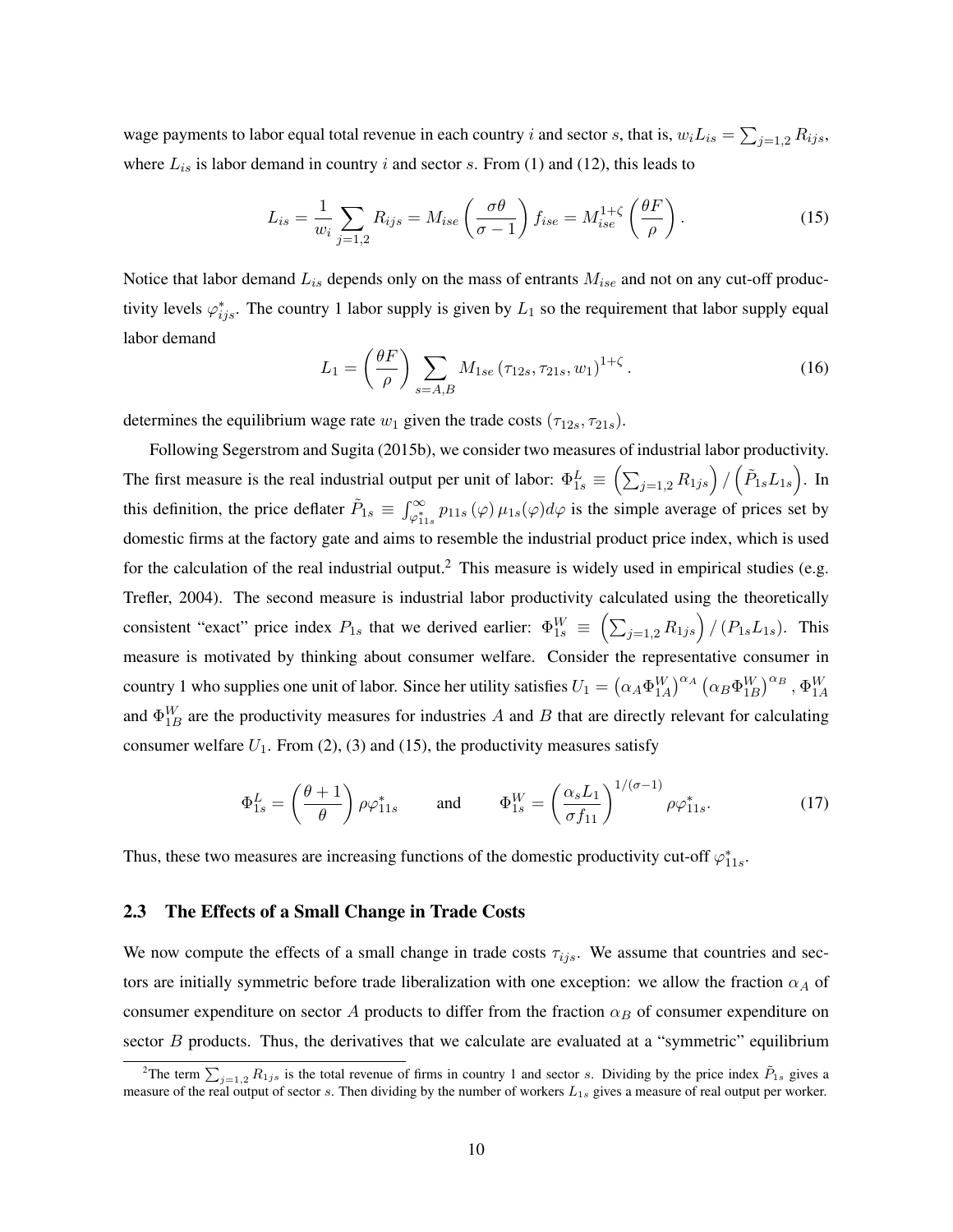wage payments to labor equal total revenue in each country $i$ and sector $s$, that is, $w_i L_{is} = \sum_{j=1,2} R_{ijs}$, where $L_{is}$ is labor demand in country $i$ and sector $s$. From (1) and (12), this leads to

$$L_{is} = \frac{1}{w_i} \sum_{j=1,2} R_{ijs} = M_{ise} \left( \frac{\sigma \theta}{\sigma - 1} \right) f_{ise} = M_{ise}^{1+\zeta} \left( \frac{\theta F}{\rho} \right). \tag{15}$$

Notice that labor demand $L_{is}$ depends only on the mass of entrants $M_{ise}$ and not on any cut-off productivity levels $\varphi^*_{ijs}$. The country 1 labor supply is given by $L_1$ so the requirement that labor supply equal labor demand

$$L_1 = \left( \frac{\theta F}{\rho} \right) \sum_{s=A,B} M_{1se} \left( \tau_{12s}, \tau_{21s}, w_1 \right)^{1+\zeta}. \tag{16}$$

determines the equilibrium wage rate $w_1$ given the trade costs $(\tau_{12s}, \tau_{21s})$.

Following Segerstrom and Sugita (2015b), we consider two measures of industrial labor productivity. The first measure is the real industrial output per unit of labor: $\Phi^L_{1s} \equiv \left( \sum_{j=1,2} R_{1js} \right) / \left( \tilde{P}_{1s} L_{1s} \right)$. In this definition, the price deflater $\tilde{P}_{1s} \equiv \int_{\varphi^*_{11s}}^{\infty} p_{11s}(\varphi) \mu_{1s}(\varphi) d\varphi$ is the simple average of prices set by domestic firms at the factory gate and aims to resemble the industrial product price index, which is used for the calculation of the real industrial output.[2] This measure is widely used in empirical studies (e.g. Trefler, 2004). The second measure is industrial labor productivity calculated using the theoretically consistent "exact" price index $P_{1s}$ that we derived earlier: $\Phi^W_{1s} \equiv \left( \sum_{j=1,2} R_{1js} \right) / \left( P_{1s} L_{1s} \right)$. This measure is motivated by thinking about consumer welfare. Consider the representative consumer in country 1 who supplies one unit of labor. Since her utility satisfies $U_1 = \left( \alpha_A \Phi^W_{1A} \right)^{\alpha_A} \left( \alpha_B \Phi^W_{1B} \right)^{\alpha_B}$, $\Phi^W_{1A}$ and $\Phi^W_{1B}$ are the productivity measures for industries $A$ and $B$ that are directly relevant for calculating consumer welfare $U_1$. From (2), (3) and (15), the productivity measures satisfy

$$\Phi^L_{1s} = \left( \frac{\theta + 1}{\theta} \right) \rho \varphi^*_{11s} \qquad \text{and} \qquad \Phi^W_{1s} = \left( \frac{\alpha_s L_1}{\sigma f_{11}} \right)^{1/(\sigma - 1)} \rho \varphi^*_{11s}. \tag{17}$$

Thus, these two measures are increasing functions of the domestic productivity cut-off $\varphi^*_{11s}$.

### 2.3 The Effects of a Small Change in Trade Costs

We now compute the effects of a small change in trade costs $\tau_{ijs}$. We assume that countries and sectors are initially symmetric before trade liberalization with one exception: we allow the fraction $\alpha_A$ of consumer expenditure on sector $A$ products to differ from the fraction $\alpha_B$ of consumer expenditure on sector $B$ products. Thus, the derivatives that we calculate are evaluated at a "symmetric" equilibrium

[2] The term $\sum_{j=1,2} R_{1js}$ is the total revenue of firms in country 1 and sector $s$. Dividing by the price index $\tilde{P}_{1s}$ gives a measure of the real output of sector $s$. Then dividing by the number of workers $L_{1s}$ gives a measure of real output per worker.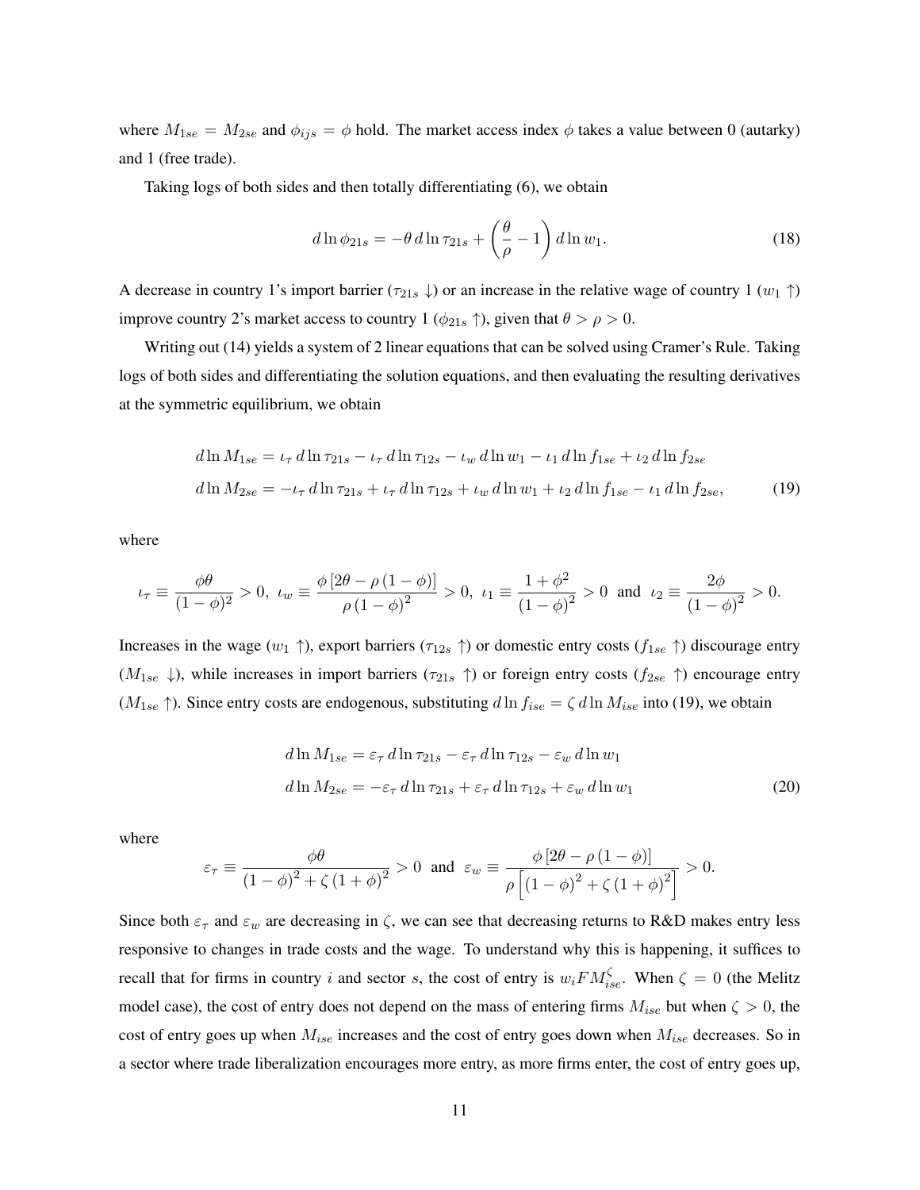where $M_{1se} = M_{2se}$ and $\phi_{ijs} = \phi$ hold. The market access index $\phi$ takes a value between 0 (autarky) and 1 (free trade).

Taking logs of both sides and then totally differentiating (6), we obtain

$$d \ln \phi_{21s} = -\theta \, d \ln \tau_{21s} + \left( \frac{\theta}{\rho} - 1 \right) d \ln w_1. \tag{18}$$

A decrease in country 1's import barrier ($\tau_{21s} \downarrow$) or an increase in the relative wage of country 1 ($w_1 \uparrow$) improve country 2's market access to country 1 ($\phi_{21s} \uparrow$), given that $\theta > \rho > 0$.

Writing out (14) yields a system of 2 linear equations that can be solved using Cramer's Rule. Taking logs of both sides and differentiating the solution equations, and then evaluating the resulting derivatives at the symmetric equilibrium, we obtain

$$\begin{aligned} d \ln M_{1se} &= \iota_\tau \, d \ln \tau_{21s} - \iota_\tau \, d \ln \tau_{12s} - \iota_w \, d \ln w_1 - \iota_1 \, d \ln f_{1se} + \iota_2 \, d \ln f_{2se} \\ d \ln M_{2se} &= -\iota_\tau \, d \ln \tau_{21s} + \iota_\tau \, d \ln \tau_{12s} + \iota_w \, d \ln w_1 + \iota_2 \, d \ln f_{1se} - \iota_1 \, d \ln f_{2se}, \end{aligned} \tag{19}$$

where

$$\iota_\tau \equiv \frac{\phi \theta}{(1-\phi)^2} > 0, \ \iota_w \equiv \frac{\phi \left[ 2\theta - \rho (1-\phi) \right]}{\rho (1-\phi)^2} > 0, \ \iota_1 \equiv \frac{1+\phi^2}{(1-\phi)^2} > 0 \ \text{ and } \ \iota_2 \equiv \frac{2\phi}{(1-\phi)^2} > 0.$$

Increases in the wage ($w_1 \uparrow$), export barriers ($\tau_{12s} \uparrow$) or domestic entry costs ($f_{1se} \uparrow$) discourage entry ($M_{1se} \downarrow$), while increases in import barriers ($\tau_{21s} \uparrow$) or foreign entry costs ($f_{2se} \uparrow$) encourage entry ($M_{1se} \uparrow$). Since entry costs are endogenous, substituting $d \ln f_{ise} = \zeta \, d \ln M_{ise}$ into (19), we obtain

$$\begin{aligned} d \ln M_{1se} &= \varepsilon_\tau \, d \ln \tau_{21s} - \varepsilon_\tau \, d \ln \tau_{12s} - \varepsilon_w \, d \ln w_1 \\ d \ln M_{2se} &= -\varepsilon_\tau \, d \ln \tau_{21s} + \varepsilon_\tau \, d \ln \tau_{12s} + \varepsilon_w \, d \ln w_1 \end{aligned} \tag{20}$$

where

$$\varepsilon_\tau \equiv \frac{\phi \theta}{(1-\phi)^2 + \zeta (1+\phi)^2} > 0 \ \text{ and } \ \varepsilon_w \equiv \frac{\phi \left[ 2\theta - \rho (1-\phi) \right]}{\rho \left[ (1-\phi)^2 + \zeta (1+\phi)^2 \right]} > 0.$$

Since both $\varepsilon_\tau$ and $\varepsilon_w$ are decreasing in $\zeta$, we can see that decreasing returns to R&D makes entry less responsive to changes in trade costs and the wage. To understand why this is happening, it suffices to recall that for firms in country $i$ and sector $s$, the cost of entry is $w_i F M_{ise}^{\zeta}$. When $\zeta = 0$ (the Melitz model case), the cost of entry does not depend on the mass of entering firms $M_{ise}$ but when $\zeta > 0$, the cost of entry goes up when $M_{ise}$ increases and the cost of entry goes down when $M_{ise}$ decreases. So in a sector where trade liberalization encourages more entry, as more firms enter, the cost of entry goes up,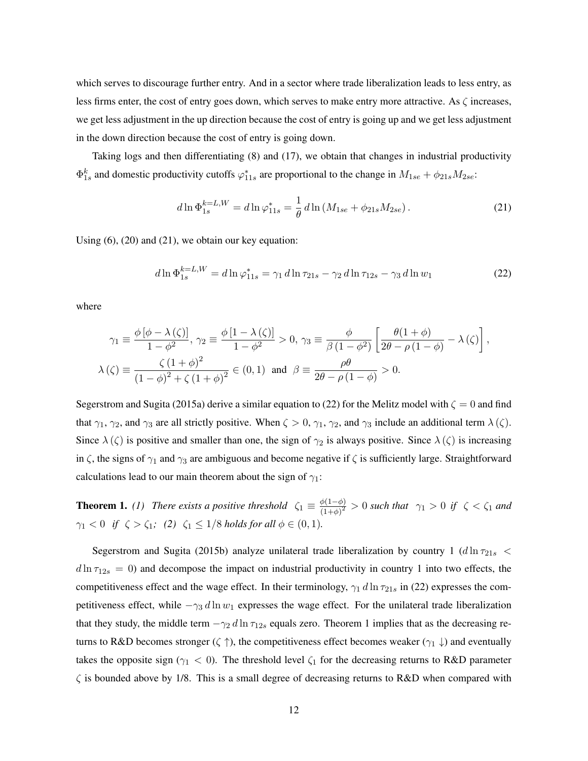which serves to discourage further entry. And in a sector where trade liberalization leads to less entry, as less firms enter, the cost of entry goes down, which serves to make entry more attractive. As $\zeta$ increases, we get less adjustment in the up direction because the cost of entry is going up and we get less adjustment in the down direction because the cost of entry is going down.

Taking logs and then differentiating (8) and (17), we obtain that changes in industrial productivity $\Phi_{1s}^{k}$ and domestic productivity cutoffs $\varphi_{11s}^{*}$ are proportional to the change in $M_{1se} + \phi_{21s} M_{2se}$:

$$d \ln \Phi_{1s}^{k=L,W} = d \ln \varphi_{11s}^{*} = \frac{1}{\theta} \, d \ln \left( M_{1se} + \phi_{21s} M_{2se} \right). \tag{21}$$

Using (6), (20) and (21), we obtain our key equation:

$$d \ln \Phi_{1s}^{k=L,W} = d \ln \varphi_{11s}^{*} = \gamma_1 \, d \ln \tau_{21s} - \gamma_2 \, d \ln \tau_{12s} - \gamma_3 \, d \ln w_1 \tag{22}$$

where

$$\gamma_1 \equiv \frac{\phi \left[ \phi - \lambda(\zeta) \right]}{1 - \phi^2}, \; \gamma_2 \equiv \frac{\phi \left[ 1 - \lambda(\zeta) \right]}{1 - \phi^2} > 0, \; \gamma_3 \equiv \frac{\phi}{\beta \left( 1 - \phi^2 \right)} \left[ \frac{\theta (1 + \phi)}{2\theta - \rho (1 - \phi)} - \lambda(\zeta) \right],$$

$$\lambda(\zeta) \equiv \frac{\zeta (1 + \phi)^2}{(1 - \phi)^2 + \zeta (1 + \phi)^2} \in (0, 1) \;\; \text{and} \;\; \beta \equiv \frac{\rho \theta}{2\theta - \rho (1 - \phi)} > 0.$$

Segerstrom and Sugita (2015a) derive a similar equation to (22) for the Melitz model with $\zeta = 0$ and find that $\gamma_1$, $\gamma_2$, and $\gamma_3$ are all strictly positive. When $\zeta > 0$, $\gamma_1$, $\gamma_2$, and $\gamma_3$ include an additional term $\lambda(\zeta)$. Since $\lambda(\zeta)$ is positive and smaller than one, the sign of $\gamma_2$ is always positive. Since $\lambda(\zeta)$ is increasing in $\zeta$, the signs of $\gamma_1$ and $\gamma_3$ are ambiguous and become negative if $\zeta$ is sufficiently large. Straightforward calculations lead to our main theorem about the sign of $\gamma_1$:

**Theorem 1.** *(1) There exists a positive threshold* $\zeta_1 \equiv \frac{\phi(1-\phi)}{(1+\phi)^2} > 0$ *such that* $\gamma_1 > 0$ *if* $\zeta < \zeta_1$ *and* $\gamma_1 < 0$ *if* $\zeta > \zeta_1$*; (2)* $\zeta_1 \leq 1/8$ *holds for all* $\phi \in (0, 1)$.

Segerstrom and Sugita (2015b) analyze unilateral trade liberalization by country 1 ($d \ln \tau_{21s} < d \ln \tau_{12s} = 0$) and decompose the impact on industrial productivity in country 1 into two effects, the competitiveness effect and the wage effect. In their terminology, $\gamma_1 \, d \ln \tau_{21s}$ in (22) expresses the competitiveness effect, while $-\gamma_3 \, d \ln w_1$ expresses the wage effect. For the unilateral trade liberalization that they study, the middle term $-\gamma_2 \, d \ln \tau_{12s}$ equals zero. Theorem 1 implies that as the decreasing returns to R&D becomes stronger ($\zeta \uparrow$), the competitiveness effect becomes weaker ($\gamma_1 \downarrow$) and eventually takes the opposite sign ($\gamma_1 < 0$). The threshold level $\zeta_1$ for the decreasing returns to R&D parameter $\zeta$ is bounded above by 1/8. This is a small degree of decreasing returns to R&D when compared with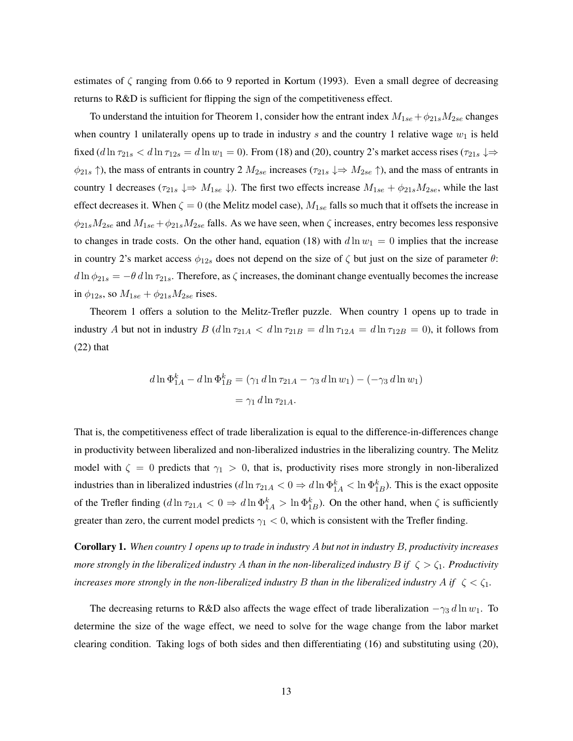estimates of $\zeta$ ranging from 0.66 to 9 reported in Kortum (1993). Even a small degree of decreasing returns to R&D is sufficient for flipping the sign of the competitiveness effect.

To understand the intuition for Theorem 1, consider how the entrant index $M_{1se} + \phi_{21s} M_{2se}$ changes when country 1 unilaterally opens up to trade in industry $s$ and the country 1 relative wage $w_1$ is held fixed ($d \ln \tau_{21s} < d \ln \tau_{12s} = d \ln w_1 = 0$). From (18) and (20), country 2's market access rises ($\tau_{21s} \downarrow \Rightarrow \phi_{21s} \uparrow$), the mass of entrants in country 2 $M_{2se}$ increases ($\tau_{21s} \downarrow \Rightarrow M_{2se} \uparrow$), and the mass of entrants in country 1 decreases ($\tau_{21s} \downarrow \Rightarrow M_{1se} \downarrow$). The first two effects increase $M_{1se} + \phi_{21s} M_{2se}$, while the last effect decreases it. When $\zeta = 0$ (the Melitz model case), $M_{1se}$ falls so much that it offsets the increase in $\phi_{21s} M_{2se}$ and $M_{1se} + \phi_{21s} M_{2se}$ falls. As we have seen, when $\zeta$ increases, entry becomes less responsive to changes in trade costs. On the other hand, equation (18) with $d \ln w_1 = 0$ implies that the increase in country 2's market access $\phi_{12s}$ does not depend on the size of $\zeta$ but just on the size of parameter $\theta$: $d \ln \phi_{21s} = -\theta \, d \ln \tau_{21s}$. Therefore, as $\zeta$ increases, the dominant change eventually becomes the increase in $\phi_{12s}$, so $M_{1se} + \phi_{21s} M_{2se}$ rises.

Theorem 1 offers a solution to the Melitz-Trefler puzzle. When country 1 opens up to trade in industry $A$ but not in industry $B$ ($d \ln \tau_{21A} < d \ln \tau_{21B} = d \ln \tau_{12A} = d \ln \tau_{12B} = 0$), it follows from (22) that

$$
\begin{aligned}
d \ln \Phi_{1A}^{k} - d \ln \Phi_{1B}^{k} &= (\gamma_1 \, d \ln \tau_{21A} - \gamma_3 \, d \ln w_1) - (-\gamma_3 \, d \ln w_1) \\
&= \gamma_1 \, d \ln \tau_{21A}.
\end{aligned}
$$

That is, the competitiveness effect of trade liberalization is equal to the difference-in-differences change in productivity between liberalized and non-liberalized industries in the liberalizing country. The Melitz model with $\zeta = 0$ predicts that $\gamma_1 > 0$, that is, productivity rises more strongly in non-liberalized industries than in liberalized industries ($d \ln \tau_{21A} < 0 \Rightarrow d \ln \Phi_{1A}^{k} < \ln \Phi_{1B}^{k}$). This is the exact opposite of the Trefler finding ($d \ln \tau_{21A} < 0 \Rightarrow d \ln \Phi_{1A}^{k} > \ln \Phi_{1B}^{k}$). On the other hand, when $\zeta$ is sufficiently greater than zero, the current model predicts $\gamma_1 < 0$, which is consistent with the Trefler finding.

**Corollary 1.** *When country 1 opens up to trade in industry $A$ but not in industry $B$, productivity increases more strongly in the liberalized industry $A$ than in the non-liberalized industry $B$ if $\zeta > \zeta_1$. Productivity increases more strongly in the non-liberalized industry $B$ than in the liberalized industry $A$ if $\zeta < \zeta_1$.*

The decreasing returns to R&D also affects the wage effect of trade liberalization $-\gamma_3 \, d \ln w_1$. To determine the size of the wage effect, we need to solve for the wage change from the labor market clearing condition. Taking logs of both sides and then differentiating (16) and substituting using (20),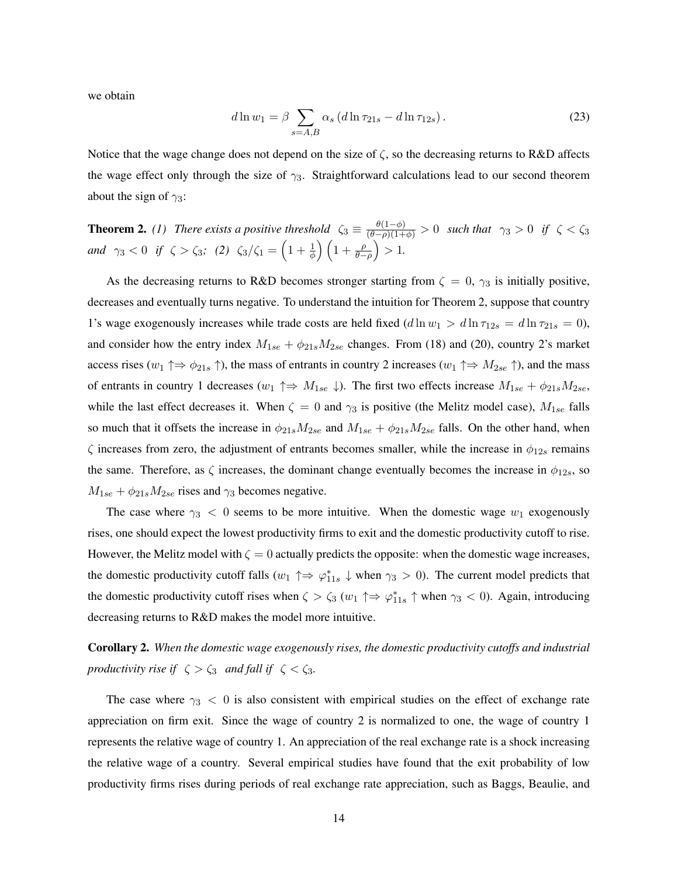we obtain

$$d \ln w_1 = \beta \sum_{s=A,B} \alpha_s \left( d \ln \tau_{21s} - d \ln \tau_{12s} \right). \tag{23}$$

Notice that the wage change does not depend on the size of $\zeta$, so the decreasing returns to R&D affects the wage effect only through the size of $\gamma_3$. Straightforward calculations lead to our second theorem about the sign of $\gamma_3$:

**Theorem 2.** *(1) There exists a positive threshold* $\zeta_3 \equiv \frac{\theta(1-\phi)}{(\theta-\rho)(1+\phi)} > 0$ *such that* $\gamma_3 > 0$ *if* $\zeta < \zeta_3$ *and* $\gamma_3 < 0$ *if* $\zeta > \zeta_3$*; (2)* $\zeta_3/\zeta_1 = \left(1 + \frac{1}{\phi}\right)\left(1 + \frac{\rho}{\theta-\rho}\right) > 1$.

As the decreasing returns to R&D becomes stronger starting from $\zeta = 0$, $\gamma_3$ is initially positive, decreases and eventually turns negative. To understand the intuition for Theorem 2, suppose that country 1's wage exogenously increases while trade costs are held fixed ($d \ln w_1 > d \ln \tau_{12s} = d \ln \tau_{21s} = 0$), and consider how the entry index $M_{1se} + \phi_{21s} M_{2se}$ changes. From (18) and (20), country 2's market access rises ($w_1 \uparrow \Rightarrow \phi_{21s} \uparrow$), the mass of entrants in country 2 increases ($w_1 \uparrow \Rightarrow M_{2se} \uparrow$), and the mass of entrants in country 1 decreases ($w_1 \uparrow \Rightarrow M_{1se} \downarrow$). The first two effects increase $M_{1se} + \phi_{21s} M_{2se}$, while the last effect decreases it. When $\zeta = 0$ and $\gamma_3$ is positive (the Melitz model case), $M_{1se}$ falls so much that it offsets the increase in $\phi_{21s} M_{2se}$ and $M_{1se} + \phi_{21s} M_{2se}$ falls. On the other hand, when $\zeta$ increases from zero, the adjustment of entrants becomes smaller, while the increase in $\phi_{12s}$ remains the same. Therefore, as $\zeta$ increases, the dominant change eventually becomes the increase in $\phi_{12s}$, so $M_{1se} + \phi_{21s} M_{2se}$ rises and $\gamma_3$ becomes negative.

The case where $\gamma_3 < 0$ seems to be more intuitive. When the domestic wage $w_1$ exogenously rises, one should expect the lowest productivity firms to exit and the domestic productivity cutoff to rise. However, the Melitz model with $\zeta = 0$ actually predicts the opposite: when the domestic wage increases, the domestic productivity cutoff falls ($w_1 \uparrow \Rightarrow \varphi^*_{11s} \downarrow$ when $\gamma_3 > 0$). The current model predicts that the domestic productivity cutoff rises when $\zeta > \zeta_3$ ($w_1 \uparrow \Rightarrow \varphi^*_{11s} \uparrow$ when $\gamma_3 < 0$). Again, introducing decreasing returns to R&D makes the model more intuitive.

**Corollary 2.** *When the domestic wage exogenously rises, the domestic productivity cutoffs and industrial productivity rise if* $\zeta > \zeta_3$ *and fall if* $\zeta < \zeta_3$.

The case where $\gamma_3 < 0$ is also consistent with empirical studies on the effect of exchange rate appreciation on firm exit. Since the wage of country 2 is normalized to one, the wage of country 1 represents the relative wage of country 1. An appreciation of the real exchange rate is a shock increasing the relative wage of a country. Several empirical studies have found that the exit probability of low productivity firms rises during periods of real exchange rate appreciation, such as Baggs, Beaulie, and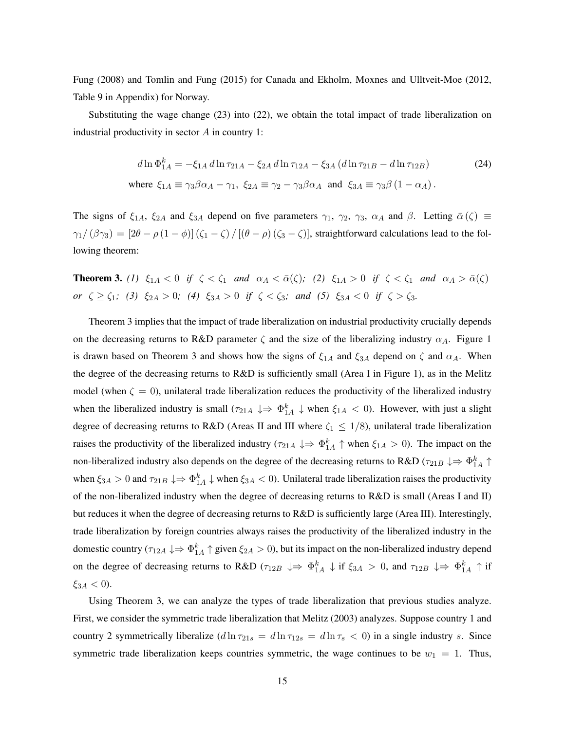Fung (2008) and Tomlin and Fung (2015) for Canada and Ekholm, Moxnes and Ulltveit-Moe (2012, Table 9 in Appendix) for Norway.

Substituting the wage change (23) into (22), we obtain the total impact of trade liberalization on industrial productivity in sector $A$ in country 1:

$$d\ln\Phi_{1A}^{k} = -\xi_{1A}\,d\ln\tau_{21A} - \xi_{2A}\,d\ln\tau_{12A} - \xi_{3A}\left(d\ln\tau_{21B} - d\ln\tau_{12B}\right) \tag{24}$$
$$\text{where }\ \xi_{1A} \equiv \gamma_3\beta\alpha_A - \gamma_1,\ \ \xi_{2A} \equiv \gamma_2 - \gamma_3\beta\alpha_A\ \text{ and }\ \xi_{3A} \equiv \gamma_3\beta\left(1-\alpha_A\right).$$

The signs of $\xi_{1A}$, $\xi_{2A}$ and $\xi_{3A}$ depend on five parameters $\gamma_1$, $\gamma_2$, $\gamma_3$, $\alpha_A$ and $\beta$. Letting $\bar{\alpha}(\zeta) \equiv \gamma_1/(\beta\gamma_3) = \left[2\theta - \rho(1-\phi)\right](\zeta_1 - \zeta)/\left[(\theta-\rho)(\zeta_3 - \zeta)\right]$, straightforward calculations lead to the following theorem:

**Theorem 3.** *(1) $\xi_{1A} < 0$ if $\zeta < \zeta_1$ and $\alpha_A < \bar{\alpha}(\zeta)$; (2) $\xi_{1A} > 0$ if $\zeta < \zeta_1$ and $\alpha_A > \bar{\alpha}(\zeta)$ or $\zeta \geq \zeta_1$; (3) $\xi_{2A} > 0$; (4) $\xi_{3A} > 0$ if $\zeta < \zeta_3$; and (5) $\xi_{3A} < 0$ if $\zeta > \zeta_3$.*

Theorem 3 implies that the impact of trade liberalization on industrial productivity crucially depends on the decreasing returns to R&D parameter $\zeta$ and the size of the liberalizing industry $\alpha_A$. Figure 1 is drawn based on Theorem 3 and shows how the signs of $\xi_{1A}$ and $\xi_{3A}$ depend on $\zeta$ and $\alpha_A$. When the degree of the decreasing returns to R&D is sufficiently small (Area I in Figure 1), as in the Melitz model (when $\zeta = 0$), unilateral trade liberalization reduces the productivity of the liberalized industry when the liberalized industry is small ($\tau_{21A}\downarrow\Rightarrow\Phi_{1A}^{k}\downarrow$ when $\xi_{1A} < 0$). However, with just a slight degree of decreasing returns to R&D (Areas II and III where $\zeta_1 \leq 1/8$), unilateral trade liberalization raises the productivity of the liberalized industry ($\tau_{21A}\downarrow\Rightarrow\Phi_{1A}^{k}\uparrow$ when $\xi_{1A} > 0$). The impact on the non-liberalized industry also depends on the degree of the decreasing returns to R&D ($\tau_{21B}\downarrow\Rightarrow\Phi_{1A}^{k}\uparrow$ when $\xi_{3A} > 0$ and $\tau_{21B}\downarrow\Rightarrow\Phi_{1A}^{k}\downarrow$ when $\xi_{3A} < 0$). Unilateral trade liberalization raises the productivity of the non-liberalized industry when the degree of decreasing returns to R&D is small (Areas I and II) but reduces it when the degree of decreasing returns to R&D is sufficiently large (Area III). Interestingly, trade liberalization by foreign countries always raises the productivity of the liberalized industry in the domestic country ($\tau_{12A}\downarrow\Rightarrow\Phi_{1A}^{k}\uparrow$ given $\xi_{2A} > 0$), but its impact on the non-liberalized industry depend on the degree of decreasing returns to R&D ($\tau_{12B}\downarrow\Rightarrow\Phi_{1A}^{k}\downarrow$ if $\xi_{3A} > 0$, and $\tau_{12B}\downarrow\Rightarrow\Phi_{1A}^{k}\uparrow$ if $\xi_{3A} < 0$).

Using Theorem 3, we can analyze the types of trade liberalization that previous studies analyze. First, we consider the symmetric trade liberalization that Melitz (2003) analyzes. Suppose country 1 and country 2 symmetrically liberalize ($d\ln\tau_{21s} = d\ln\tau_{12s} = d\ln\tau_s < 0$) in a single industry $s$. Since symmetric trade liberalization keeps countries symmetric, the wage continues to be $w_1 = 1$. Thus,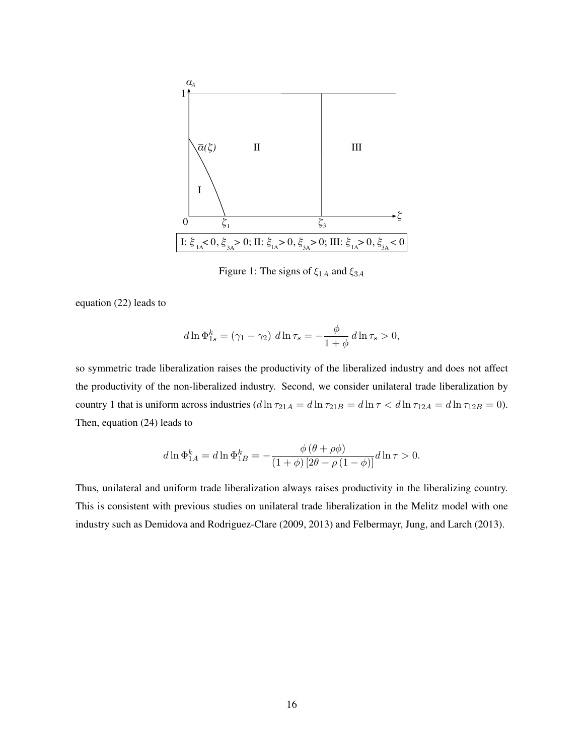Figure 1: The signs of $\xi_{1A}$ and $\xi_{3A}$

equation (22) leads to

$$d\ln\Phi_{1s}^{k} = (\gamma_1 - \gamma_2)\, d\ln\tau_s = -\frac{\phi}{1+\phi}\, d\ln\tau_s > 0,$$

so symmetric trade liberalization raises the productivity of the liberalized industry and does not affect the productivity of the non-liberalized industry. Second, we consider unilateral trade liberalization by country 1 that is uniform across industries ($d\ln\tau_{21A} = d\ln\tau_{21B} = d\ln\tau < d\ln\tau_{12A} = d\ln\tau_{12B} = 0$). Then, equation (24) leads to

$$d\ln\Phi_{1A}^{k} = d\ln\Phi_{1B}^{k} = -\frac{\phi\left(\theta + \rho\phi\right)}{\left(1+\phi\right)\left[2\theta - \rho\left(1-\phi\right)\right]} d\ln\tau > 0.$$

Thus, unilateral and uniform trade liberalization always raises productivity in the liberalizing country. This is consistent with previous studies on unilateral trade liberalization in the Melitz model with one industry such as Demidova and Rodriguez-Clare (2009, 2013) and Felbermayr, Jung, and Larch (2013).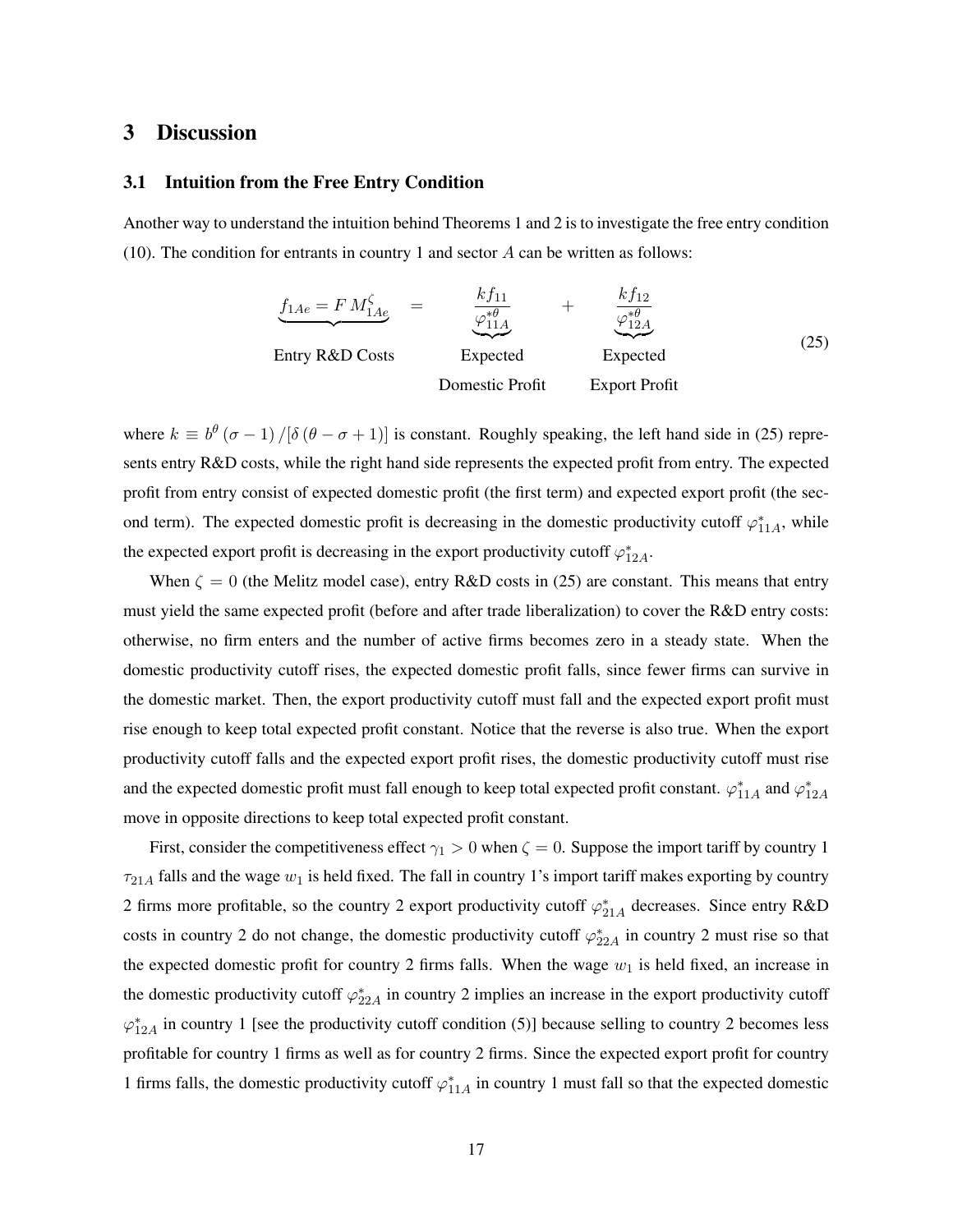## 3 Discussion

### 3.1 Intuition from the Free Entry Condition

Another way to understand the intuition behind Theorems 1 and 2 is to investigate the free entry condition (10). The condition for entrants in country 1 and sector $A$ can be written as follows:

$$
\underbrace{f_{1Ae} = F\, M_{1Ae}^{\zeta}}_{\text{Entry R\&D Costs}} \;=\; \underbrace{\frac{k f_{11}}{\varphi_{11A}^{*\theta}}}_{\substack{\text{Expected}\\ \text{Domestic Profit}}} \;+\; \underbrace{\frac{k f_{12}}{\varphi_{12A}^{*\theta}}}_{\substack{\text{Expected}\\ \text{Export Profit}}} \tag{25}
$$

where $k \equiv b^{\theta}(\sigma - 1)/[\delta(\theta - \sigma + 1)]$ is constant. Roughly speaking, the left hand side in (25) represents entry R&D costs, while the right hand side represents the expected profit from entry. The expected profit from entry consist of expected domestic profit (the first term) and expected export profit (the second term). The expected domestic profit is decreasing in the domestic productivity cutoff $\varphi_{11A}^{*}$, while the expected export profit is decreasing in the export productivity cutoff $\varphi_{12A}^{*}$.

When $\zeta = 0$ (the Melitz model case), entry R&D costs in (25) are constant. This means that entry must yield the same expected profit (before and after trade liberalization) to cover the R&D entry costs: otherwise, no firm enters and the number of active firms becomes zero in a steady state. When the domestic productivity cutoff rises, the expected domestic profit falls, since fewer firms can survive in the domestic market. Then, the export productivity cutoff must fall and the expected export profit must rise enough to keep total expected profit constant. Notice that the reverse is also true. When the export productivity cutoff falls and the expected export profit rises, the domestic productivity cutoff must rise and the expected domestic profit must fall enough to keep total expected profit constant. $\varphi_{11A}^{*}$ and $\varphi_{12A}^{*}$ move in opposite directions to keep total expected profit constant.

First, consider the competitiveness effect $\gamma_1 > 0$ when $\zeta = 0$. Suppose the import tariff by country 1 $\tau_{21A}$ falls and the wage $w_1$ is held fixed. The fall in country 1's import tariff makes exporting by country 2 firms more profitable, so the country 2 export productivity cutoff $\varphi_{21A}^{*}$ decreases. Since entry R&D costs in country 2 do not change, the domestic productivity cutoff $\varphi_{22A}^{*}$ in country 2 must rise so that the expected domestic profit for country 2 firms falls. When the wage $w_1$ is held fixed, an increase in the domestic productivity cutoff $\varphi_{22A}^{*}$ in country 2 implies an increase in the export productivity cutoff $\varphi_{12A}^{*}$ in country 1 [see the productivity cutoff condition (5)] because selling to country 2 becomes less profitable for country 1 firms as well as for country 2 firms. Since the expected export profit for country 1 firms falls, the domestic productivity cutoff $\varphi_{11A}^{*}$ in country 1 must fall so that the expected domestic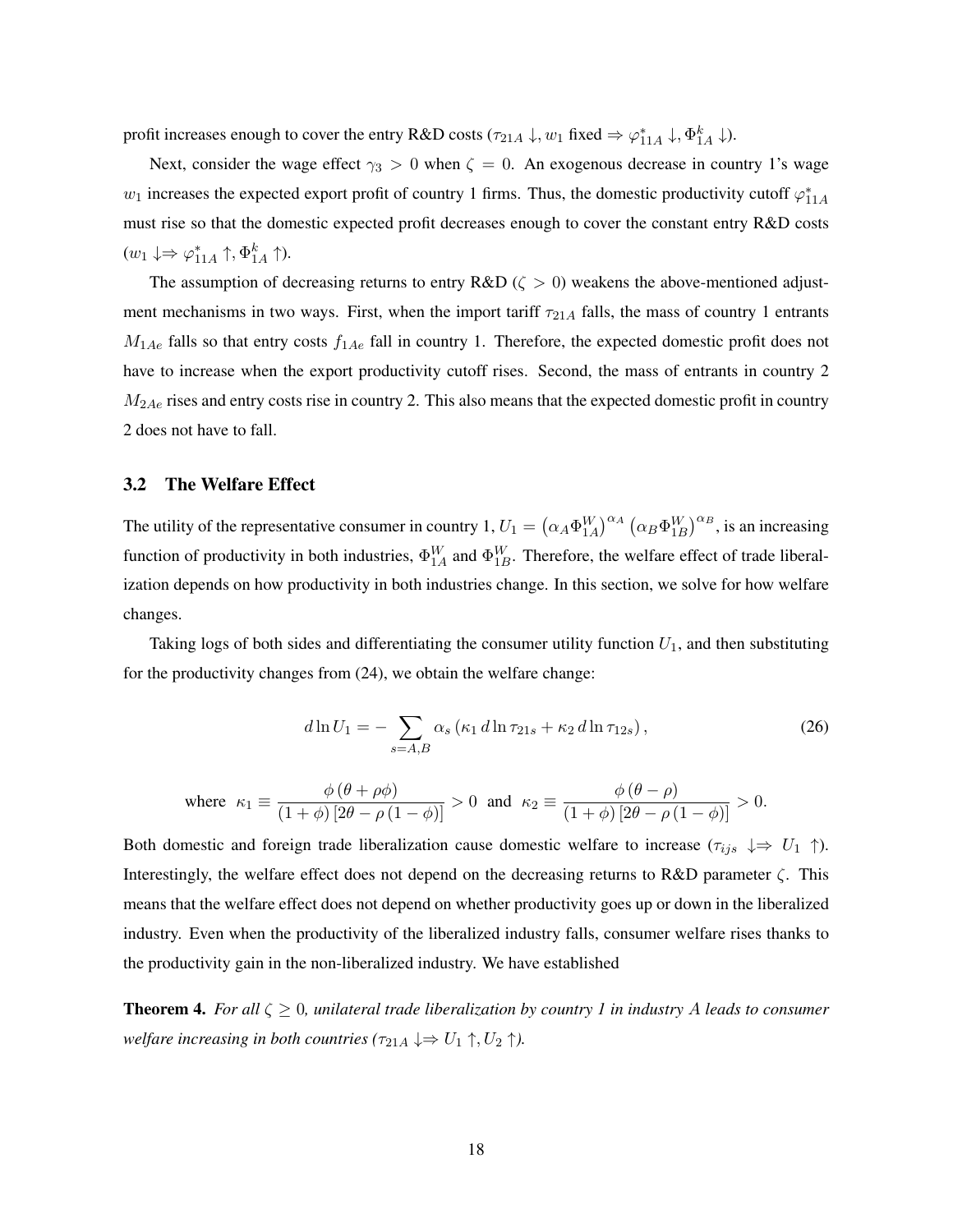profit increases enough to cover the entry R&D costs ($\tau_{21A} \downarrow, w_1$ fixed $\Rightarrow \varphi^*_{11A} \downarrow, \Phi^k_{1A} \downarrow$).

Next, consider the wage effect $\gamma_3 > 0$ when $\zeta = 0$. An exogenous decrease in country 1's wage $w_1$ increases the expected export profit of country 1 firms. Thus, the domestic productivity cutoff $\varphi^*_{11A}$ must rise so that the domestic expected profit decreases enough to cover the constant entry R&D costs ($w_1 \downarrow \Rightarrow \varphi^*_{11A} \uparrow, \Phi^k_{1A} \uparrow$).

The assumption of decreasing returns to entry R&D ($\zeta > 0$) weakens the above-mentioned adjustment mechanisms in two ways. First, when the import tariff $\tau_{21A}$ falls, the mass of country 1 entrants $M_{1Ae}$ falls so that entry costs $f_{1Ae}$ fall in country 1. Therefore, the expected domestic profit does not have to increase when the export productivity cutoff rises. Second, the mass of entrants in country 2 $M_{2Ae}$ rises and entry costs rise in country 2. This also means that the expected domestic profit in country 2 does not have to fall.

### 3.2 The Welfare Effect

The utility of the representative consumer in country 1, $U_1 = \left(\alpha_A \Phi^W_{1A}\right)^{\alpha_A} \left(\alpha_B \Phi^W_{1B}\right)^{\alpha_B}$, is an increasing function of productivity in both industries, $\Phi^W_{1A}$ and $\Phi^W_{1B}$. Therefore, the welfare effect of trade liberalization depends on how productivity in both industries change. In this section, we solve for how welfare changes.

Taking logs of both sides and differentiating the consumer utility function $U_1$, and then substituting for the productivity changes from (24), we obtain the welfare change:

$$d \ln U_1 = - \sum_{s=A,B} \alpha_s \left(\kappa_1 \, d \ln \tau_{21s} + \kappa_2 \, d \ln \tau_{12s}\right), \tag{26}$$

$$\text{where} \quad \kappa_1 \equiv \frac{\phi\left(\theta + \rho\phi\right)}{\left(1+\phi\right)\left[2\theta - \rho\left(1-\phi\right)\right]} > 0 \quad \text{and} \quad \kappa_2 \equiv \frac{\phi\left(\theta - \rho\right)}{\left(1+\phi\right)\left[2\theta - \rho\left(1-\phi\right)\right]} > 0.$$

Both domestic and foreign trade liberalization cause domestic welfare to increase ($\tau_{ijs} \downarrow \Rightarrow U_1 \uparrow$). Interestingly, the welfare effect does not depend on the decreasing returns to R&D parameter $\zeta$. This means that the welfare effect does not depend on whether productivity goes up or down in the liberalized industry. Even when the productivity of the liberalized industry falls, consumer welfare rises thanks to the productivity gain in the non-liberalized industry. We have established

**Theorem 4.** *For all $\zeta \geq 0$, unilateral trade liberalization by country 1 in industry $A$ leads to consumer welfare increasing in both countries ($\tau_{21A} \downarrow \Rightarrow U_1 \uparrow, U_2 \uparrow$).*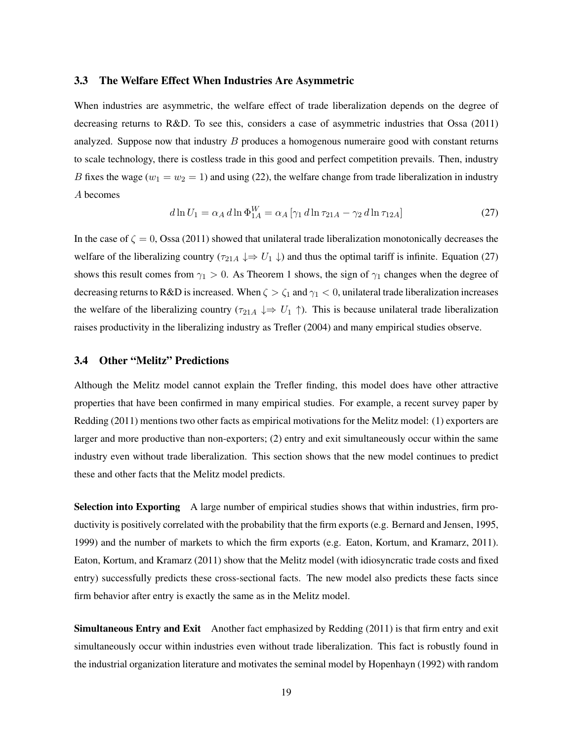### 3.3 The Welfare Effect When Industries Are Asymmetric

When industries are asymmetric, the welfare effect of trade liberalization depends on the degree of decreasing returns to R&D. To see this, considers a case of asymmetric industries that Ossa (2011) analyzed. Suppose now that industry $B$ produces a homogenous numeraire good with constant returns to scale technology, there is costless trade in this good and perfect competition prevails. Then, industry $B$ fixes the wage ($w_1 = w_2 = 1$) and using (22), the welfare change from trade liberalization in industry $A$ becomes

$$d \ln U_1 = \alpha_A \, d \ln \Phi_{1A}^W = \alpha_A \left[ \gamma_1 \, d \ln \tau_{21A} - \gamma_2 \, d \ln \tau_{12A} \right] \tag{27}$$

In the case of $\zeta = 0$, Ossa (2011) showed that unilateral trade liberalization monotonically decreases the welfare of the liberalizing country ($\tau_{21A} \downarrow \Rightarrow U_1 \downarrow$) and thus the optimal tariff is infinite. Equation (27) shows this result comes from $\gamma_1 > 0$. As Theorem 1 shows, the sign of $\gamma_1$ changes when the degree of decreasing returns to R&D is increased. When $\zeta > \zeta_1$ and $\gamma_1 < 0$, unilateral trade liberalization increases the welfare of the liberalizing country ($\tau_{21A} \downarrow \Rightarrow U_1 \uparrow$). This is because unilateral trade liberalization raises productivity in the liberalizing industry as Trefler (2004) and many empirical studies observe.

### 3.4 Other "Melitz" Predictions

Although the Melitz model cannot explain the Trefler finding, this model does have other attractive properties that have been confirmed in many empirical studies. For example, a recent survey paper by Redding (2011) mentions two other facts as empirical motivations for the Melitz model: (1) exporters are larger and more productive than non-exporters; (2) entry and exit simultaneously occur within the same industry even without trade liberalization. This section shows that the new model continues to predict these and other facts that the Melitz model predicts.

**Selection into Exporting** A large number of empirical studies shows that within industries, firm productivity is positively correlated with the probability that the firm exports (e.g. Bernard and Jensen, 1995, 1999) and the number of markets to which the firm exports (e.g. Eaton, Kortum, and Kramarz, 2011). Eaton, Kortum, and Kramarz (2011) show that the Melitz model (with idiosyncratic trade costs and fixed entry) successfully predicts these cross-sectional facts. The new model also predicts these facts since firm behavior after entry is exactly the same as in the Melitz model.

**Simultaneous Entry and Exit** Another fact emphasized by Redding (2011) is that firm entry and exit simultaneously occur within industries even without trade liberalization. This fact is robustly found in the industrial organization literature and motivates the seminal model by Hopenhayn (1992) with random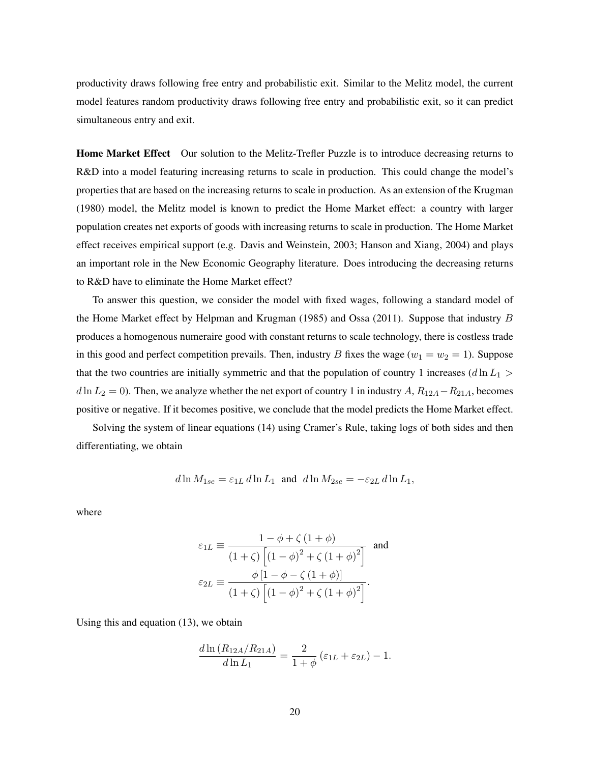productivity draws following free entry and probabilistic exit. Similar to the Melitz model, the current model features random productivity draws following free entry and probabilistic exit, so it can predict simultaneous entry and exit.

**Home Market Effect** Our solution to the Melitz-Trefler Puzzle is to introduce decreasing returns to R&D into a model featuring increasing returns to scale in production. This could change the model's properties that are based on the increasing returns to scale in production. As an extension of the Krugman (1980) model, the Melitz model is known to predict the Home Market effect: a country with larger population creates net exports of goods with increasing returns to scale in production. The Home Market effect receives empirical support (e.g. Davis and Weinstein, 2003; Hanson and Xiang, 2004) and plays an important role in the New Economic Geography literature. Does introducing the decreasing returns to R&D have to eliminate the Home Market effect?

To answer this question, we consider the model with fixed wages, following a standard model of the Home Market effect by Helpman and Krugman (1985) and Ossa (2011). Suppose that industry $B$ produces a homogenous numeraire good with constant returns to scale technology, there is costless trade in this good and perfect competition prevails. Then, industry $B$ fixes the wage ($w_1 = w_2 = 1$). Suppose that the two countries are initially symmetric and that the population of country 1 increases ($d \ln L_1 > d \ln L_2 = 0$). Then, we analyze whether the net export of country 1 in industry $A$, $R_{12A} - R_{21A}$, becomes positive or negative. If it becomes positive, we conclude that the model predicts the Home Market effect.

Solving the system of linear equations (14) using Cramer's Rule, taking logs of both sides and then differentiating, we obtain

$$d \ln M_{1se} = \varepsilon_{1L} \, d \ln L_1 \quad \text{and} \quad d \ln M_{2se} = -\varepsilon_{2L} \, d \ln L_1,$$

where

$$\varepsilon_{1L} \equiv \frac{1 - \phi + \zeta (1 + \phi)}{(1 + \zeta) \left[ (1 - \phi)^2 + \zeta (1 + \phi)^2 \right]} \quad \text{and}$$

$$\varepsilon_{2L} \equiv \frac{\phi \left[ 1 - \phi - \zeta (1 + \phi) \right]}{(1 + \zeta) \left[ (1 - \phi)^2 + \zeta (1 + \phi)^2 \right]}.$$

Using this and equation (13), we obtain

$$\frac{d \ln (R_{12A}/R_{21A})}{d \ln L_1} = \frac{2}{1 + \phi} \left( \varepsilon_{1L} + \varepsilon_{2L} \right) - 1.$$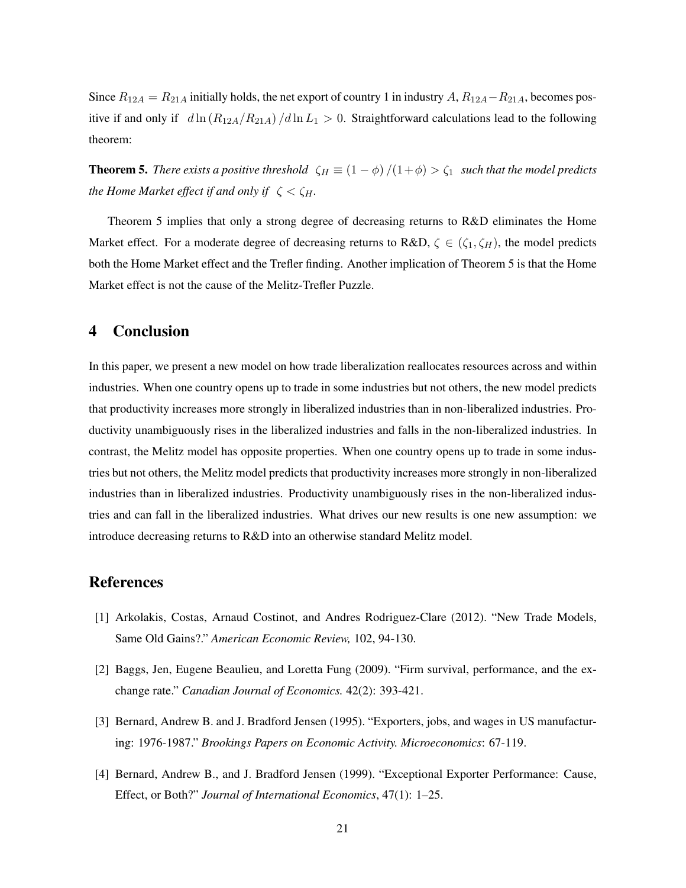Since $R_{12A} = R_{21A}$ initially holds, the net export of country 1 in industry $A$, $R_{12A} - R_{21A}$, becomes positive if and only if $d \ln (R_{12A}/R_{21A}) / d \ln L_1 > 0$. Straightforward calculations lead to the following theorem:

**Theorem 5.** *There exists a positive threshold* $\zeta_H \equiv (1 - \phi) / (1 + \phi) > \zeta_1$ *such that the model predicts the Home Market effect if and only if* $\zeta < \zeta_H$.

Theorem 5 implies that only a strong degree of decreasing returns to R&D eliminates the Home Market effect. For a moderate degree of decreasing returns to R&D, $\zeta \in (\zeta_1, \zeta_H)$, the model predicts both the Home Market effect and the Trefler finding. Another implication of Theorem 5 is that the Home Market effect is not the cause of the Melitz-Trefler Puzzle.

# 4 Conclusion

In this paper, we present a new model on how trade liberalization reallocates resources across and within industries. When one country opens up to trade in some industries but not others, the new model predicts that productivity increases more strongly in liberalized industries than in non-liberalized industries. Productivity unambiguously rises in the liberalized industries and falls in the non-liberalized industries. In contrast, the Melitz model has opposite properties. When one country opens up to trade in some industries but not others, the Melitz model predicts that productivity increases more strongly in non-liberalized industries than in liberalized industries. Productivity unambiguously rises in the non-liberalized industries and can fall in the liberalized industries. What drives our new results is one new assumption: we introduce decreasing returns to R&D into an otherwise standard Melitz model.

# References

[1] Arkolakis, Costas, Arnaud Costinot, and Andres Rodriguez-Clare (2012). "New Trade Models, Same Old Gains?." *American Economic Review,* 102, 94-130.

[2] Baggs, Jen, Eugene Beaulieu, and Loretta Fung (2009). "Firm survival, performance, and the exchange rate." *Canadian Journal of Economics.* 42(2): 393-421.

[3] Bernard, Andrew B. and J. Bradford Jensen (1995). "Exporters, jobs, and wages in US manufacturing: 1976-1987." *Brookings Papers on Economic Activity. Microeconomics*: 67-119.

[4] Bernard, Andrew B., and J. Bradford Jensen (1999). "Exceptional Exporter Performance: Cause, Effect, or Both?" *Journal of International Economics*, 47(1): 1–25.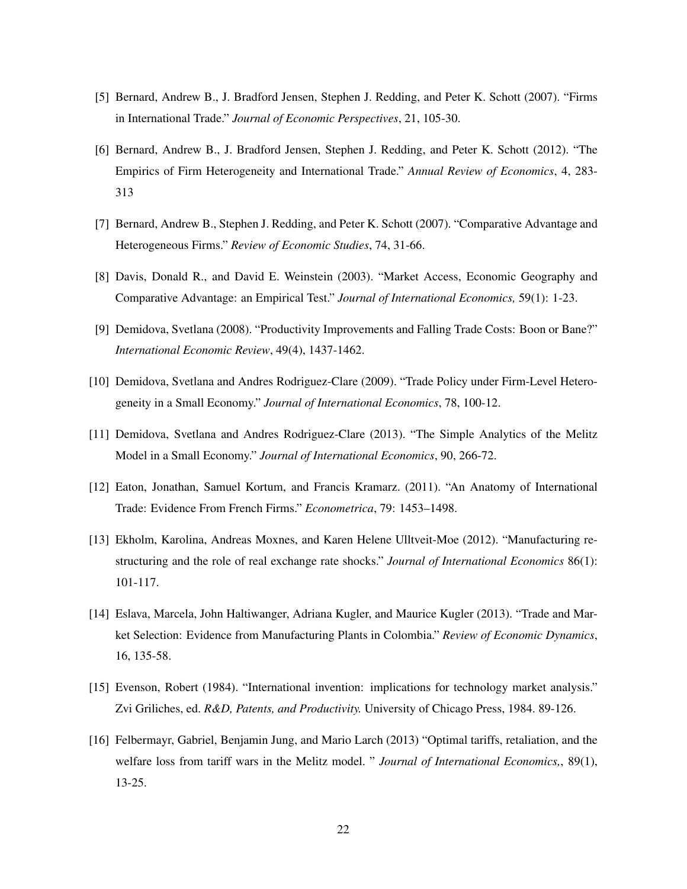[5] Bernard, Andrew B., J. Bradford Jensen, Stephen J. Redding, and Peter K. Schott (2007). "Firms in International Trade." *Journal of Economic Perspectives*, 21, 105-30.

[6] Bernard, Andrew B., J. Bradford Jensen, Stephen J. Redding, and Peter K. Schott (2012). "The Empirics of Firm Heterogeneity and International Trade." *Annual Review of Economics*, 4, 283-313

[7] Bernard, Andrew B., Stephen J. Redding, and Peter K. Schott (2007). "Comparative Advantage and Heterogeneous Firms." *Review of Economic Studies*, 74, 31-66.

[8] Davis, Donald R., and David E. Weinstein (2003). "Market Access, Economic Geography and Comparative Advantage: an Empirical Test." *Journal of International Economics,* 59(1): 1-23.

[9] Demidova, Svetlana (2008). "Productivity Improvements and Falling Trade Costs: Boon or Bane?" *International Economic Review*, 49(4), 1437-1462.

[10] Demidova, Svetlana and Andres Rodriguez-Clare (2009). "Trade Policy under Firm-Level Heterogeneity in a Small Economy." *Journal of International Economics*, 78, 100-12.

[11] Demidova, Svetlana and Andres Rodriguez-Clare (2013). "The Simple Analytics of the Melitz Model in a Small Economy." *Journal of International Economics*, 90, 266-72.

[12] Eaton, Jonathan, Samuel Kortum, and Francis Kramarz. (2011). "An Anatomy of International Trade: Evidence From French Firms." *Econometrica*, 79: 1453–1498.

[13] Ekholm, Karolina, Andreas Moxnes, and Karen Helene Ulltveit-Moe (2012). "Manufacturing restructuring and the role of real exchange rate shocks." *Journal of International Economics* 86(1): 101-117.

[14] Eslava, Marcela, John Haltiwanger, Adriana Kugler, and Maurice Kugler (2013). "Trade and Market Selection: Evidence from Manufacturing Plants in Colombia." *Review of Economic Dynamics*, 16, 135-58.

[15] Evenson, Robert (1984). "International invention: implications for technology market analysis." Zvi Griliches, ed. *R&D, Patents, and Productivity.* University of Chicago Press, 1984. 89-126.

[16] Felbermayr, Gabriel, Benjamin Jung, and Mario Larch (2013) "Optimal tariffs, retaliation, and the welfare loss from tariff wars in the Melitz model. " *Journal of International Economics,*, 89(1), 13-25.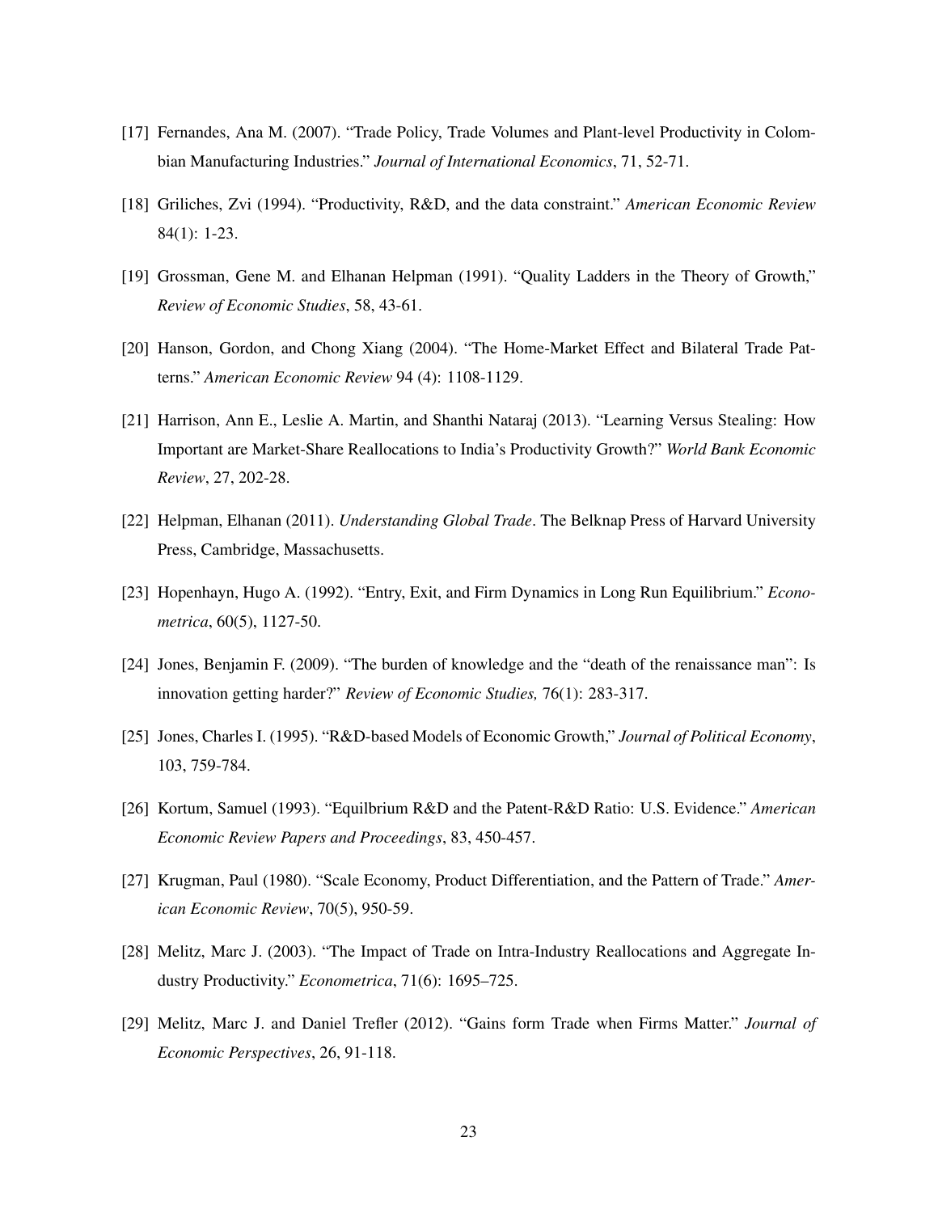[17] Fernandes, Ana M. (2007). "Trade Policy, Trade Volumes and Plant-level Productivity in Colombian Manufacturing Industries." *Journal of International Economics*, 71, 52-71.

[18] Griliches, Zvi (1994). "Productivity, R&D, and the data constraint." *American Economic Review* 84(1): 1-23.

[19] Grossman, Gene M. and Elhanan Helpman (1991). "Quality Ladders in the Theory of Growth," *Review of Economic Studies*, 58, 43-61.

[20] Hanson, Gordon, and Chong Xiang (2004). "The Home-Market Effect and Bilateral Trade Patterns." *American Economic Review* 94 (4): 1108-1129.

[21] Harrison, Ann E., Leslie A. Martin, and Shanthi Nataraj (2013). "Learning Versus Stealing: How Important are Market-Share Reallocations to India's Productivity Growth?" *World Bank Economic Review*, 27, 202-28.

[22] Helpman, Elhanan (2011). *Understanding Global Trade*. The Belknap Press of Harvard University Press, Cambridge, Massachusetts.

[23] Hopenhayn, Hugo A. (1992). "Entry, Exit, and Firm Dynamics in Long Run Equilibrium." *Econometrica*, 60(5), 1127-50.

[24] Jones, Benjamin F. (2009). "The burden of knowledge and the "death of the renaissance man": Is innovation getting harder?" *Review of Economic Studies,* 76(1): 283-317.

[25] Jones, Charles I. (1995). "R&D-based Models of Economic Growth," *Journal of Political Economy*, 103, 759-784.

[26] Kortum, Samuel (1993). "Equilbrium R&D and the Patent-R&D Ratio: U.S. Evidence." *American Economic Review Papers and Proceedings*, 83, 450-457.

[27] Krugman, Paul (1980). "Scale Economy, Product Differentiation, and the Pattern of Trade." *American Economic Review*, 70(5), 950-59.

[28] Melitz, Marc J. (2003). "The Impact of Trade on Intra-Industry Reallocations and Aggregate Industry Productivity." *Econometrica*, 71(6): 1695–725.

[29] Melitz, Marc J. and Daniel Trefler (2012). "Gains form Trade when Firms Matter." *Journal of Economic Perspectives*, 26, 91-118.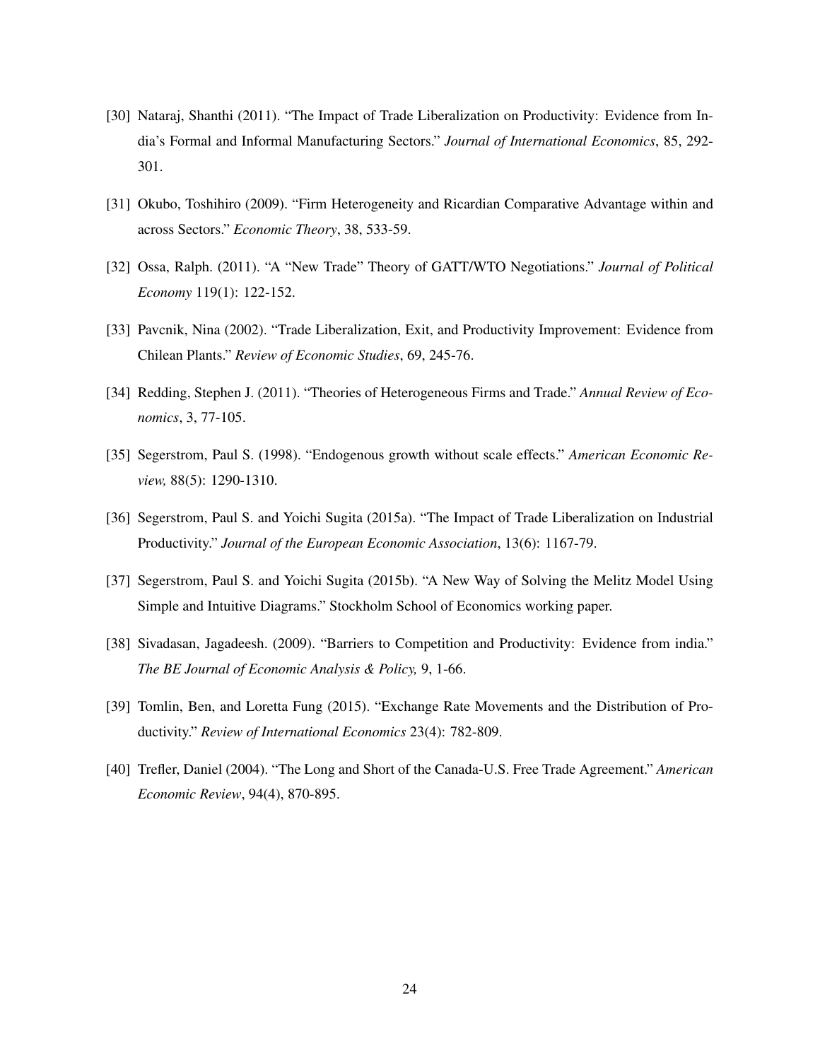[30] Nataraj, Shanthi (2011). "The Impact of Trade Liberalization on Productivity: Evidence from India's Formal and Informal Manufacturing Sectors." *Journal of International Economics*, 85, 292-301.

[31] Okubo, Toshihiro (2009). "Firm Heterogeneity and Ricardian Comparative Advantage within and across Sectors." *Economic Theory*, 38, 533-59.

[32] Ossa, Ralph. (2011). "A "New Trade" Theory of GATT/WTO Negotiations." *Journal of Political Economy* 119(1): 122-152.

[33] Pavcnik, Nina (2002). "Trade Liberalization, Exit, and Productivity Improvement: Evidence from Chilean Plants." *Review of Economic Studies*, 69, 245-76.

[34] Redding, Stephen J. (2011). "Theories of Heterogeneous Firms and Trade." *Annual Review of Economics*, 3, 77-105.

[35] Segerstrom, Paul S. (1998). "Endogenous growth without scale effects." *American Economic Review,* 88(5): 1290-1310.

[36] Segerstrom, Paul S. and Yoichi Sugita (2015a). "The Impact of Trade Liberalization on Industrial Productivity." *Journal of the European Economic Association*, 13(6): 1167-79.

[37] Segerstrom, Paul S. and Yoichi Sugita (2015b). "A New Way of Solving the Melitz Model Using Simple and Intuitive Diagrams." Stockholm School of Economics working paper.

[38] Sivadasan, Jagadeesh. (2009). "Barriers to Competition and Productivity: Evidence from india." *The BE Journal of Economic Analysis & Policy,* 9, 1-66.

[39] Tomlin, Ben, and Loretta Fung (2015). "Exchange Rate Movements and the Distribution of Productivity." *Review of International Economics* 23(4): 782-809.

[40] Trefler, Daniel (2004). "The Long and Short of the Canada-U.S. Free Trade Agreement." *American Economic Review*, 94(4), 870-895.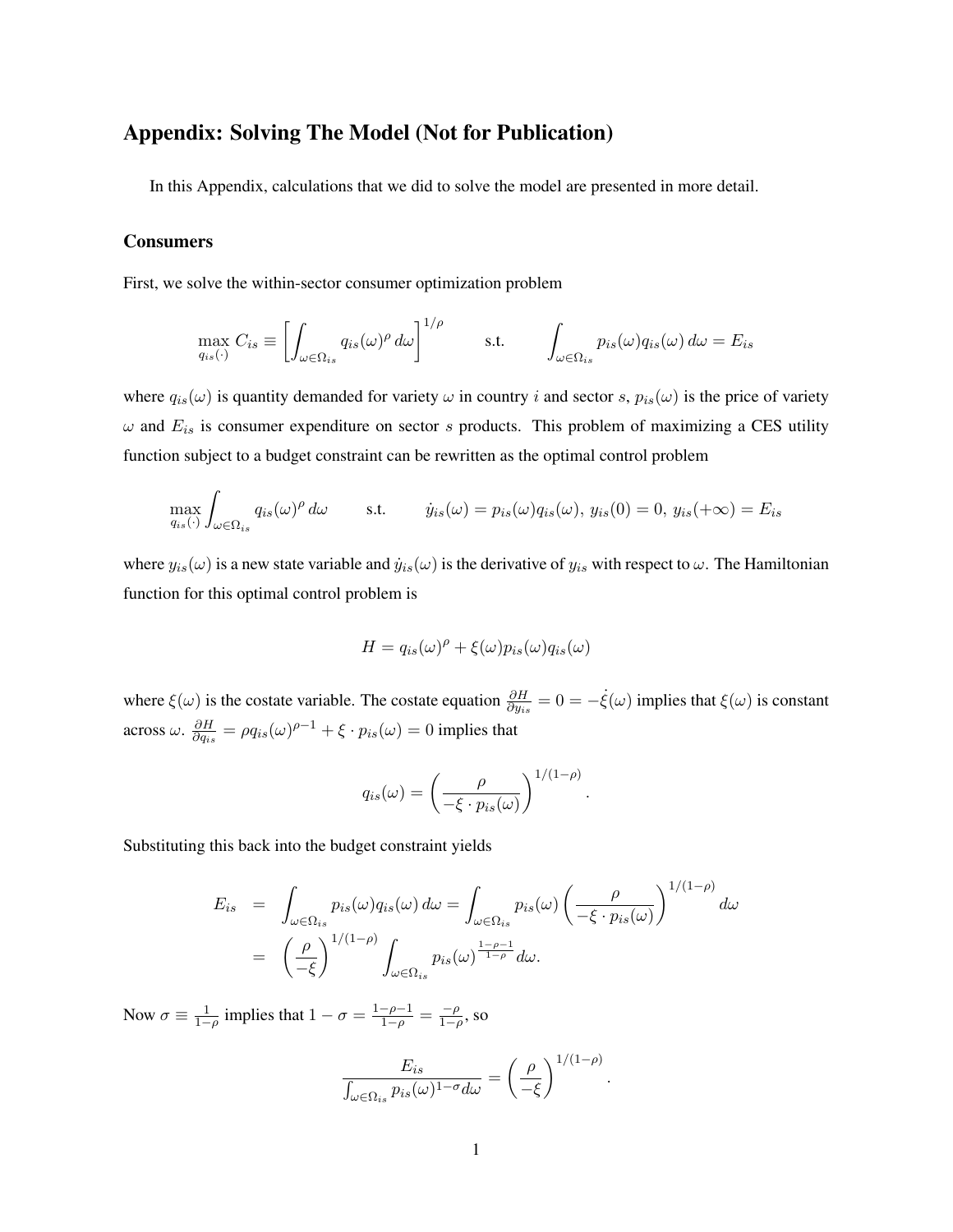## Appendix: Solving The Model (Not for Publication)

In this Appendix, calculations that we did to solve the model are presented in more detail.

### Consumers

First, we solve the within-sector consumer optimization problem

$$\max_{q_{is}(\cdot)} C_{is} \equiv \left[\int_{\omega \in \Omega_{is}} q_{is}(\omega)^{\rho}\, d\omega\right]^{1/\rho} \qquad \text{s.t.} \qquad \int_{\omega \in \Omega_{is}} p_{is}(\omega) q_{is}(\omega)\, d\omega = E_{is}$$

where $q_{is}(\omega)$ is quantity demanded for variety $\omega$ in country $i$ and sector $s$, $p_{is}(\omega)$ is the price of variety $\omega$ and $E_{is}$ is consumer expenditure on sector $s$ products. This problem of maximizing a CES utility function subject to a budget constraint can be rewritten as the optimal control problem

$$\max_{q_{is}(\cdot)} \int_{\omega \in \Omega_{is}} q_{is}(\omega)^{\rho}\, d\omega \qquad \text{s.t.} \qquad \dot{y}_{is}(\omega) = p_{is}(\omega) q_{is}(\omega),\; y_{is}(0) = 0,\; y_{is}(+\infty) = E_{is}$$

where $y_{is}(\omega)$ is a new state variable and $\dot{y}_{is}(\omega)$ is the derivative of $y_{is}$ with respect to $\omega$. The Hamiltonian function for this optimal control problem is

$$H = q_{is}(\omega)^{\rho} + \xi(\omega) p_{is}(\omega) q_{is}(\omega)$$

where $\xi(\omega)$ is the costate variable. The costate equation $\frac{\partial H}{\partial y_{is}} = 0 = -\dot{\xi}(\omega)$ implies that $\xi(\omega)$ is constant across $\omega$. $\frac{\partial H}{\partial q_{is}} = \rho q_{is}(\omega)^{\rho-1} + \xi \cdot p_{is}(\omega) = 0$ implies that

$$q_{is}(\omega) = \left(\frac{\rho}{-\xi \cdot p_{is}(\omega)}\right)^{1/(1-\rho)}.$$

Substituting this back into the budget constraint yields

$$\begin{aligned} E_{is} &= \int_{\omega \in \Omega_{is}} p_{is}(\omega) q_{is}(\omega)\, d\omega = \int_{\omega \in \Omega_{is}} p_{is}(\omega) \left(\frac{\rho}{-\xi \cdot p_{is}(\omega)}\right)^{1/(1-\rho)} d\omega \\ &= \left(\frac{\rho}{-\xi}\right)^{1/(1-\rho)} \int_{\omega \in \Omega_{is}} p_{is}(\omega)^{\frac{1-\rho-1}{1-\rho}}\, d\omega. \end{aligned}$$

Now $\sigma \equiv \frac{1}{1-\rho}$ implies that $1 - \sigma = \frac{1-\rho-1}{1-\rho} = \frac{-\rho}{1-\rho}$, so

$$\frac{E_{is}}{\int_{\omega \in \Omega_{is}} p_{is}(\omega)^{1-\sigma} d\omega} = \left(\frac{\rho}{-\xi}\right)^{1/(1-\rho)}.$$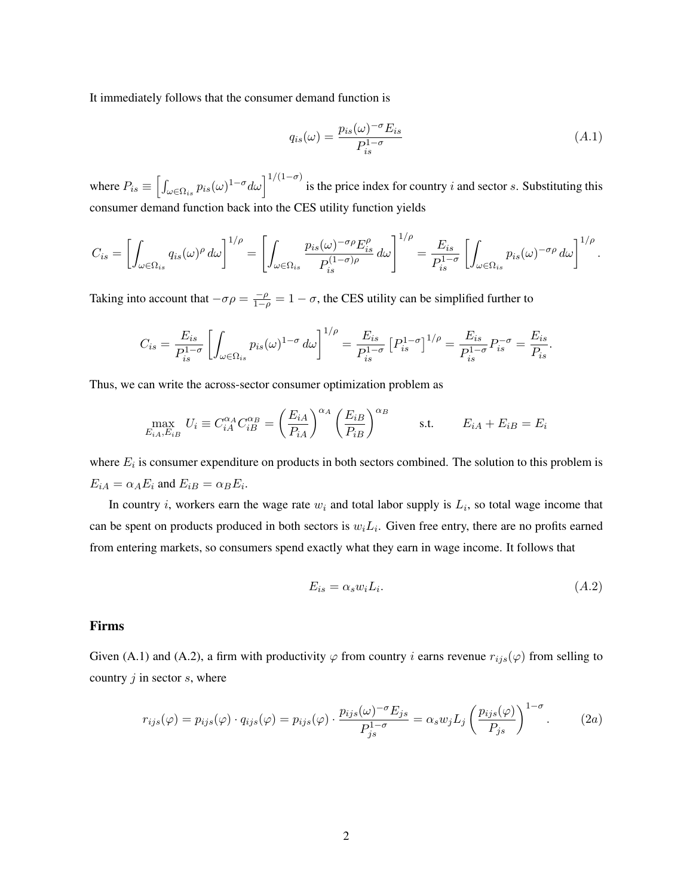It immediately follows that the consumer demand function is

$$q_{is}(\omega) = \frac{p_{is}(\omega)^{-\sigma} E_{is}}{P_{is}^{1-\sigma}} \tag{A.1}$$

where $P_{is} \equiv \left[\int_{\omega \in \Omega_{is}} p_{is}(\omega)^{1-\sigma} d\omega\right]^{1/(1-\sigma)}$ is the price index for country $i$ and sector $s$. Substituting this consumer demand function back into the CES utility function yields

$$C_{is} = \left[\int_{\omega \in \Omega_{is}} q_{is}(\omega)^{\rho} \, d\omega\right]^{1/\rho} = \left[\int_{\omega \in \Omega_{is}} \frac{p_{is}(\omega)^{-\sigma\rho} E_{is}^{\rho}}{P_{is}^{(1-\sigma)\rho}} \, d\omega\right]^{1/\rho} = \frac{E_{is}}{P_{is}^{1-\sigma}} \left[\int_{\omega \in \Omega_{is}} p_{is}(\omega)^{-\sigma\rho} \, d\omega\right]^{1/\rho}.$$

Taking into account that $-\sigma\rho = \frac{-\rho}{1-\rho} = 1 - \sigma$, the CES utility can be simplified further to

$$C_{is} = \frac{E_{is}}{P_{is}^{1-\sigma}} \left[\int_{\omega \in \Omega_{is}} p_{is}(\omega)^{1-\sigma} \, d\omega\right]^{1/\rho} = \frac{E_{is}}{P_{is}^{1-\sigma}} \left[P_{is}^{1-\sigma}\right]^{1/\rho} = \frac{E_{is}}{P_{is}^{1-\sigma}} P_{is}^{-\sigma} = \frac{E_{is}}{P_{is}}.$$

Thus, we can write the across-sector consumer optimization problem as

$$\max_{E_{iA}, E_{iB}} U_i \equiv C_{iA}^{\alpha_A} C_{iB}^{\alpha_B} = \left(\frac{E_{iA}}{P_{iA}}\right)^{\alpha_A} \left(\frac{E_{iB}}{P_{iB}}\right)^{\alpha_B} \qquad \text{s.t.} \qquad E_{iA} + E_{iB} = E_i$$

where $E_i$ is consumer expenditure on products in both sectors combined. The solution to this problem is $E_{iA} = \alpha_A E_i$ and $E_{iB} = \alpha_B E_i$.

In country $i$, workers earn the wage rate $w_i$ and total labor supply is $L_i$, so total wage income that can be spent on products produced in both sectors is $w_i L_i$. Given free entry, there are no profits earned from entering markets, so consumers spend exactly what they earn in wage income. It follows that

$$E_{is} = \alpha_s w_i L_i. \tag{A.2}$$

### Firms

Given (A.1) and (A.2), a firm with productivity $\varphi$ from country $i$ earns revenue $r_{ijs}(\varphi)$ from selling to country $j$ in sector $s$, where

$$r_{ijs}(\varphi) = p_{ijs}(\varphi) \cdot q_{ijs}(\varphi) = p_{ijs}(\varphi) \cdot \frac{p_{ijs}(\omega)^{-\sigma} E_{js}}{P_{js}^{1-\sigma}} = \alpha_s w_j L_j \left(\frac{p_{ijs}(\varphi)}{P_{js}}\right)^{1-\sigma}. \tag{2a}$$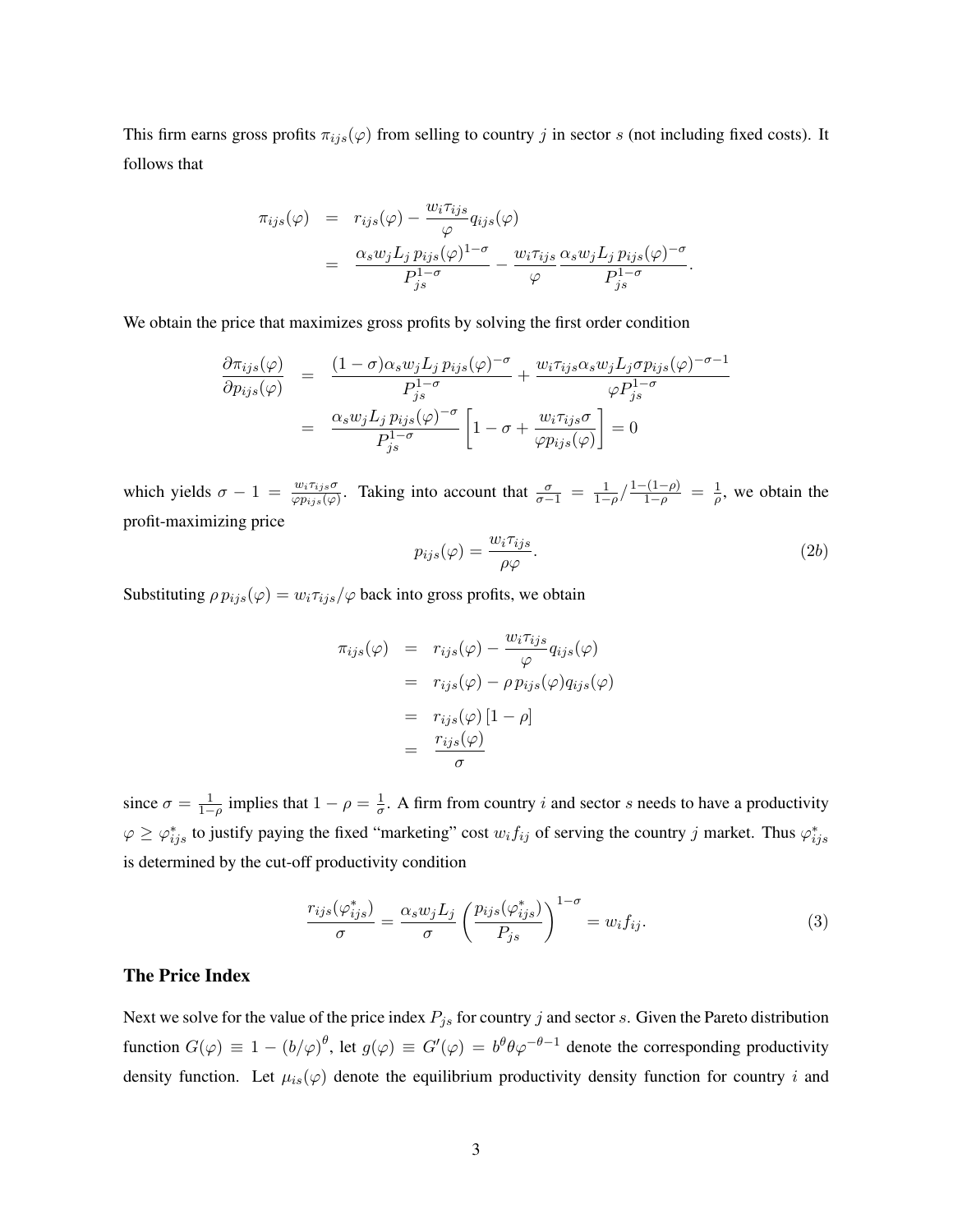This firm earns gross profits $\pi_{ijs}(\varphi)$ from selling to country $j$ in sector $s$ (not including fixed costs). It follows that

$$
\begin{aligned}
\pi_{ijs}(\varphi) &= r_{ijs}(\varphi) - \frac{w_i \tau_{ijs}}{\varphi} q_{ijs}(\varphi) \\
&= \frac{\alpha_s w_j L_j \, p_{ijs}(\varphi)^{1-\sigma}}{P_{js}^{1-\sigma}} - \frac{w_i \tau_{ijs}}{\varphi} \frac{\alpha_s w_j L_j \, p_{ijs}(\varphi)^{-\sigma}}{P_{js}^{1-\sigma}}.
\end{aligned}
$$

We obtain the price that maximizes gross profits by solving the first order condition

$$
\begin{aligned}
\frac{\partial \pi_{ijs}(\varphi)}{\partial p_{ijs}(\varphi)} &= \frac{(1-\sigma)\alpha_s w_j L_j \, p_{ijs}(\varphi)^{-\sigma}}{P_{js}^{1-\sigma}} + \frac{w_i \tau_{ijs} \alpha_s w_j L_j \sigma p_{ijs}(\varphi)^{-\sigma-1}}{\varphi P_{js}^{1-\sigma}} \\
&= \frac{\alpha_s w_j L_j \, p_{ijs}(\varphi)^{-\sigma}}{P_{js}^{1-\sigma}} \left[ 1 - \sigma + \frac{w_i \tau_{ijs} \sigma}{\varphi p_{ijs}(\varphi)} \right] = 0
\end{aligned}
$$

which yields $\sigma - 1 = \frac{w_i \tau_{ijs} \sigma}{\varphi p_{ijs}(\varphi)}$. Taking into account that $\frac{\sigma}{\sigma-1} = \frac{1}{1-\rho} / \frac{1-(1-\rho)}{1-\rho} = \frac{1}{\rho}$, we obtain the profit-maximizing price

$$
p_{ijs}(\varphi) = \frac{w_i \tau_{ijs}}{\rho \varphi}. \tag{2b}
$$

Substituting $\rho \, p_{ijs}(\varphi) = w_i \tau_{ijs} / \varphi$ back into gross profits, we obtain

$$
\begin{aligned}
\pi_{ijs}(\varphi) &= r_{ijs}(\varphi) - \frac{w_i \tau_{ijs}}{\varphi} q_{ijs}(\varphi) \\
&= r_{ijs}(\varphi) - \rho \, p_{ijs}(\varphi) q_{ijs}(\varphi) \\
&= r_{ijs}(\varphi) \left[ 1 - \rho \right] \\
&= \frac{r_{ijs}(\varphi)}{\sigma}
\end{aligned}
$$

since $\sigma = \frac{1}{1-\rho}$ implies that $1 - \rho = \frac{1}{\sigma}$. A firm from country $i$ and sector $s$ needs to have a productivity $\varphi \geq \varphi_{ijs}^*$ to justify paying the fixed "marketing" cost $w_i f_{ij}$ of serving the country $j$ market. Thus $\varphi_{ijs}^*$ is determined by the cut-off productivity condition

$$
\frac{r_{ijs}(\varphi_{ijs}^*)}{\sigma} = \frac{\alpha_s w_j L_j}{\sigma} \left( \frac{p_{ijs}(\varphi_{ijs}^*)}{P_{js}} \right)^{1-\sigma} = w_i f_{ij}. \tag{3}
$$

### The Price Index

Next we solve for the value of the price index $P_{js}$ for country $j$ and sector $s$. Given the Pareto distribution function $G(\varphi) \equiv 1 - (b/\varphi)^{\theta}$, let $g(\varphi) \equiv G'(\varphi) = b^{\theta} \theta \varphi^{-\theta-1}$ denote the corresponding productivity density function. Let $\mu_{is}(\varphi)$ denote the equilibrium productivity density function for country $i$ and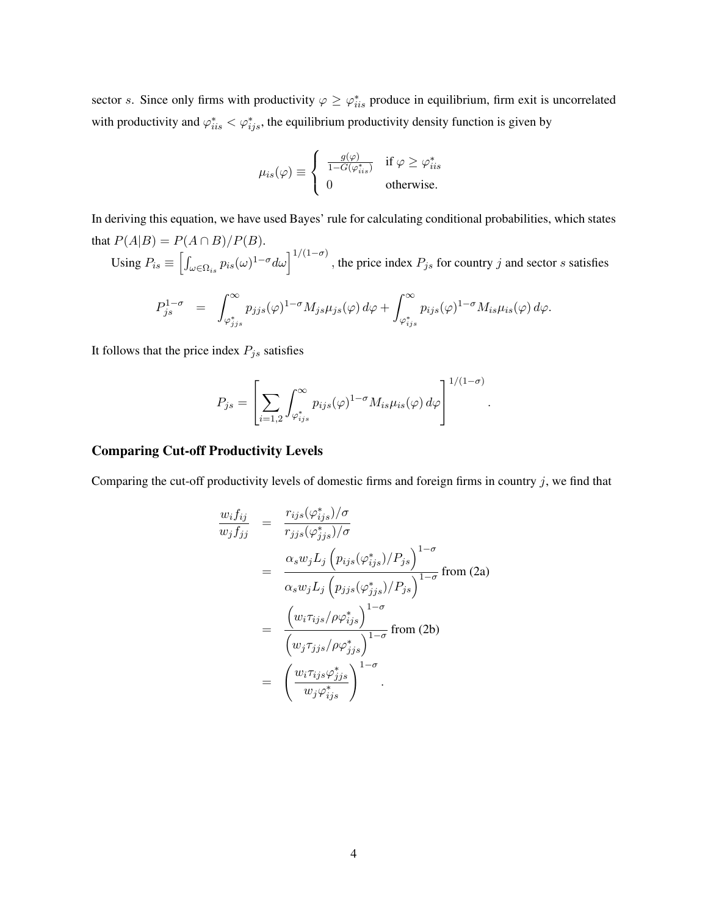sector $s$. Since only firms with productivity $\varphi \geq \varphi^*_{iis}$ produce in equilibrium, firm exit is uncorrelated with productivity and $\varphi^*_{iis} < \varphi^*_{ijs}$, the equilibrium productivity density function is given by

$$\mu_{is}(\varphi) \equiv \begin{cases} \frac{g(\varphi)}{1-G(\varphi^*_{iis})} & \text{if } \varphi \geq \varphi^*_{iis} \\ 0 & \text{otherwise.} \end{cases}$$

In deriving this equation, we have used Bayes' rule for calculating conditional probabilities, which states that $P(A|B) = P(A \cap B)/P(B)$.

Using $P_{is} \equiv \left[\int_{\omega \in \Omega_{is}} p_{is}(\omega)^{1-\sigma} d\omega\right]^{1/(1-\sigma)}$, the price index $P_{js}$ for country $j$ and sector $s$ satisfies

$$P_{js}^{1-\sigma} = \int_{\varphi^*_{jjs}}^{\infty} p_{jjs}(\varphi)^{1-\sigma} M_{js}\mu_{js}(\varphi)\, d\varphi + \int_{\varphi^*_{ijs}}^{\infty} p_{ijs}(\varphi)^{1-\sigma} M_{is}\mu_{is}(\varphi)\, d\varphi.$$

It follows that the price index $P_{js}$ satisfies

$$P_{js} = \left[\sum_{i=1,2} \int_{\varphi^*_{ijs}}^{\infty} p_{ijs}(\varphi)^{1-\sigma} M_{is}\mu_{is}(\varphi)\, d\varphi\right]^{1/(1-\sigma)}.$$

## Comparing Cut-off Productivity Levels

Comparing the cut-off productivity levels of domestic firms and foreign firms in country $j$, we find that

$$\begin{aligned}
\frac{w_i f_{ij}}{w_j f_{jj}} &= \frac{r_{ijs}(\varphi^*_{ijs})/\sigma}{r_{jjs}(\varphi^*_{jjs})/\sigma} \\
&= \frac{\alpha_s w_j L_j \left(p_{ijs}(\varphi^*_{ijs})/P_{js}\right)^{1-\sigma}}{\alpha_s w_j L_j \left(p_{jjs}(\varphi^*_{jjs})/P_{js}\right)^{1-\sigma}} \text{ from (2a)} \\
&= \frac{\left(w_i \tau_{ijs}/\rho\varphi^*_{ijs}\right)^{1-\sigma}}{\left(w_j \tau_{jjs}/\rho\varphi^*_{jjs}\right)^{1-\sigma}} \text{ from (2b)} \\
&= \left(\frac{w_i \tau_{ijs}\varphi^*_{jjs}}{w_j \varphi^*_{ijs}}\right)^{1-\sigma}.
\end{aligned}$$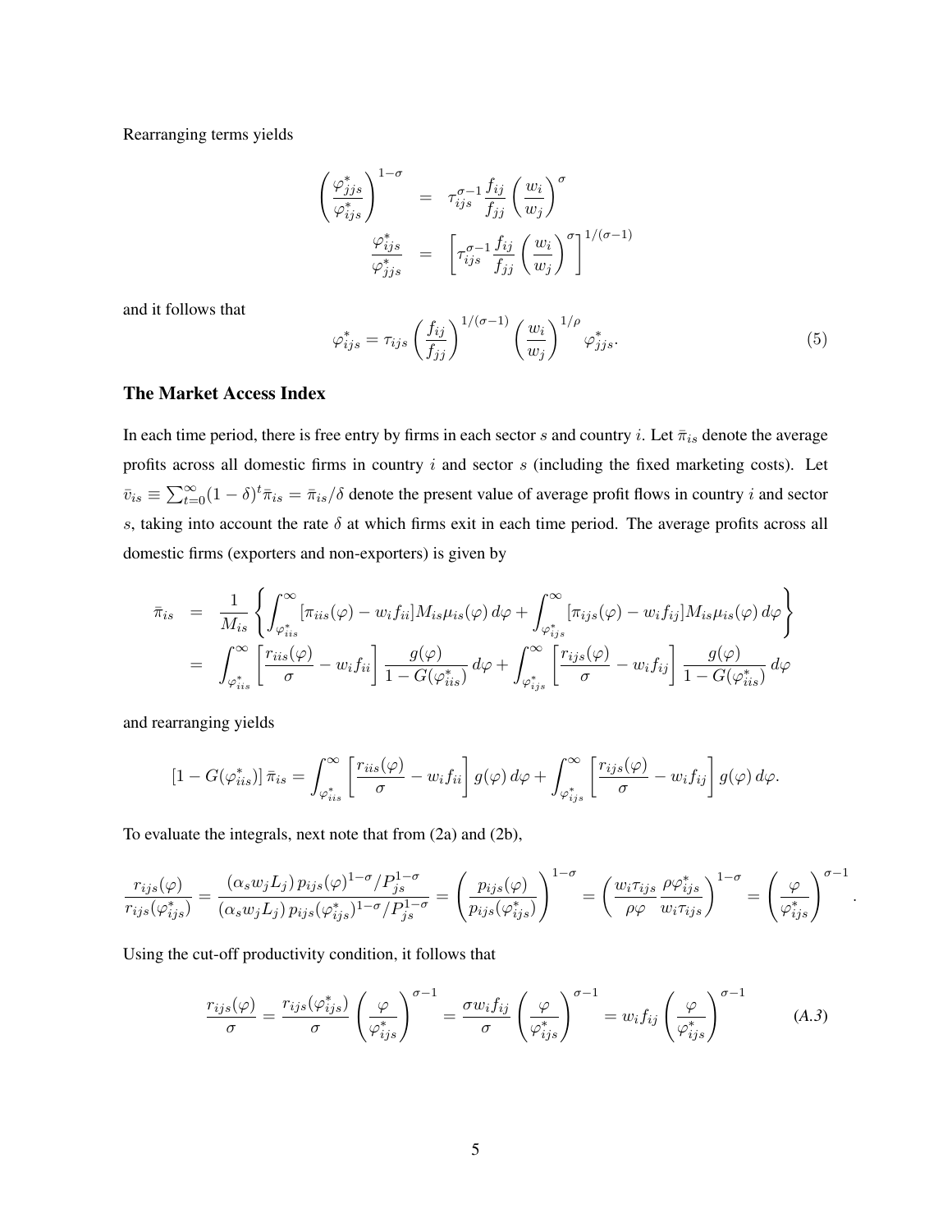Rearranging terms yields

$$
\begin{aligned}
\left(\frac{\varphi_{jjs}^*}{\varphi_{ijs}^*}\right)^{1-\sigma} &= \tau_{ijs}^{\sigma-1}\frac{f_{ij}}{f_{jj}}\left(\frac{w_i}{w_j}\right)^{\sigma} \\
\frac{\varphi_{ijs}^*}{\varphi_{jjs}^*} &= \left[\tau_{ijs}^{\sigma-1}\frac{f_{ij}}{f_{jj}}\left(\frac{w_i}{w_j}\right)^{\sigma}\right]^{1/(\sigma-1)}
\end{aligned}
$$

and it follows that

$$
\varphi_{ijs}^* = \tau_{ijs}\left(\frac{f_{ij}}{f_{jj}}\right)^{1/(\sigma-1)}\left(\frac{w_i}{w_j}\right)^{1/\rho}\varphi_{jjs}^*. \tag{5}
$$

### The Market Access Index

In each time period, there is free entry by firms in each sector $s$ and country $i$. Let $\bar{\pi}_{is}$ denote the average profits across all domestic firms in country $i$ and sector $s$ (including the fixed marketing costs). Let $\bar{v}_{is} \equiv \sum_{t=0}^{\infty}(1-\delta)^t\bar{\pi}_{is} = \bar{\pi}_{is}/\delta$ denote the present value of average profit flows in country $i$ and sector $s$, taking into account the rate $\delta$ at which firms exit in each time period. The average profits across all domestic firms (exporters and non-exporters) is given by

$$
\begin{aligned}
\bar{\pi}_{is} &= \frac{1}{M_{is}}\left\{\int_{\varphi_{iis}^*}^{\infty}[\pi_{iis}(\varphi) - w_i f_{ii}]M_{is}\mu_{is}(\varphi)\,d\varphi + \int_{\varphi_{ijs}^*}^{\infty}[\pi_{ijs}(\varphi) - w_i f_{ij}]M_{is}\mu_{is}(\varphi)\,d\varphi\right\} \\
&= \int_{\varphi_{iis}^*}^{\infty}\left[\frac{r_{iis}(\varphi)}{\sigma} - w_i f_{ii}\right]\frac{g(\varphi)}{1-G(\varphi_{iis}^*)}\,d\varphi + \int_{\varphi_{ijs}^*}^{\infty}\left[\frac{r_{ijs}(\varphi)}{\sigma} - w_i f_{ij}\right]\frac{g(\varphi)}{1-G(\varphi_{iis}^*)}\,d\varphi
\end{aligned}
$$

and rearranging yields

$$
[1-G(\varphi_{iis}^*)]\,\bar{\pi}_{is} = \int_{\varphi_{iis}^*}^{\infty}\left[\frac{r_{iis}(\varphi)}{\sigma} - w_i f_{ii}\right]g(\varphi)\,d\varphi + \int_{\varphi_{ijs}^*}^{\infty}\left[\frac{r_{ijs}(\varphi)}{\sigma} - w_i f_{ij}\right]g(\varphi)\,d\varphi.
$$

To evaluate the integrals, next note that from (2a) and (2b),

$$
\frac{r_{ijs}(\varphi)}{r_{ijs}(\varphi_{ijs}^*)} = \frac{(\alpha_s w_j L_j)\,p_{ijs}(\varphi)^{1-\sigma}/P_{js}^{1-\sigma}}{(\alpha_s w_j L_j)\,p_{ijs}(\varphi_{ijs}^*)^{1-\sigma}/P_{js}^{1-\sigma}} = \left(\frac{p_{ijs}(\varphi)}{p_{ijs}(\varphi_{ijs}^*)}\right)^{1-\sigma} = \left(\frac{w_i\tau_{ijs}}{\rho\varphi}\frac{\rho\varphi_{ijs}^*}{w_i\tau_{ijs}}\right)^{1-\sigma} = \left(\frac{\varphi}{\varphi_{ijs}^*}\right)^{\sigma-1}.
$$

Using the cut-off productivity condition, it follows that

$$
\frac{r_{ijs}(\varphi)}{\sigma} = \frac{r_{ijs}(\varphi_{ijs}^*)}{\sigma}\left(\frac{\varphi}{\varphi_{ijs}^*}\right)^{\sigma-1} = \frac{\sigma w_i f_{ij}}{\sigma}\left(\frac{\varphi}{\varphi_{ijs}^*}\right)^{\sigma-1} = w_i f_{ij}\left(\frac{\varphi}{\varphi_{ijs}^*}\right)^{\sigma-1} \tag{A.3}
$$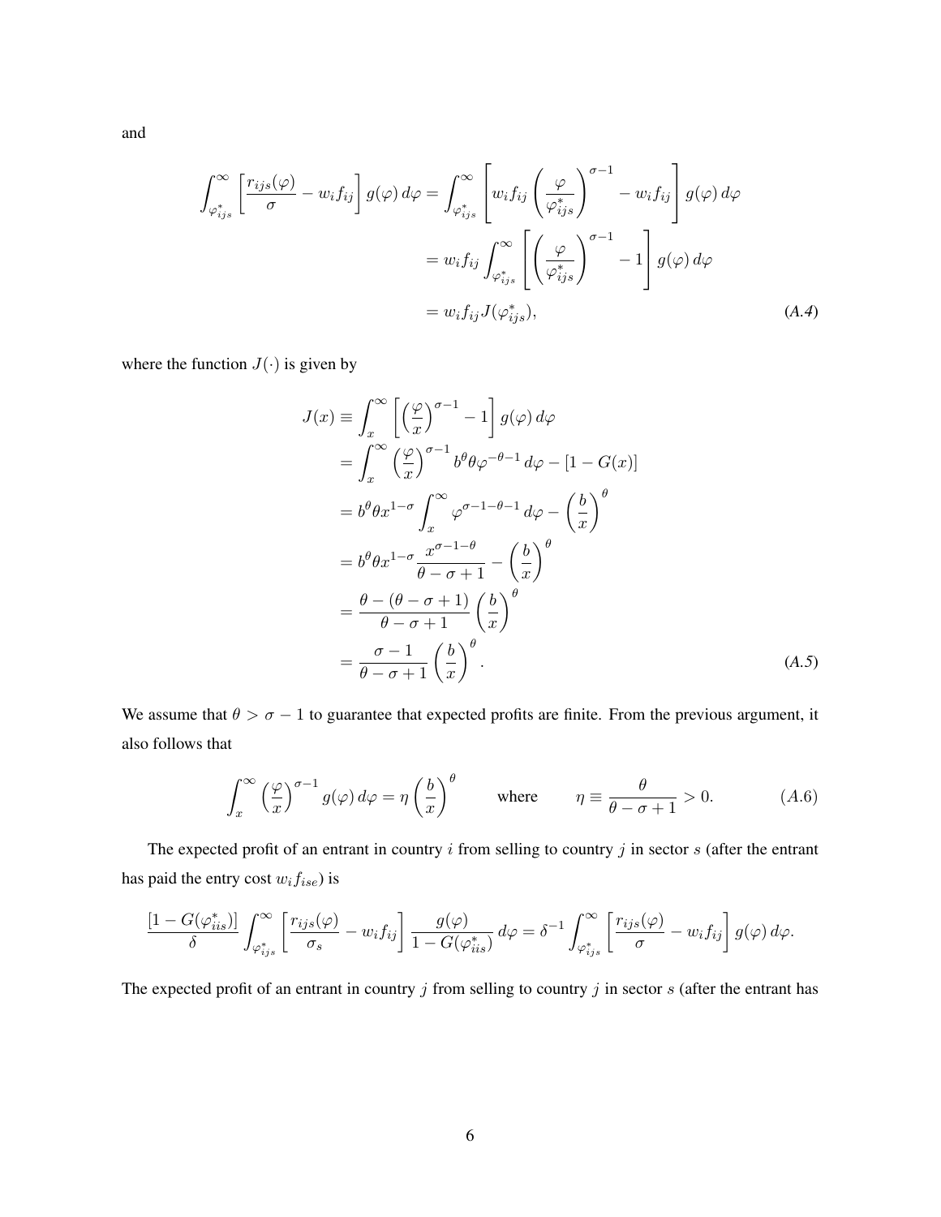and

$$
\begin{aligned}
\int_{\varphi^*_{ijs}}^{\infty} \left[ \frac{r_{ijs}(\varphi)}{\sigma} - w_i f_{ij} \right] g(\varphi)\, d\varphi &= \int_{\varphi^*_{ijs}}^{\infty} \left[ w_i f_{ij} \left( \frac{\varphi}{\varphi^*_{ijs}} \right)^{\sigma-1} - w_i f_{ij} \right] g(\varphi)\, d\varphi \\
&= w_i f_{ij} \int_{\varphi^*_{ijs}}^{\infty} \left[ \left( \frac{\varphi}{\varphi^*_{ijs}} \right)^{\sigma-1} - 1 \right] g(\varphi)\, d\varphi \\
&= w_i f_{ij} J(\varphi^*_{ijs}), \qquad\qquad (A.4)
\end{aligned}
$$

where the function $J(\cdot)$ is given by

$$
\begin{aligned}
J(x) &\equiv \int_{x}^{\infty} \left[ \left( \frac{\varphi}{x} \right)^{\sigma-1} - 1 \right] g(\varphi)\, d\varphi \\
&= \int_{x}^{\infty} \left( \frac{\varphi}{x} \right)^{\sigma-1} b^{\theta} \theta \varphi^{-\theta-1}\, d\varphi - [1 - G(x)] \\
&= b^{\theta} \theta x^{1-\sigma} \int_{x}^{\infty} \varphi^{\sigma-1-\theta-1}\, d\varphi - \left( \frac{b}{x} \right)^{\theta} \\
&= b^{\theta} \theta x^{1-\sigma} \frac{x^{\sigma-1-\theta}}{\theta-\sigma+1} - \left( \frac{b}{x} \right)^{\theta} \\
&= \frac{\theta - (\theta-\sigma+1)}{\theta-\sigma+1} \left( \frac{b}{x} \right)^{\theta} \\
&= \frac{\sigma-1}{\theta-\sigma+1} \left( \frac{b}{x} \right)^{\theta}. \qquad\qquad (A.5)
\end{aligned}
$$

We assume that $\theta > \sigma - 1$ to guarantee that expected profits are finite. From the previous argument, it also follows that

$$
\int_{x}^{\infty} \left( \frac{\varphi}{x} \right)^{\sigma-1} g(\varphi)\, d\varphi = \eta \left( \frac{b}{x} \right)^{\theta} \qquad \text{where} \qquad \eta \equiv \frac{\theta}{\theta-\sigma+1} > 0. \qquad (A.6)
$$

The expected profit of an entrant in country $i$ from selling to country $j$ in sector $s$ (after the entrant has paid the entry cost $w_i f_{ise}$) is

$$
\frac{[1 - G(\varphi^*_{iis})]}{\delta} \int_{\varphi^*_{ijs}}^{\infty} \left[ \frac{r_{ijs}(\varphi)}{\sigma_s} - w_i f_{ij} \right] \frac{g(\varphi)}{1 - G(\varphi^*_{iis})}\, d\varphi = \delta^{-1} \int_{\varphi^*_{ijs}}^{\infty} \left[ \frac{r_{ijs}(\varphi)}{\sigma} - w_i f_{ij} \right] g(\varphi)\, d\varphi.
$$

The expected profit of an entrant in country $j$ from selling to country $j$ in sector $s$ (after the entrant has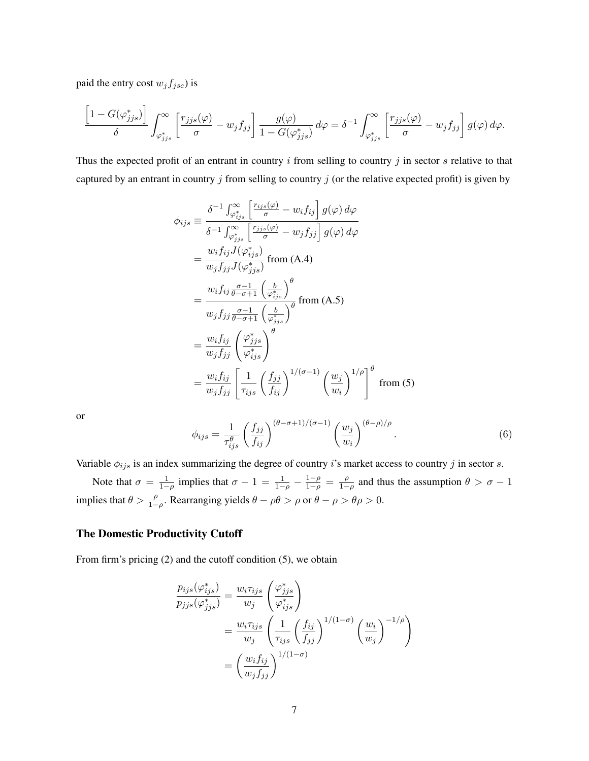paid the entry cost $w_j f_{jse}$) is

$$\frac{\left[1-G(\varphi^*_{jjs})\right]}{\delta}\int_{\varphi^*_{jjs}}^{\infty}\left[\frac{r_{jjs}(\varphi)}{\sigma}-w_jf_{jj}\right]\frac{g(\varphi)}{1-G(\varphi^*_{jjs})}\,d\varphi=\delta^{-1}\int_{\varphi^*_{jjs}}^{\infty}\left[\frac{r_{jjs}(\varphi)}{\sigma}-w_jf_{jj}\right]g(\varphi)\,d\varphi.$$

Thus the expected profit of an entrant in country $i$ from selling to country $j$ in sector $s$ relative to that captured by an entrant in country $j$ from selling to country $j$ (or the relative expected profit) is given by

$$\begin{aligned}
\phi_{ijs} &\equiv \frac{\delta^{-1}\int_{\varphi^*_{ijs}}^{\infty}\left[\frac{r_{ijs}(\varphi)}{\sigma}-w_if_{ij}\right]g(\varphi)\,d\varphi}{\delta^{-1}\int_{\varphi^*_{jjs}}^{\infty}\left[\frac{r_{jjs}(\varphi)}{\sigma}-w_jf_{jj}\right]g(\varphi)\,d\varphi}\\
&= \frac{w_if_{ij}J(\varphi^*_{ijs})}{w_jf_{jj}J(\varphi^*_{jjs})}\text{ from (A.4)}\\
&= \frac{w_if_{ij}\frac{\sigma-1}{\theta-\sigma+1}\left(\frac{b}{\varphi^*_{ijs}}\right)^{\theta}}{w_jf_{jj}\frac{\sigma-1}{\theta-\sigma+1}\left(\frac{b}{\varphi^*_{jjs}}\right)^{\theta}}\text{ from (A.5)}\\
&= \frac{w_if_{ij}}{w_jf_{jj}}\left(\frac{\varphi^*_{jjs}}{\varphi^*_{ijs}}\right)^{\theta}\\
&= \frac{w_if_{ij}}{w_jf_{jj}}\left[\frac{1}{\tau_{ijs}}\left(\frac{f_{jj}}{f_{ij}}\right)^{1/(\sigma-1)}\left(\frac{w_j}{w_i}\right)^{1/\rho}\right]^{\theta}\text{ from (5)}
\end{aligned}$$

or

$$\phi_{ijs}=\frac{1}{\tau_{ijs}^{\theta}}\left(\frac{f_{jj}}{f_{ij}}\right)^{(\theta-\sigma+1)/(\sigma-1)}\left(\frac{w_j}{w_i}\right)^{(\theta-\rho)/\rho}. \tag{6}$$

Variable $\phi_{ijs}$ is an index summarizing the degree of country $i$'s market access to country $j$ in sector $s$.

Note that $\sigma=\frac{1}{1-\rho}$ implies that $\sigma-1=\frac{1}{1-\rho}-\frac{1-\rho}{1-\rho}=\frac{\rho}{1-\rho}$ and thus the assumption $\theta>\sigma-1$ implies that $\theta>\frac{\rho}{1-\rho}$. Rearranging yields $\theta-\rho\theta>\rho$ or $\theta-\rho>\theta\rho>0$.

### The Domestic Productivity Cutoff

From firm's pricing (2) and the cutoff condition (5), we obtain

$$\begin{aligned}
\frac{p_{ijs}(\varphi^*_{ijs})}{p_{jjs}(\varphi^*_{jjs})} &= \frac{w_i\tau_{ijs}}{w_j}\left(\frac{\varphi^*_{jjs}}{\varphi^*_{ijs}}\right)\\
&= \frac{w_i\tau_{ijs}}{w_j}\left(\frac{1}{\tau_{ijs}}\left(\frac{f_{ij}}{f_{jj}}\right)^{1/(1-\sigma)}\left(\frac{w_i}{w_j}\right)^{-1/\rho}\right)\\
&= \left(\frac{w_if_{ij}}{w_jf_{jj}}\right)^{1/(1-\sigma)}
\end{aligned}$$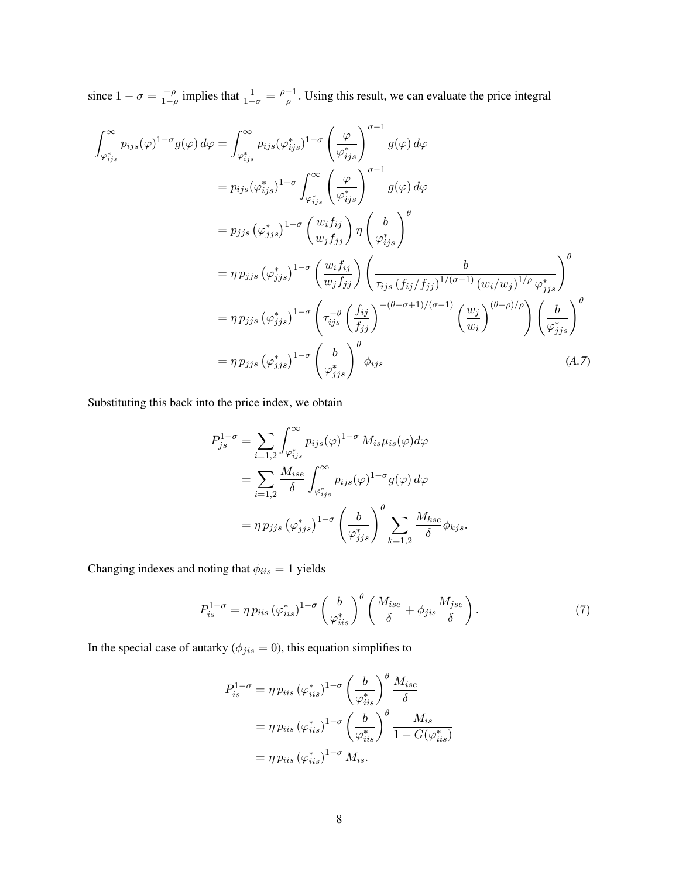since $1-\sigma = \frac{-\rho}{1-\rho}$ implies that $\frac{1}{1-\sigma} = \frac{\rho-1}{\rho}$. Using this result, we can evaluate the price integral

$$
\begin{aligned}
\int_{\varphi^*_{ijs}}^{\infty} p_{ijs}(\varphi)^{1-\sigma} g(\varphi)\, d\varphi &= \int_{\varphi^*_{ijs}}^{\infty} p_{ijs}(\varphi^*_{ijs})^{1-\sigma} \left(\frac{\varphi}{\varphi^*_{ijs}}\right)^{\sigma-1} g(\varphi)\, d\varphi \\
&= p_{ijs}(\varphi^*_{ijs})^{1-\sigma} \int_{\varphi^*_{ijs}}^{\infty} \left(\frac{\varphi}{\varphi^*_{ijs}}\right)^{\sigma-1} g(\varphi)\, d\varphi \\
&= p_{jjs} \left(\varphi^*_{jjs}\right)^{1-\sigma} \left(\frac{w_i f_{ij}}{w_j f_{jj}}\right) \eta \left(\frac{b}{\varphi^*_{ijs}}\right)^{\theta} \\
&= \eta\, p_{jjs} \left(\varphi^*_{jjs}\right)^{1-\sigma} \left(\frac{w_i f_{ij}}{w_j f_{jj}}\right) \left(\frac{b}{\tau_{ijs} \left(f_{ij}/f_{jj}\right)^{1/(\sigma-1)} \left(w_i/w_j\right)^{1/\rho} \varphi^*_{jjs}}\right)^{\theta} \\
&= \eta\, p_{jjs} \left(\varphi^*_{jjs}\right)^{1-\sigma} \left(\tau_{ijs}^{-\theta} \left(\frac{f_{ij}}{f_{jj}}\right)^{-(\theta-\sigma+1)/(\sigma-1)} \left(\frac{w_j}{w_i}\right)^{(\theta-\rho)/\rho}\right) \left(\frac{b}{\varphi^*_{jjs}}\right)^{\theta} \\
&= \eta\, p_{jjs} \left(\varphi^*_{jjs}\right)^{1-\sigma} \left(\frac{b}{\varphi^*_{jjs}}\right)^{\theta} \phi_{ijs}
\end{aligned}
\tag{A.7}
$$

Substituting this back into the price index, we obtain

$$
\begin{aligned}
P_{js}^{1-\sigma} &= \sum_{i=1,2} \int_{\varphi^*_{ijs}}^{\infty} p_{ijs}(\varphi)^{1-\sigma}\, M_{is} \mu_{is}(\varphi) d\varphi \\
&= \sum_{i=1,2} \frac{M_{ise}}{\delta} \int_{\varphi^*_{ijs}}^{\infty} p_{ijs}(\varphi)^{1-\sigma} g(\varphi)\, d\varphi \\
&= \eta\, p_{jjs} \left(\varphi^*_{jjs}\right)^{1-\sigma} \left(\frac{b}{\varphi^*_{jjs}}\right)^{\theta} \sum_{k=1,2} \frac{M_{kse}}{\delta} \phi_{kjs}.
\end{aligned}
$$

Changing indexes and noting that $\phi_{iis} = 1$ yields

$$
P_{is}^{1-\sigma} = \eta\, p_{iis} \left(\varphi^*_{iis}\right)^{1-\sigma} \left(\frac{b}{\varphi^*_{iis}}\right)^{\theta} \left(\frac{M_{ise}}{\delta} + \phi_{jis} \frac{M_{jse}}{\delta}\right). \tag{7}
$$

In the special case of autarky ($\phi_{jis} = 0$), this equation simplifies to

$$
\begin{aligned}
P_{is}^{1-\sigma} &= \eta\, p_{iis} \left(\varphi^*_{iis}\right)^{1-\sigma} \left(\frac{b}{\varphi^*_{iis}}\right)^{\theta} \frac{M_{ise}}{\delta} \\
&= \eta\, p_{iis} \left(\varphi^*_{iis}\right)^{1-\sigma} \left(\frac{b}{\varphi^*_{iis}}\right)^{\theta} \frac{M_{is}}{1 - G(\varphi^*_{iis})} \\
&= \eta\, p_{iis} \left(\varphi^*_{iis}\right)^{1-\sigma} M_{is}.
\end{aligned}
$$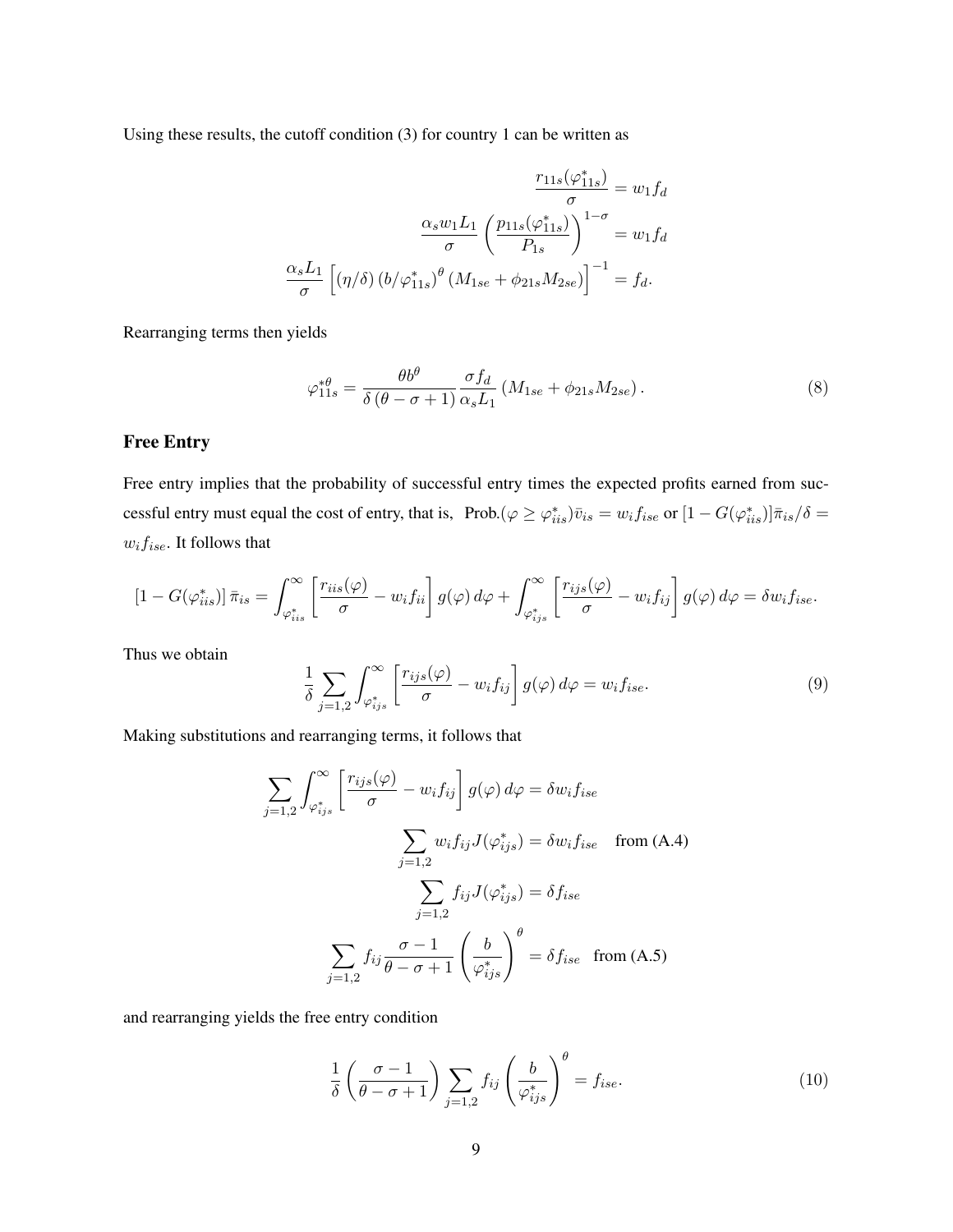Using these results, the cutoff condition (3) for country 1 can be written as

$$
\begin{aligned}
\frac{r_{11s}(\varphi_{11s}^*)}{\sigma} &= w_1 f_d \\
\frac{\alpha_s w_1 L_1}{\sigma} \left( \frac{p_{11s}(\varphi_{11s}^*)}{P_{1s}} \right)^{1-\sigma} &= w_1 f_d \\
\frac{\alpha_s L_1}{\sigma} \left[ (\eta/\delta) \left( b/\varphi_{11s}^* \right)^{\theta} (M_{1se} + \phi_{21s} M_{2se}) \right]^{-1} &= f_d.
\end{aligned}
$$

Rearranging terms then yields

$$
\varphi_{11s}^{*\theta} = \frac{\theta b^{\theta}}{\delta (\theta - \sigma + 1)} \frac{\sigma f_d}{\alpha_s L_1} (M_{1se} + \phi_{21s} M_{2se}). \tag{8}
$$

## Free Entry

Free entry implies that the probability of successful entry times the expected profits earned from successful entry must equal the cost of entry, that is, $\text{Prob.}(\varphi \geq \varphi_{iis}^*)\bar{v}_{is} = w_i f_{ise}$ or $[1 - G(\varphi_{iis}^*)]\bar{\pi}_{is}/\delta = w_i f_{ise}$. It follows that

$$
[1 - G(\varphi_{iis}^*)]\, \bar{\pi}_{is} = \int_{\varphi_{iis}^*}^{\infty} \left[ \frac{r_{iis}(\varphi)}{\sigma} - w_i f_{ii} \right] g(\varphi)\, d\varphi + \int_{\varphi_{ijs}^*}^{\infty} \left[ \frac{r_{ijs}(\varphi)}{\sigma} - w_i f_{ij} \right] g(\varphi)\, d\varphi = \delta w_i f_{ise}.
$$

Thus we obtain

$$
\frac{1}{\delta} \sum_{j=1,2} \int_{\varphi_{ijs}^*}^{\infty} \left[ \frac{r_{ijs}(\varphi)}{\sigma} - w_i f_{ij} \right] g(\varphi)\, d\varphi = w_i f_{ise}. \tag{9}
$$

Making substitutions and rearranging terms, it follows that

$$
\begin{aligned}
\sum_{j=1,2} \int_{\varphi_{ijs}^*}^{\infty} \left[ \frac{r_{ijs}(\varphi)}{\sigma} - w_i f_{ij} \right] g(\varphi)\, d\varphi &= \delta w_i f_{ise} \\
\sum_{j=1,2} w_i f_{ij} J(\varphi_{ijs}^*) &= \delta w_i f_{ise} \quad \text{from (A.4)} \\
\sum_{j=1,2} f_{ij} J(\varphi_{ijs}^*) &= \delta f_{ise} \\
\sum_{j=1,2} f_{ij} \frac{\sigma - 1}{\theta - \sigma + 1} \left( \frac{b}{\varphi_{ijs}^*} \right)^{\theta} &= \delta f_{ise} \quad \text{from (A.5)}
\end{aligned}
$$

and rearranging yields the free entry condition

$$
\frac{1}{\delta} \left( \frac{\sigma - 1}{\theta - \sigma + 1} \right) \sum_{j=1,2} f_{ij} \left( \frac{b}{\varphi_{ijs}^*} \right)^{\theta} = f_{ise}. \tag{10}
$$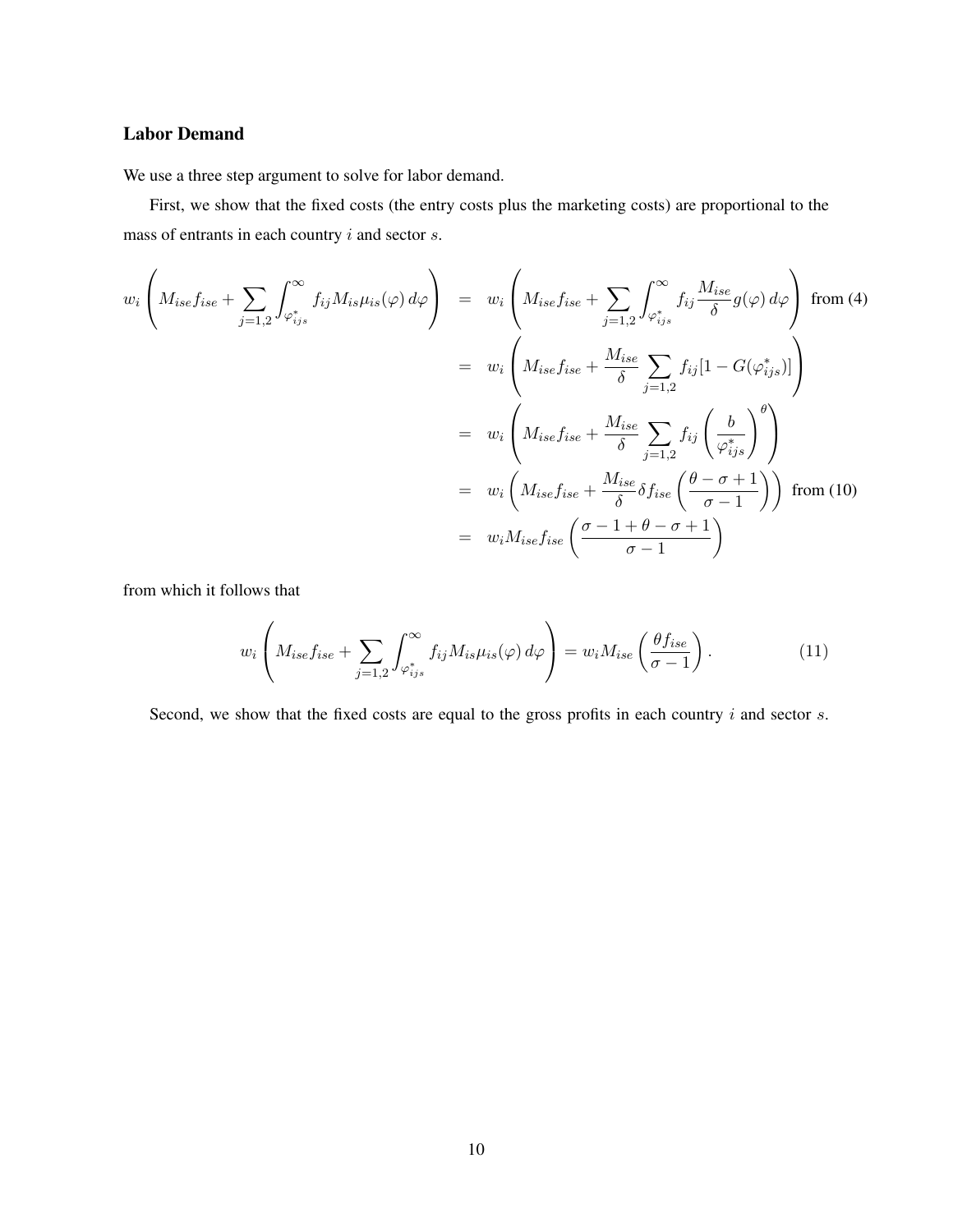### Labor Demand

We use a three step argument to solve for labor demand.

First, we show that the fixed costs (the entry costs plus the marketing costs) are proportional to the mass of entrants in each country $i$ and sector $s$.

$$
\begin{aligned}
w_i\left(M_{ise}f_{ise} + \sum_{j=1,2}\int_{\varphi^*_{ijs}}^{\infty} f_{ij}M_{is}\mu_{is}(\varphi)\,d\varphi\right) &= w_i\left(M_{ise}f_{ise} + \sum_{j=1,2}\int_{\varphi^*_{ijs}}^{\infty} f_{ij}\frac{M_{ise}}{\delta}g(\varphi)\,d\varphi\right) \text{ from (4)} \\
&= w_i\left(M_{ise}f_{ise} + \frac{M_{ise}}{\delta}\sum_{j=1,2} f_{ij}[1-G(\varphi^*_{ijs})]\right) \\
&= w_i\left(M_{ise}f_{ise} + \frac{M_{ise}}{\delta}\sum_{j=1,2} f_{ij}\left(\frac{b}{\varphi^*_{ijs}}\right)^{\theta}\right) \\
&= w_i\left(M_{ise}f_{ise} + \frac{M_{ise}}{\delta}\delta f_{ise}\left(\frac{\theta-\sigma+1}{\sigma-1}\right)\right) \text{ from (10)} \\
&= w_i M_{ise}f_{ise}\left(\frac{\sigma-1+\theta-\sigma+1}{\sigma-1}\right)
\end{aligned}
$$

from which it follows that

$$
w_i\left(M_{ise}f_{ise} + \sum_{j=1,2}\int_{\varphi^*_{ijs}}^{\infty} f_{ij}M_{is}\mu_{is}(\varphi)\,d\varphi\right) = w_i M_{ise}\left(\frac{\theta f_{ise}}{\sigma-1}\right). \tag{11}
$$

Second, we show that the fixed costs are equal to the gross profits in each country $i$ and sector $s$.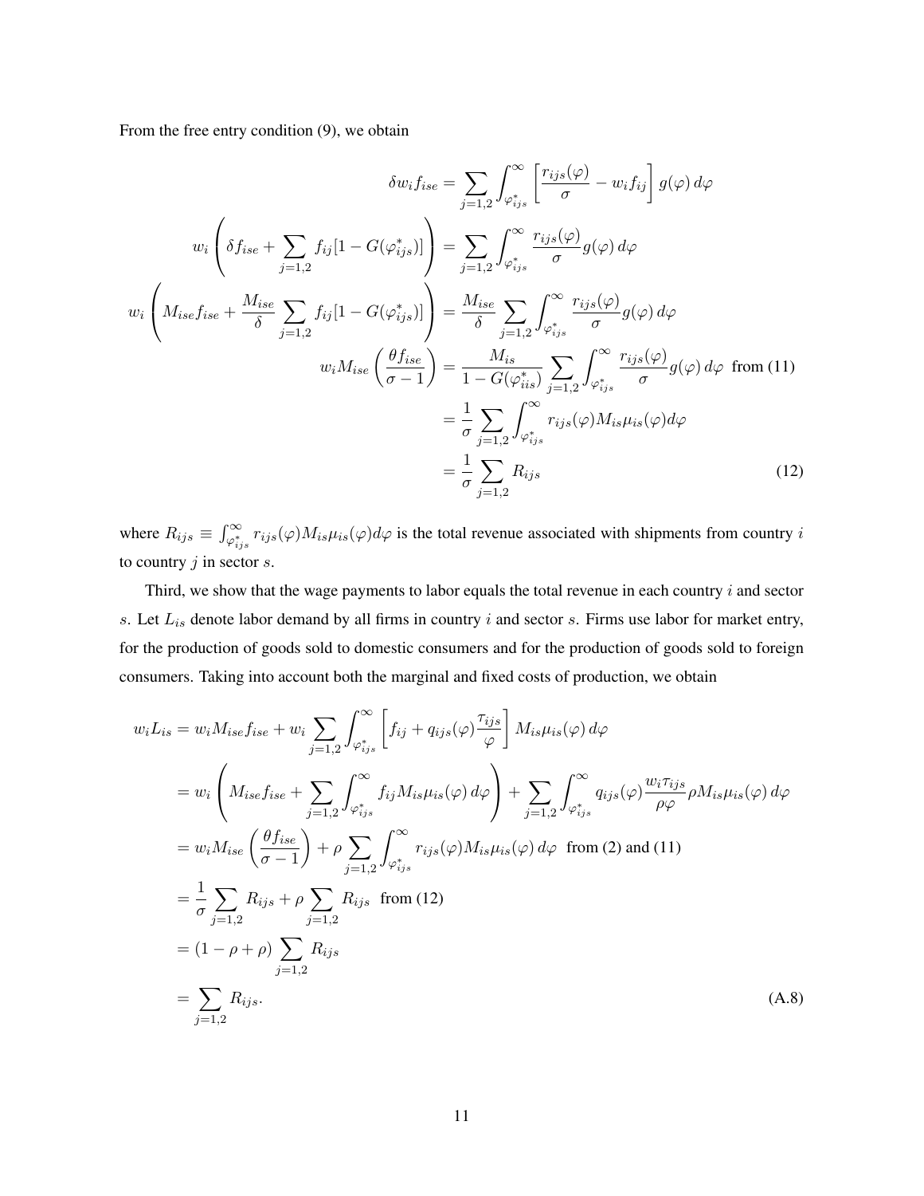From the free entry condition (9), we obtain

$$
\begin{aligned}
\delta w_i f_{ise} &= \sum_{j=1,2} \int_{\varphi^*_{ijs}}^{\infty} \left[ \frac{r_{ijs}(\varphi)}{\sigma} - w_i f_{ij} \right] g(\varphi)\, d\varphi \\
w_i \left( \delta f_{ise} + \sum_{j=1,2} f_{ij} [1 - G(\varphi^*_{ijs})] \right) &= \sum_{j=1,2} \int_{\varphi^*_{ijs}}^{\infty} \frac{r_{ijs}(\varphi)}{\sigma} g(\varphi)\, d\varphi \\
w_i \left( M_{ise} f_{ise} + \frac{M_{ise}}{\delta} \sum_{j=1,2} f_{ij} [1 - G(\varphi^*_{ijs})] \right) &= \frac{M_{ise}}{\delta} \sum_{j=1,2} \int_{\varphi^*_{ijs}}^{\infty} \frac{r_{ijs}(\varphi)}{\sigma} g(\varphi)\, d\varphi \\
w_i M_{ise} \left( \frac{\theta f_{ise}}{\sigma - 1} \right) &= \frac{M_{is}}{1 - G(\varphi^*_{iis})} \sum_{j=1,2} \int_{\varphi^*_{ijs}}^{\infty} \frac{r_{ijs}(\varphi)}{\sigma} g(\varphi)\, d\varphi \;\; \text{from (11)} \\
&= \frac{1}{\sigma} \sum_{j=1,2} \int_{\varphi^*_{ijs}}^{\infty} r_{ijs}(\varphi) M_{is} \mu_{is}(\varphi) d\varphi \\
&= \frac{1}{\sigma} \sum_{j=1,2} R_{ijs} \qquad\qquad (12)
\end{aligned}
$$

where $R_{ijs} \equiv \int_{\varphi^*_{ijs}}^{\infty} r_{ijs}(\varphi) M_{is} \mu_{is}(\varphi) d\varphi$ is the total revenue associated with shipments from country $i$ to country $j$ in sector $s$.

Third, we show that the wage payments to labor equals the total revenue in each country $i$ and sector $s$. Let $L_{is}$ denote labor demand by all firms in country $i$ and sector $s$. Firms use labor for market entry, for the production of goods sold to domestic consumers and for the production of goods sold to foreign consumers. Taking into account both the marginal and fixed costs of production, we obtain

$$
\begin{aligned}
w_i L_{is} &= w_i M_{ise} f_{ise} + w_i \sum_{j=1,2} \int_{\varphi^*_{ijs}}^{\infty} \left[ f_{ij} + q_{ijs}(\varphi) \frac{\tau_{ijs}}{\varphi} \right] M_{is} \mu_{is}(\varphi)\, d\varphi \\
&= w_i \left( M_{ise} f_{ise} + \sum_{j=1,2} \int_{\varphi^*_{ijs}}^{\infty} f_{ij} M_{is} \mu_{is}(\varphi)\, d\varphi \right) + \sum_{j=1,2} \int_{\varphi^*_{ijs}}^{\infty} q_{ijs}(\varphi) \frac{w_i \tau_{ijs}}{\rho \varphi} \rho M_{is} \mu_{is}(\varphi)\, d\varphi \\
&= w_i M_{ise} \left( \frac{\theta f_{ise}}{\sigma - 1} \right) + \rho \sum_{j=1,2} \int_{\varphi^*_{ijs}}^{\infty} r_{ijs}(\varphi) M_{is} \mu_{is}(\varphi)\, d\varphi \;\; \text{from (2) and (11)} \\
&= \frac{1}{\sigma} \sum_{j=1,2} R_{ijs} + \rho \sum_{j=1,2} R_{ijs} \;\; \text{from (12)} \\
&= (1 - \rho + \rho) \sum_{j=1,2} R_{ijs} \\
&= \sum_{j=1,2} R_{ijs}. \qquad\qquad (A.8)
\end{aligned}
$$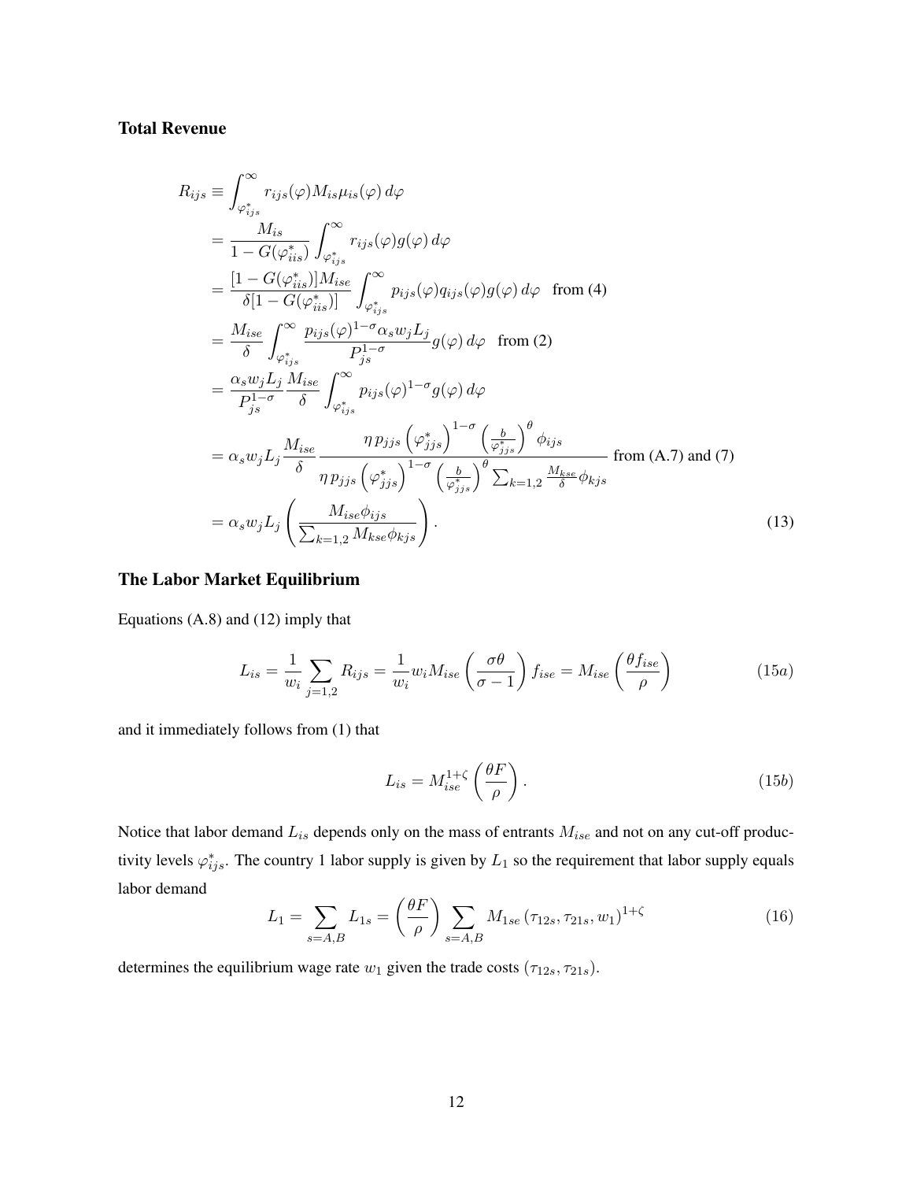### Total Revenue

$$
\begin{aligned}
R_{ijs} &\equiv \int_{\varphi^*_{ijs}}^{\infty} r_{ijs}(\varphi) M_{is} \mu_{is}(\varphi)\, d\varphi \\
&= \frac{M_{is}}{1 - G(\varphi^*_{iis})} \int_{\varphi^*_{ijs}}^{\infty} r_{ijs}(\varphi) g(\varphi)\, d\varphi \\
&= \frac{[1 - G(\varphi^*_{iis})] M_{ise}}{\delta [1 - G(\varphi^*_{iis})]} \int_{\varphi^*_{ijs}}^{\infty} p_{ijs}(\varphi) q_{ijs}(\varphi) g(\varphi)\, d\varphi \quad \text{from (4)} \\
&= \frac{M_{ise}}{\delta} \int_{\varphi^*_{ijs}}^{\infty} \frac{p_{ijs}(\varphi)^{1-\sigma} \alpha_s w_j L_j}{P_{js}^{1-\sigma}} g(\varphi)\, d\varphi \quad \text{from (2)} \\
&= \frac{\alpha_s w_j L_j}{P_{js}^{1-\sigma}} \frac{M_{ise}}{\delta} \int_{\varphi^*_{ijs}}^{\infty} p_{ijs}(\varphi)^{1-\sigma} g(\varphi)\, d\varphi \\
&= \alpha_s w_j L_j \frac{M_{ise}}{\delta} \frac{\eta\, p_{jjs}\left(\varphi^*_{jjs}\right)^{1-\sigma} \left(\frac{b}{\varphi^*_{jjs}}\right)^{\theta} \phi_{ijs}}{\eta\, p_{jjs}\left(\varphi^*_{jjs}\right)^{1-\sigma} \left(\frac{b}{\varphi^*_{jjs}}\right)^{\theta} \sum_{k=1,2} \frac{M_{kse}}{\delta} \phi_{kjs}} \text{ from (A.7) and (7)} \\
&= \alpha_s w_j L_j \left( \frac{M_{ise} \phi_{ijs}}{\sum_{k=1,2} M_{kse} \phi_{kjs}} \right). \qquad (13)
\end{aligned}
$$

### The Labor Market Equilibrium

Equations (A.8) and (12) imply that

$$
L_{is} = \frac{1}{w_i} \sum_{j=1,2} R_{ijs} = \frac{1}{w_i} w_i M_{ise} \left( \frac{\sigma \theta}{\sigma - 1} \right) f_{ise} = M_{ise} \left( \frac{\theta f_{ise}}{\rho} \right) \qquad (15a)
$$

and it immediately follows from (1) that

$$
L_{is} = M_{ise}^{1+\zeta} \left( \frac{\theta F}{\rho} \right). \qquad (15b)
$$

Notice that labor demand $L_{is}$ depends only on the mass of entrants $M_{ise}$ and not on any cut-off productivity levels $\varphi^*_{ijs}$. The country 1 labor supply is given by $L_1$ so the requirement that labor supply equals labor demand

$$
L_1 = \sum_{s=A,B} L_{1s} = \left( \frac{\theta F}{\rho} \right) \sum_{s=A,B} M_{1se} \left( \tau_{12s}, \tau_{21s}, w_1 \right)^{1+\zeta} \qquad (16)
$$

determines the equilibrium wage rate $w_1$ given the trade costs $(\tau_{12s}, \tau_{21s})$.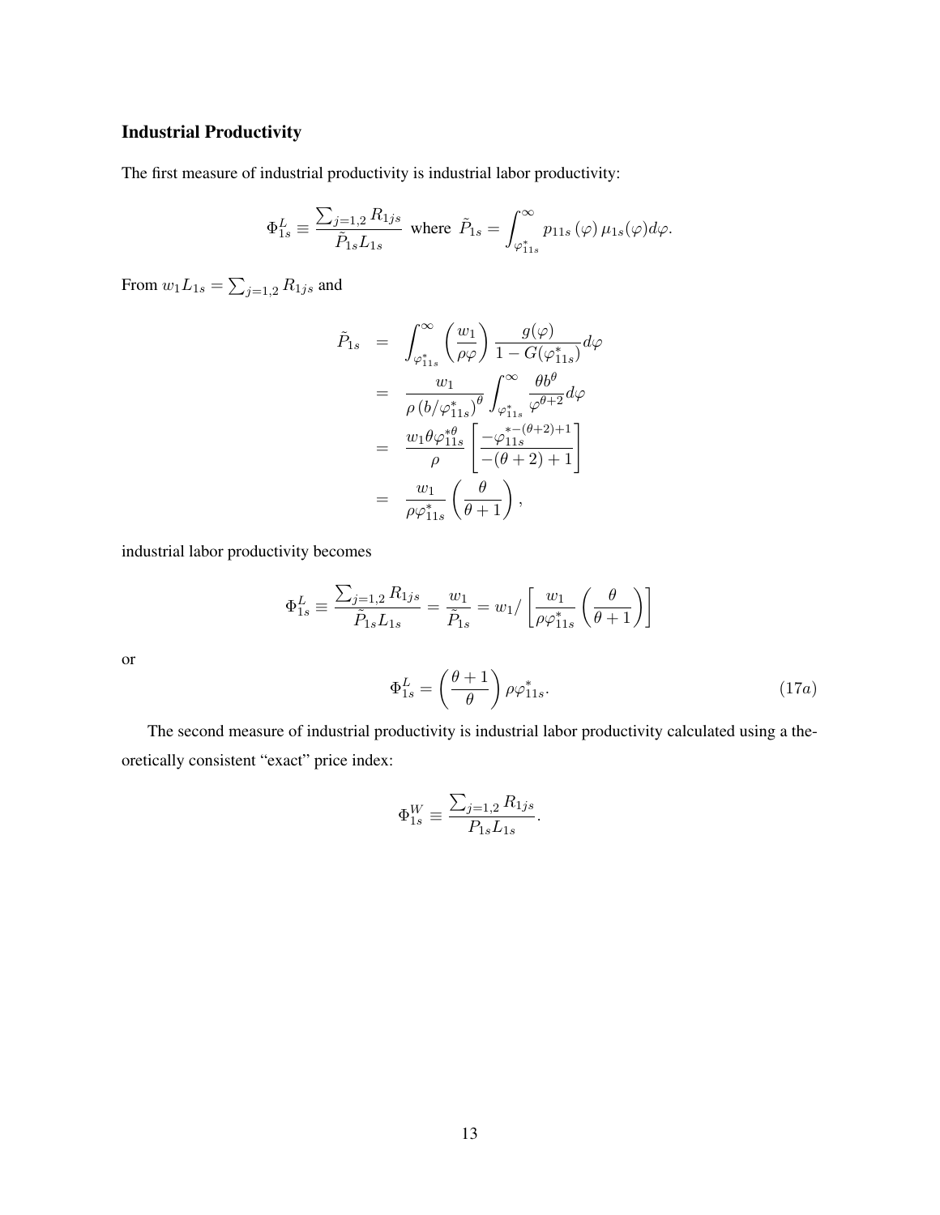### Industrial Productivity

The first measure of industrial productivity is industrial labor productivity:

$$\Phi_{1s}^{L} \equiv \frac{\sum_{j=1,2} R_{1js}}{\tilde{P}_{1s} L_{1s}} \text{ where } \tilde{P}_{1s} = \int_{\varphi_{11s}^{*}}^{\infty} p_{11s}(\varphi)\, \mu_{1s}(\varphi) d\varphi.$$

From $w_1 L_{1s} = \sum_{j=1,2} R_{1js}$ and

$$\begin{aligned}
\tilde{P}_{1s} &= \int_{\varphi_{11s}^{*}}^{\infty} \left(\frac{w_1}{\rho\varphi}\right) \frac{g(\varphi)}{1 - G(\varphi_{11s}^{*})} d\varphi \\
&= \frac{w_1}{\rho\left(b/\varphi_{11s}^{*}\right)^{\theta}} \int_{\varphi_{11s}^{*}}^{\infty} \frac{\theta b^{\theta}}{\varphi^{\theta+2}} d\varphi \\
&= \frac{w_1 \theta \varphi_{11s}^{*\theta}}{\rho} \left[\frac{-\varphi_{11s}^{*-(\theta+2)+1}}{-(\theta+2)+1}\right] \\
&= \frac{w_1}{\rho\varphi_{11s}^{*}} \left(\frac{\theta}{\theta+1}\right),
\end{aligned}$$

industrial labor productivity becomes

$$\Phi_{1s}^{L} \equiv \frac{\sum_{j=1,2} R_{1js}}{\tilde{P}_{1s} L_{1s}} = \frac{w_1}{\tilde{P}_{1s}} = w_1 / \left[\frac{w_1}{\rho\varphi_{11s}^{*}} \left(\frac{\theta}{\theta+1}\right)\right]$$

or

$$\Phi_{1s}^{L} = \left(\frac{\theta+1}{\theta}\right) \rho\varphi_{11s}^{*}. \tag{17a}$$

The second measure of industrial productivity is industrial labor productivity calculated using a theoretically consistent "exact" price index:

$$\Phi_{1s}^{W} \equiv \frac{\sum_{j=1,2} R_{1js}}{P_{1s} L_{1s}}.$$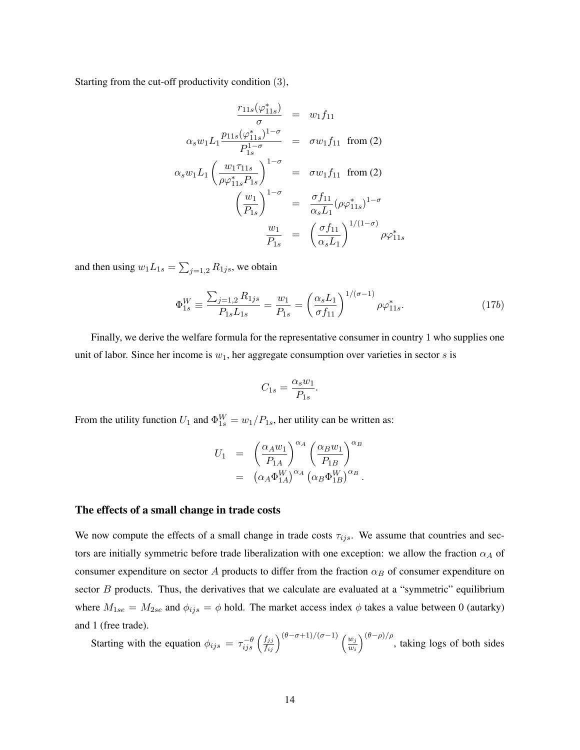Starting from the cut-off productivity condition $(3)$,

$$
\begin{aligned}
\frac{r_{11s}(\varphi_{11s}^*)}{\sigma} &= w_1 f_{11} \\
\alpha_s w_1 L_1 \frac{p_{11s}(\varphi_{11s}^*)^{1-\sigma}}{P_{1s}^{1-\sigma}} &= \sigma w_1 f_{11} \quad \text{from (2)} \\
\alpha_s w_1 L_1 \left(\frac{w_1 \tau_{11s}}{\rho \varphi_{11s}^* P_{1s}}\right)^{1-\sigma} &= \sigma w_1 f_{11} \quad \text{from (2)} \\
\left(\frac{w_1}{P_{1s}}\right)^{1-\sigma} &= \frac{\sigma f_{11}}{\alpha_s L_1} (\rho \varphi_{11s}^*)^{1-\sigma} \\
\frac{w_1}{P_{1s}} &= \left(\frac{\sigma f_{11}}{\alpha_s L_1}\right)^{1/(1-\sigma)} \rho \varphi_{11s}^*
\end{aligned}
$$

and then using $w_1 L_{1s} = \sum_{j=1,2} R_{1js}$, we obtain

$$
\Phi_{1s}^W \equiv \frac{\sum_{j=1,2} R_{1js}}{P_{1s} L_{1s}} = \frac{w_1}{P_{1s}} = \left(\frac{\alpha_s L_1}{\sigma f_{11}}\right)^{1/(\sigma-1)} \rho \varphi_{11s}^*. \tag{17b}
$$

Finally, we derive the welfare formula for the representative consumer in country 1 who supplies one unit of labor. Since her income is $w_1$, her aggregate consumption over varieties in sector $s$ is

$$
C_{1s} = \frac{\alpha_s w_1}{P_{1s}}.
$$

From the utility function $U_1$ and $\Phi_{1s}^W = w_1/P_{1s}$, her utility can be written as:

$$
\begin{aligned}
U_1 &= \left(\frac{\alpha_A w_1}{P_{1A}}\right)^{\alpha_A} \left(\frac{\alpha_B w_1}{P_{1B}}\right)^{\alpha_B} \\
&= \left(\alpha_A \Phi_{1A}^W\right)^{\alpha_A} \left(\alpha_B \Phi_{1B}^W\right)^{\alpha_B}.
\end{aligned}
$$

### The effects of a small change in trade costs

We now compute the effects of a small change in trade costs $\tau_{ijs}$. We assume that countries and sectors are initially symmetric before trade liberalization with one exception: we allow the fraction $\alpha_A$ of consumer expenditure on sector $A$ products to differ from the fraction $\alpha_B$ of consumer expenditure on sector $B$ products. Thus, the derivatives that we calculate are evaluated at a "symmetric" equilibrium where $M_{1se} = M_{2se}$ and $\phi_{ijs} = \phi$ hold. The market access index $\phi$ takes a value between 0 (autarky) and 1 (free trade).

Starting with the equation $\phi_{ijs} = \tau_{ijs}^{-\theta} \left(\frac{f_{jj}}{f_{ij}}\right)^{(\theta-\sigma+1)/(\sigma-1)} \left(\frac{w_j}{w_i}\right)^{(\theta-\rho)/\rho}$, taking logs of both sides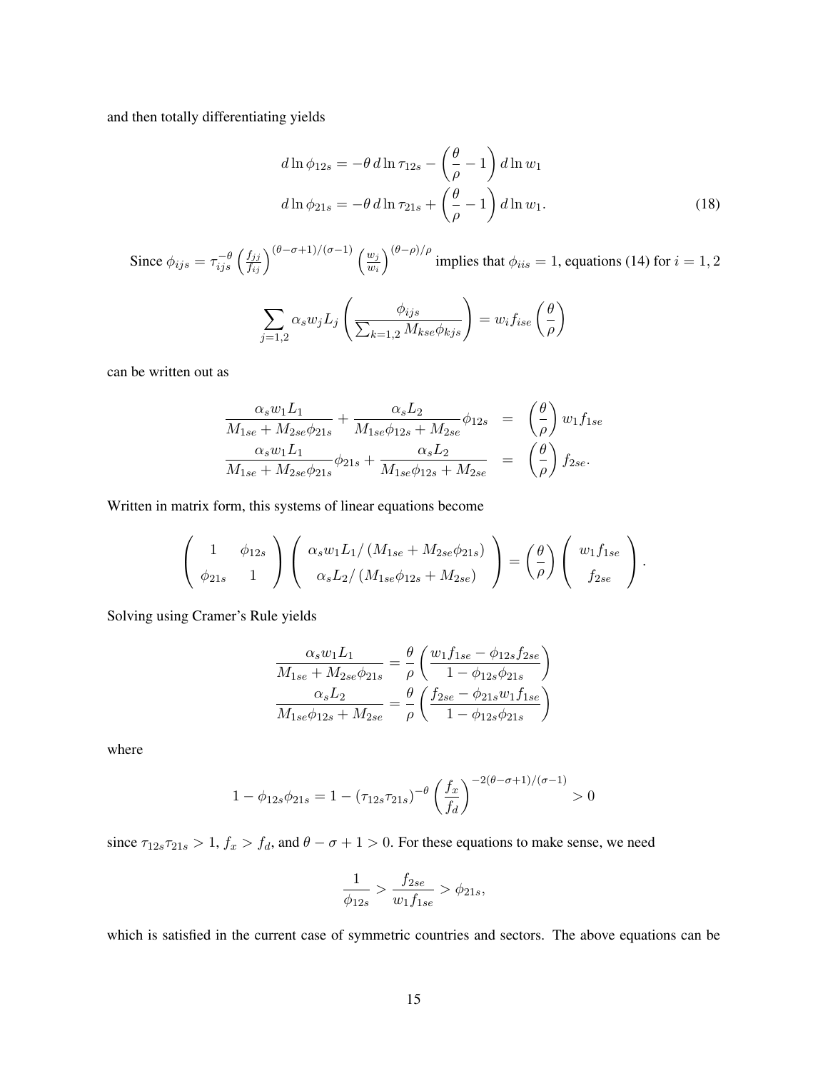and then totally differentiating yields

$$
\begin{aligned}
d \ln \phi_{12s} &= -\theta \, d \ln \tau_{12s} - \left( \frac{\theta}{\rho} - 1 \right) d \ln w_1 \\
d \ln \phi_{21s} &= -\theta \, d \ln \tau_{21s} + \left( \frac{\theta}{\rho} - 1 \right) d \ln w_1. \qquad (18)
\end{aligned}
$$

Since $\phi_{ijs} = \tau_{ijs}^{-\theta} \left( \frac{f_{jj}}{f_{ij}} \right)^{(\theta-\sigma+1)/(\sigma-1)} \left( \frac{w_j}{w_i} \right)^{(\theta-\rho)/\rho}$ implies that $\phi_{iis} = 1$, equations (14) for $i = 1, 2$

$$
\sum_{j=1,2} \alpha_s w_j L_j \left( \frac{\phi_{ijs}}{\sum_{k=1,2} M_{kse} \phi_{kjs}} \right) = w_i f_{ise} \left( \frac{\theta}{\rho} \right)
$$

can be written out as

$$
\begin{aligned}
\frac{\alpha_s w_1 L_1}{M_{1se} + M_{2se} \phi_{21s}} + \frac{\alpha_s L_2}{M_{1se} \phi_{12s} + M_{2se}} \phi_{12s} &= \left( \frac{\theta}{\rho} \right) w_1 f_{1se} \\
\frac{\alpha_s w_1 L_1}{M_{1se} + M_{2se} \phi_{21s}} \phi_{21s} + \frac{\alpha_s L_2}{M_{1se} \phi_{12s} + M_{2se}} &= \left( \frac{\theta}{\rho} \right) f_{2se}.
\end{aligned}
$$

Written in matrix form, this systems of linear equations become

$$
\begin{pmatrix} 1 & \phi_{12s} \\ \phi_{21s} & 1 \end{pmatrix} \begin{pmatrix} \alpha_s w_1 L_1 / \left( M_{1se} + M_{2se} \phi_{21s} \right) \\ \alpha_s L_2 / \left( M_{1se} \phi_{12s} + M_{2se} \right) \end{pmatrix} = \left( \frac{\theta}{\rho} \right) \begin{pmatrix} w_1 f_{1se} \\ f_{2se} \end{pmatrix}.
$$

Solving using Cramer's Rule yields

$$
\begin{aligned}
\frac{\alpha_s w_1 L_1}{M_{1se} + M_{2se} \phi_{21s}} &= \frac{\theta}{\rho} \left( \frac{w_1 f_{1se} - \phi_{12s} f_{2se}}{1 - \phi_{12s} \phi_{21s}} \right) \\
\frac{\alpha_s L_2}{M_{1se} \phi_{12s} + M_{2se}} &= \frac{\theta}{\rho} \left( \frac{f_{2se} - \phi_{21s} w_1 f_{1se}}{1 - \phi_{12s} \phi_{21s}} \right)
\end{aligned}
$$

where

$$
1 - \phi_{12s} \phi_{21s} = 1 - \left( \tau_{12s} \tau_{21s} \right)^{-\theta} \left( \frac{f_x}{f_d} \right)^{-2(\theta-\sigma+1)/(\sigma-1)} > 0
$$

since $\tau_{12s} \tau_{21s} > 1$, $f_x > f_d$, and $\theta - \sigma + 1 > 0$. For these equations to make sense, we need

$$
\frac{1}{\phi_{12s}} > \frac{f_{2se}}{w_1 f_{1se}} > \phi_{21s},
$$

which is satisfied in the current case of symmetric countries and sectors. The above equations can be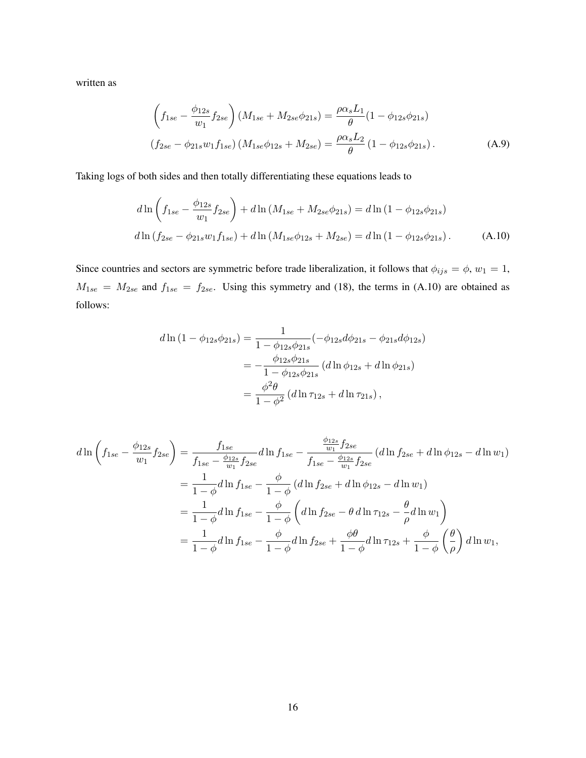written as

$$
\begin{aligned}
\left(f_{1se} - \frac{\phi_{12s}}{w_1} f_{2se}\right)\left(M_{1se} + M_{2se}\phi_{21s}\right) &= \frac{\rho \alpha_s L_1}{\theta}(1 - \phi_{12s}\phi_{21s}) \\
\left(f_{2se} - \phi_{21s} w_1 f_{1se}\right)\left(M_{1se}\phi_{12s} + M_{2se}\right) &= \frac{\rho \alpha_s L_2}{\theta}\left(1 - \phi_{12s}\phi_{21s}\right).
\end{aligned} \tag{A.9}
$$

Taking logs of both sides and then totally differentiating these equations leads to

$$
\begin{aligned}
d\ln\left(f_{1se} - \frac{\phi_{12s}}{w_1} f_{2se}\right) + d\ln\left(M_{1se} + M_{2se}\phi_{21s}\right) &= d\ln\left(1 - \phi_{12s}\phi_{21s}\right) \\
d\ln\left(f_{2se} - \phi_{21s} w_1 f_{1se}\right) + d\ln\left(M_{1se}\phi_{12s} + M_{2se}\right) &= d\ln\left(1 - \phi_{12s}\phi_{21s}\right).
\end{aligned} \tag{A.10}
$$

Since countries and sectors are symmetric before trade liberalization, it follows that $\phi_{ijs} = \phi$, $w_1 = 1$, $M_{1se} = M_{2se}$ and $f_{1se} = f_{2se}$. Using this symmetry and (18), the terms in (A.10) are obtained as follows:

$$
\begin{aligned}
d\ln\left(1 - \phi_{12s}\phi_{21s}\right) &= \frac{1}{1 - \phi_{12s}\phi_{21s}}(-\phi_{12s} d\phi_{21s} - \phi_{21s} d\phi_{12s}) \\
&= -\frac{\phi_{12s}\phi_{21s}}{1 - \phi_{12s}\phi_{21s}}\left(d\ln\phi_{12s} + d\ln\phi_{21s}\right) \\
&= \frac{\phi^2\theta}{1 - \phi^2}\left(d\ln\tau_{12s} + d\ln\tau_{21s}\right),
\end{aligned}
$$

$$
\begin{aligned}
d\ln\left(f_{1se} - \frac{\phi_{12s}}{w_1} f_{2se}\right) &= \frac{f_{1se}}{f_{1se} - \frac{\phi_{12s}}{w_1} f_{2se}} d\ln f_{1se} - \frac{\frac{\phi_{12s}}{w_1} f_{2se}}{f_{1se} - \frac{\phi_{12s}}{w_1} f_{2se}}\left(d\ln f_{2se} + d\ln\phi_{12s} - d\ln w_1\right) \\
&= \frac{1}{1-\phi} d\ln f_{1se} - \frac{\phi}{1-\phi}\left(d\ln f_{2se} + d\ln\phi_{12s} - d\ln w_1\right) \\
&= \frac{1}{1-\phi} d\ln f_{1se} - \frac{\phi}{1-\phi}\left(d\ln f_{2se} - \theta\, d\ln\tau_{12s} - \frac{\theta}{\rho} d\ln w_1\right) \\
&= \frac{1}{1-\phi} d\ln f_{1se} - \frac{\phi}{1-\phi} d\ln f_{2se} + \frac{\phi\theta}{1-\phi} d\ln\tau_{12s} + \frac{\phi}{1-\phi}\left(\frac{\theta}{\rho}\right) d\ln w_1,
\end{aligned}
$$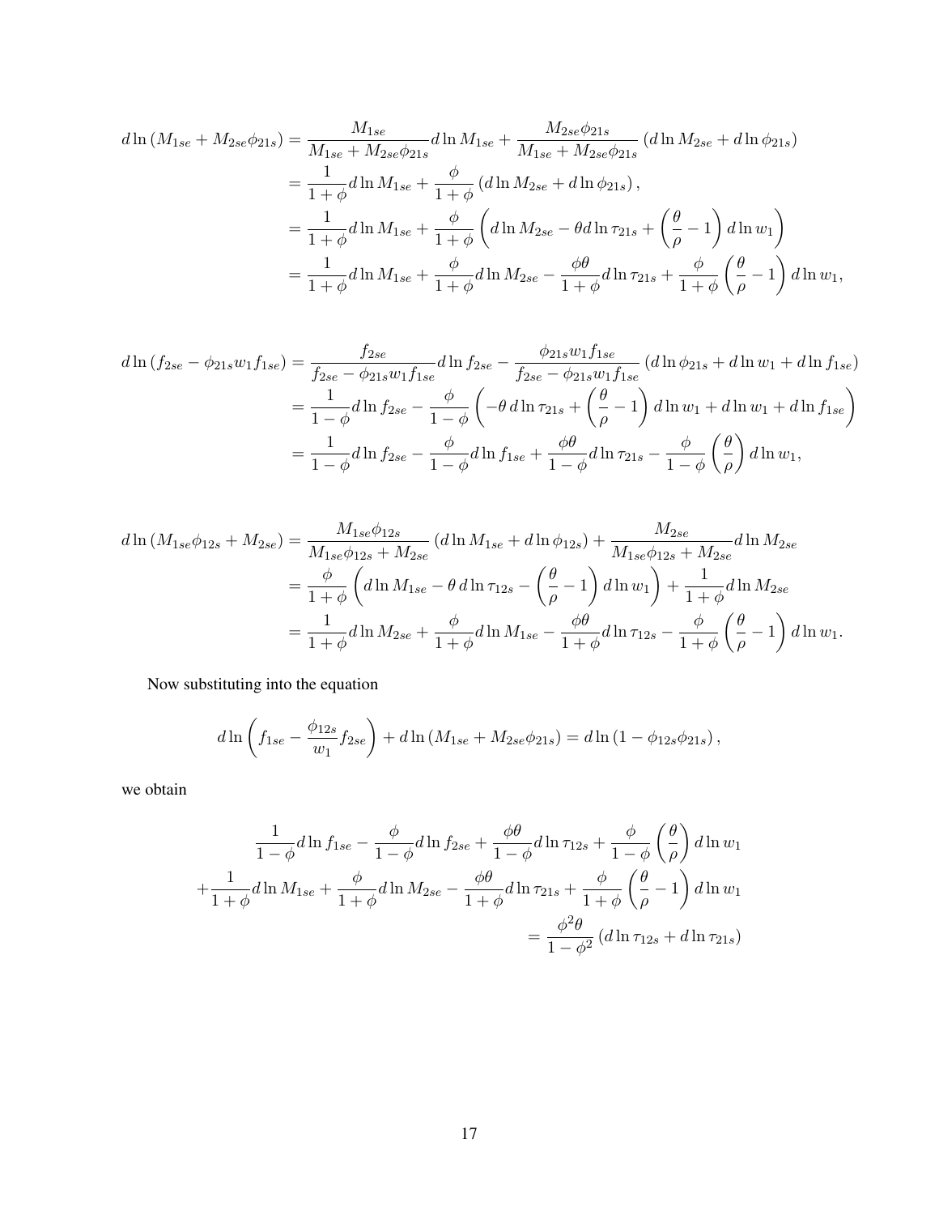$$
\begin{aligned}
d\ln\left(M_{1se}+M_{2se}\phi_{21s}\right) &= \frac{M_{1se}}{M_{1se}+M_{2se}\phi_{21s}}d\ln M_{1se}+\frac{M_{2se}\phi_{21s}}{M_{1se}+M_{2se}\phi_{21s}}\left(d\ln M_{2se}+d\ln\phi_{21s}\right)\\
&= \frac{1}{1+\phi}d\ln M_{1se}+\frac{\phi}{1+\phi}\left(d\ln M_{2se}+d\ln\phi_{21s}\right),\\
&= \frac{1}{1+\phi}d\ln M_{1se}+\frac{\phi}{1+\phi}\left(d\ln M_{2se}-\theta d\ln\tau_{21s}+\left(\frac{\theta}{\rho}-1\right)d\ln w_1\right)\\
&= \frac{1}{1+\phi}d\ln M_{1se}+\frac{\phi}{1+\phi}d\ln M_{2se}-\frac{\phi\theta}{1+\phi}d\ln\tau_{21s}+\frac{\phi}{1+\phi}\left(\frac{\theta}{\rho}-1\right)d\ln w_1,
\end{aligned}
$$

$$
\begin{aligned}
d\ln\left(f_{2se}-\phi_{21s}w_1f_{1se}\right) &= \frac{f_{2se}}{f_{2se}-\phi_{21s}w_1f_{1se}}d\ln f_{2se}-\frac{\phi_{21s}w_1f_{1se}}{f_{2se}-\phi_{21s}w_1f_{1se}}\left(d\ln\phi_{21s}+d\ln w_1+d\ln f_{1se}\right)\\
&= \frac{1}{1-\phi}d\ln f_{2se}-\frac{\phi}{1-\phi}\left(-\theta\,d\ln\tau_{21s}+\left(\frac{\theta}{\rho}-1\right)d\ln w_1+d\ln w_1+d\ln f_{1se}\right)\\
&= \frac{1}{1-\phi}d\ln f_{2se}-\frac{\phi}{1-\phi}d\ln f_{1se}+\frac{\phi\theta}{1-\phi}d\ln\tau_{21s}-\frac{\phi}{1-\phi}\left(\frac{\theta}{\rho}\right)d\ln w_1,
\end{aligned}
$$

$$
\begin{aligned}
d\ln\left(M_{1se}\phi_{12s}+M_{2se}\right) &= \frac{M_{1se}\phi_{12s}}{M_{1se}\phi_{12s}+M_{2se}}\left(d\ln M_{1se}+d\ln\phi_{12s}\right)+\frac{M_{2se}}{M_{1se}\phi_{12s}+M_{2se}}d\ln M_{2se}\\
&= \frac{\phi}{1+\phi}\left(d\ln M_{1se}-\theta\,d\ln\tau_{12s}-\left(\frac{\theta}{\rho}-1\right)d\ln w_1\right)+\frac{1}{1+\phi}d\ln M_{2se}\\
&= \frac{1}{1+\phi}d\ln M_{2se}+\frac{\phi}{1+\phi}d\ln M_{1se}-\frac{\phi\theta}{1+\phi}d\ln\tau_{12s}-\frac{\phi}{1+\phi}\left(\frac{\theta}{\rho}-1\right)d\ln w_1.
\end{aligned}
$$

Now substituting into the equation

$$
d\ln\left(f_{1se}-\frac{\phi_{12s}}{w_1}f_{2se}\right)+d\ln\left(M_{1se}+M_{2se}\phi_{21s}\right)=d\ln\left(1-\phi_{12s}\phi_{21s}\right),
$$

we obtain

$$
\begin{aligned}
&\frac{1}{1-\phi}d\ln f_{1se}-\frac{\phi}{1-\phi}d\ln f_{2se}+\frac{\phi\theta}{1-\phi}d\ln\tau_{12s}+\frac{\phi}{1-\phi}\left(\frac{\theta}{\rho}\right)d\ln w_1\\
&+\frac{1}{1+\phi}d\ln M_{1se}+\frac{\phi}{1+\phi}d\ln M_{2se}-\frac{\phi\theta}{1+\phi}d\ln\tau_{21s}+\frac{\phi}{1+\phi}\left(\frac{\theta}{\rho}-1\right)d\ln w_1\\
&\qquad=\frac{\phi^2\theta}{1-\phi^2}\left(d\ln\tau_{12s}+d\ln\tau_{21s}\right)
\end{aligned}
$$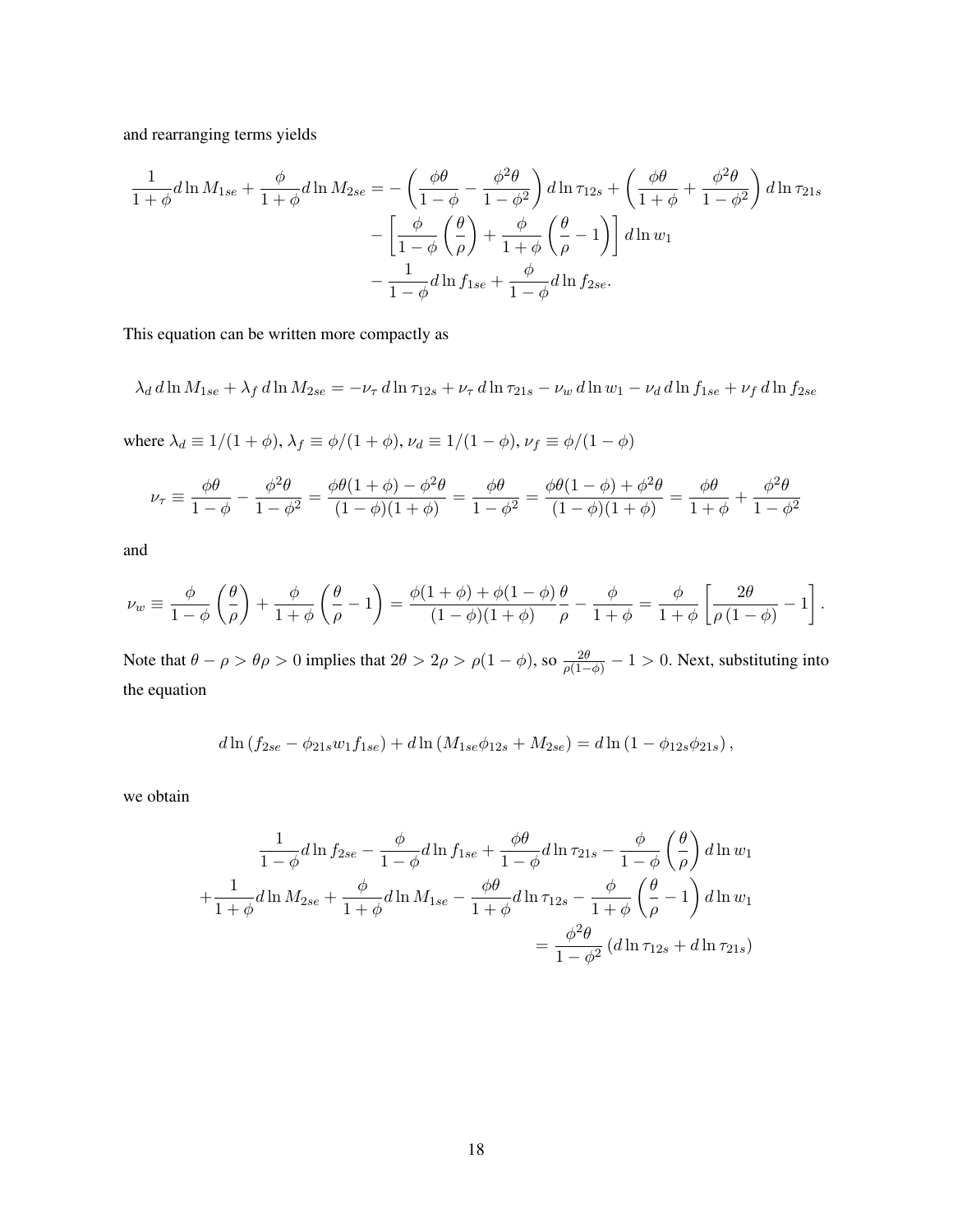and rearranging terms yields

$$
\begin{aligned}
\frac{1}{1+\phi} d\ln M_{1se} + \frac{\phi}{1+\phi} d\ln M_{2se} = &- \left( \frac{\phi\theta}{1-\phi} - \frac{\phi^2\theta}{1-\phi^2} \right) d\ln \tau_{12s} + \left( \frac{\phi\theta}{1+\phi} + \frac{\phi^2\theta}{1-\phi^2} \right) d\ln \tau_{21s} \\
&- \left[ \frac{\phi}{1-\phi} \left( \frac{\theta}{\rho} \right) + \frac{\phi}{1+\phi} \left( \frac{\theta}{\rho} - 1 \right) \right] d\ln w_1 \\
&- \frac{1}{1-\phi} d\ln f_{1se} + \frac{\phi}{1-\phi} d\ln f_{2se}.
\end{aligned}
$$

This equation can be written more compactly as

$$
\lambda_d \, d\ln M_{1se} + \lambda_f \, d\ln M_{2se} = -\nu_\tau \, d\ln \tau_{12s} + \nu_\tau \, d\ln \tau_{21s} - \nu_w \, d\ln w_1 - \nu_d \, d\ln f_{1se} + \nu_f \, d\ln f_{2se}
$$

where $\lambda_d \equiv 1/(1+\phi)$, $\lambda_f \equiv \phi/(1+\phi)$, $\nu_d \equiv 1/(1-\phi)$, $\nu_f \equiv \phi/(1-\phi)$

$$
\nu_\tau \equiv \frac{\phi\theta}{1-\phi} - \frac{\phi^2\theta}{1-\phi^2} = \frac{\phi\theta(1+\phi) - \phi^2\theta}{(1-\phi)(1+\phi)} = \frac{\phi\theta}{1-\phi^2} = \frac{\phi\theta(1-\phi) + \phi^2\theta}{(1-\phi)(1+\phi)} = \frac{\phi\theta}{1+\phi} + \frac{\phi^2\theta}{1-\phi^2}
$$

and

$$
\nu_w \equiv \frac{\phi}{1-\phi} \left( \frac{\theta}{\rho} \right) + \frac{\phi}{1+\phi} \left( \frac{\theta}{\rho} - 1 \right) = \frac{\phi(1+\phi) + \phi(1-\phi)}{(1-\phi)(1+\phi)} \frac{\theta}{\rho} - \frac{\phi}{1+\phi} = \frac{\phi}{1+\phi} \left[ \frac{2\theta}{\rho(1-\phi)} - 1 \right].
$$

Note that $\theta - \rho > \theta\rho > 0$ implies that $2\theta > 2\rho > \rho(1-\phi)$, so $\frac{2\theta}{\rho(1-\phi)} - 1 > 0$. Next, substituting into the equation

$$
d\ln(f_{2se} - \phi_{21s} w_1 f_{1se}) + d\ln(M_{1se}\phi_{12s} + M_{2se}) = d\ln(1 - \phi_{12s}\phi_{21s}),
$$

we obtain

$$
\begin{aligned}
\frac{1}{1-\phi} d\ln f_{2se} - \frac{\phi}{1-\phi} d\ln f_{1se} + \frac{\phi\theta}{1-\phi} d\ln \tau_{21s} - \frac{\phi}{1-\phi} \left( \frac{\theta}{\rho} \right) d\ln w_1 \\
+ \frac{1}{1+\phi} d\ln M_{2se} + \frac{\phi}{1+\phi} d\ln M_{1se} - \frac{\phi\theta}{1+\phi} d\ln \tau_{12s} - \frac{\phi}{1+\phi} \left( \frac{\theta}{\rho} - 1 \right) d\ln w_1 \\
= \frac{\phi^2\theta}{1-\phi^2} (d\ln \tau_{12s} + d\ln \tau_{21s})
\end{aligned}
$$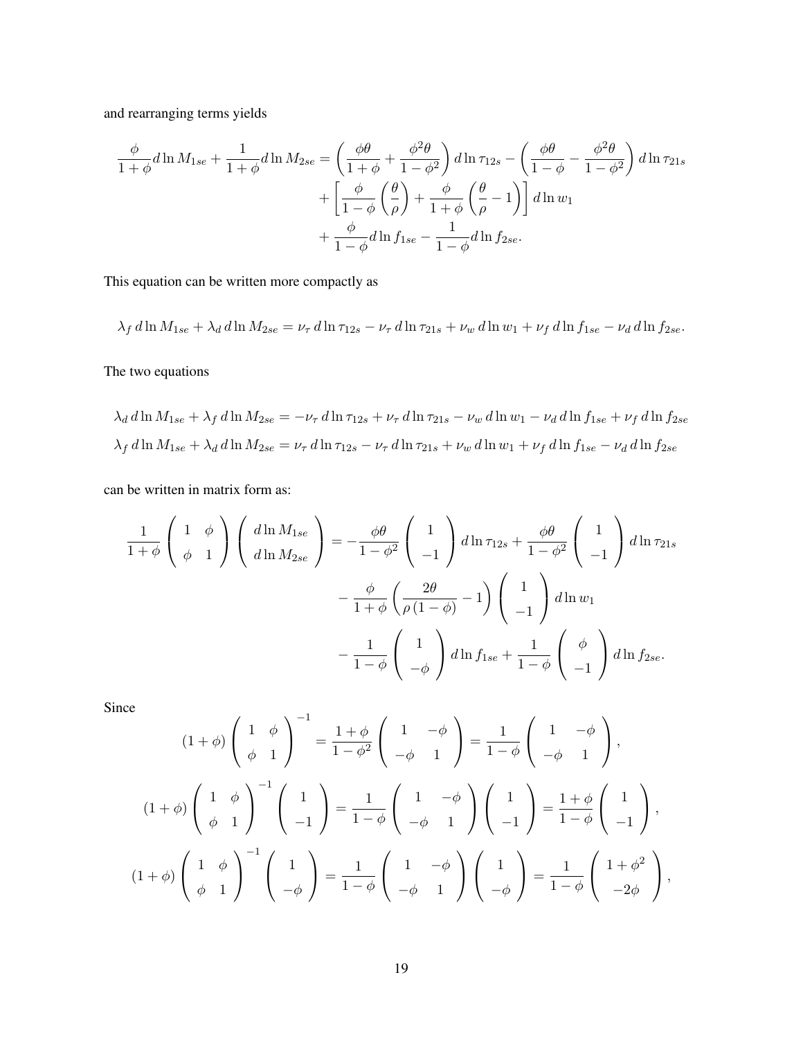and rearranging terms yields

$$
\begin{aligned}
\frac{\phi}{1+\phi} d \ln M_{1se} + \frac{1}{1+\phi} d \ln M_{2se} &= \left( \frac{\phi\theta}{1+\phi} + \frac{\phi^2\theta}{1-\phi^2} \right) d \ln \tau_{12s} - \left( \frac{\phi\theta}{1-\phi} - \frac{\phi^2\theta}{1-\phi^2} \right) d \ln \tau_{21s} \\
&\quad + \left[ \frac{\phi}{1-\phi} \left( \frac{\theta}{\rho} \right) + \frac{\phi}{1+\phi} \left( \frac{\theta}{\rho} - 1 \right) \right] d \ln w_1 \\
&\quad + \frac{\phi}{1-\phi} d \ln f_{1se} - \frac{1}{1-\phi} d \ln f_{2se}.
\end{aligned}
$$

This equation can be written more compactly as

$$
\lambda_f \, d \ln M_{1se} + \lambda_d \, d \ln M_{2se} = \nu_\tau \, d \ln \tau_{12s} - \nu_\tau \, d \ln \tau_{21s} + \nu_w \, d \ln w_1 + \nu_f \, d \ln f_{1se} - \nu_d \, d \ln f_{2se}.
$$

The two equations

$$
\begin{aligned}
\lambda_d \, d \ln M_{1se} + \lambda_f \, d \ln M_{2se} &= -\nu_\tau \, d \ln \tau_{12s} + \nu_\tau \, d \ln \tau_{21s} - \nu_w \, d \ln w_1 - \nu_d \, d \ln f_{1se} + \nu_f \, d \ln f_{2se} \\
\lambda_f \, d \ln M_{1se} + \lambda_d \, d \ln M_{2se} &= \nu_\tau \, d \ln \tau_{12s} - \nu_\tau \, d \ln \tau_{21s} + \nu_w \, d \ln w_1 + \nu_f \, d \ln f_{1se} - \nu_d \, d \ln f_{2se}
\end{aligned}
$$

can be written in matrix form as:

$$
\begin{aligned}
\frac{1}{1+\phi} \begin{pmatrix} 1 & \phi \\ \phi & 1 \end{pmatrix} \begin{pmatrix} d \ln M_{1se} \\ d \ln M_{2se} \end{pmatrix} &= -\frac{\phi\theta}{1-\phi^2} \begin{pmatrix} 1 \\ -1 \end{pmatrix} d \ln \tau_{12s} + \frac{\phi\theta}{1-\phi^2} \begin{pmatrix} 1 \\ -1 \end{pmatrix} d \ln \tau_{21s} \\
&\quad - \frac{\phi}{1+\phi} \left( \frac{2\theta}{\rho(1-\phi)} - 1 \right) \begin{pmatrix} 1 \\ -1 \end{pmatrix} d \ln w_1 \\
&\quad - \frac{1}{1-\phi} \begin{pmatrix} 1 \\ -\phi \end{pmatrix} d \ln f_{1se} + \frac{1}{1-\phi} \begin{pmatrix} \phi \\ -1 \end{pmatrix} d \ln f_{2se}.
\end{aligned}
$$

Since

$$
(1+\phi) \begin{pmatrix} 1 & \phi \\ \phi & 1 \end{pmatrix}^{-1} = \frac{1+\phi}{1-\phi^2} \begin{pmatrix} 1 & -\phi \\ -\phi & 1 \end{pmatrix} = \frac{1}{1-\phi} \begin{pmatrix} 1 & -\phi \\ -\phi & 1 \end{pmatrix},
$$

$$
(1+\phi) \begin{pmatrix} 1 & \phi \\ \phi & 1 \end{pmatrix}^{-1} \begin{pmatrix} 1 \\ -1 \end{pmatrix} = \frac{1}{1-\phi} \begin{pmatrix} 1 & -\phi \\ -\phi & 1 \end{pmatrix} \begin{pmatrix} 1 \\ -1 \end{pmatrix} = \frac{1+\phi}{1-\phi} \begin{pmatrix} 1 \\ -1 \end{pmatrix},
$$

$$
(1+\phi) \begin{pmatrix} 1 & \phi \\ \phi & 1 \end{pmatrix}^{-1} \begin{pmatrix} 1 \\ -\phi \end{pmatrix} = \frac{1}{1-\phi} \begin{pmatrix} 1 & -\phi \\ -\phi & 1 \end{pmatrix} \begin{pmatrix} 1 \\ -\phi \end{pmatrix} = \frac{1}{1-\phi} \begin{pmatrix} 1+\phi^2 \\ -2\phi \end{pmatrix},
$$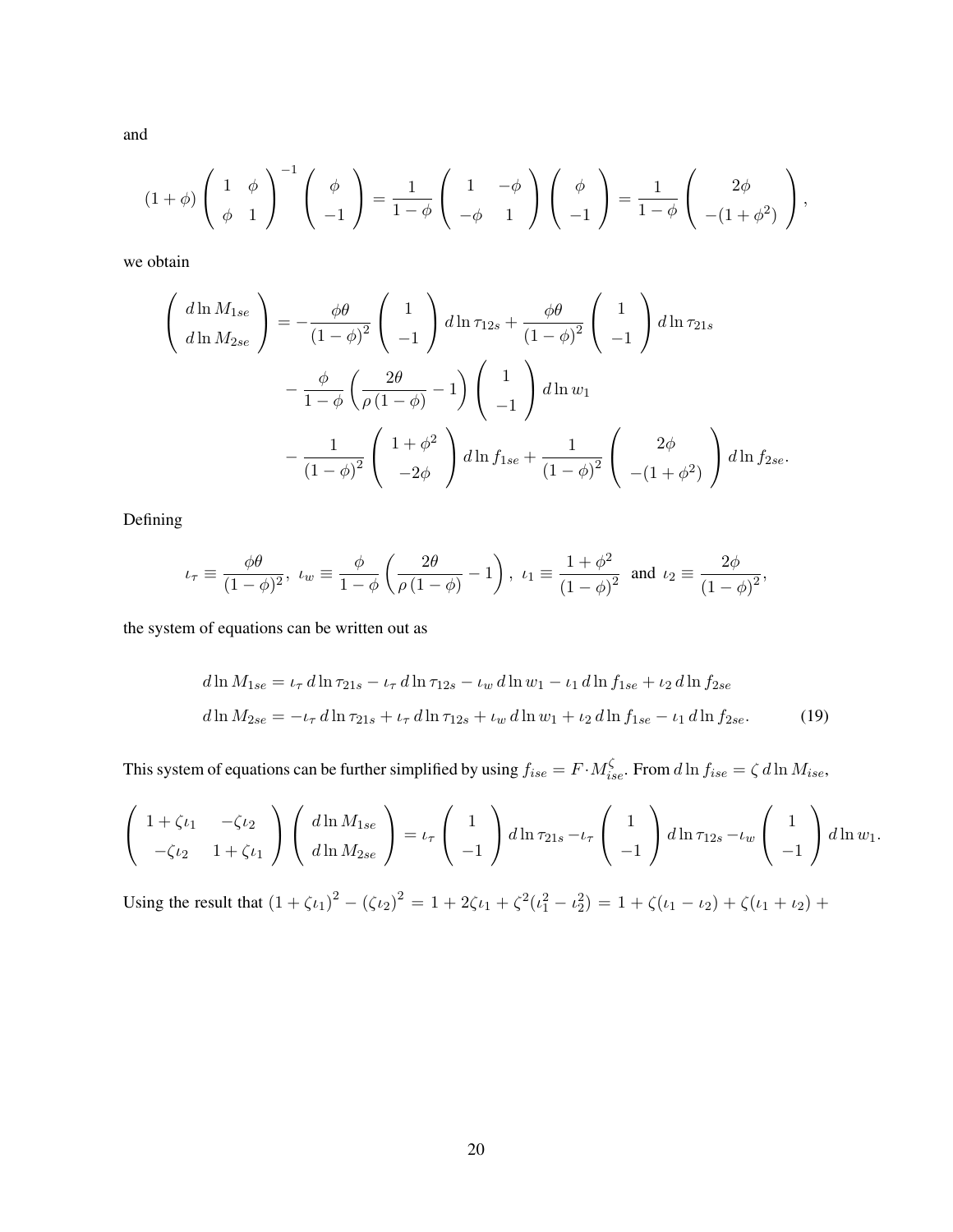and

$$
(1+\phi)\left(\begin{array}{cc} 1 & \phi \\ \phi & 1 \end{array}\right)^{-1}\left(\begin{array}{c} \phi \\ -1 \end{array}\right)=\frac{1}{1-\phi}\left(\begin{array}{cc} 1 & -\phi \\ -\phi & 1 \end{array}\right)\left(\begin{array}{c} \phi \\ -1 \end{array}\right)=\frac{1}{1-\phi}\left(\begin{array}{c} 2\phi \\ -(1+\phi^2) \end{array}\right),
$$

we obtain

$$
\begin{aligned}
\left(\begin{array}{c} d\ln M_{1se} \\ d\ln M_{2se} \end{array}\right) = & -\frac{\phi\theta}{(1-\phi)^2}\left(\begin{array}{c} 1 \\ -1 \end{array}\right) d\ln\tau_{12s} + \frac{\phi\theta}{(1-\phi)^2}\left(\begin{array}{c} 1 \\ -1 \end{array}\right) d\ln\tau_{21s} \\
& -\frac{\phi}{1-\phi}\left(\frac{2\theta}{\rho(1-\phi)}-1\right)\left(\begin{array}{c} 1 \\ -1 \end{array}\right) d\ln w_1 \\
& -\frac{1}{(1-\phi)^2}\left(\begin{array}{c} 1+\phi^2 \\ -2\phi \end{array}\right) d\ln f_{1se} + \frac{1}{(1-\phi)^2}\left(\begin{array}{c} 2\phi \\ -(1+\phi^2) \end{array}\right) d\ln f_{2se}.
\end{aligned}
$$

Defining

$$
\iota_\tau \equiv \frac{\phi\theta}{(1-\phi)^2},\ \iota_w \equiv \frac{\phi}{1-\phi}\left(\frac{2\theta}{\rho(1-\phi)}-1\right),\ \iota_1 \equiv \frac{1+\phi^2}{(1-\phi)^2}\ \text{ and }\ \iota_2 \equiv \frac{2\phi}{(1-\phi)^2},
$$

the system of equations can be written out as

$$
\begin{aligned}
d\ln M_{1se} &= \iota_\tau\, d\ln\tau_{21s} - \iota_\tau\, d\ln\tau_{12s} - \iota_w\, d\ln w_1 - \iota_1\, d\ln f_{1se} + \iota_2\, d\ln f_{2se} \\
d\ln M_{2se} &= -\iota_\tau\, d\ln\tau_{21s} + \iota_\tau\, d\ln\tau_{12s} + \iota_w\, d\ln w_1 + \iota_2\, d\ln f_{1se} - \iota_1\, d\ln f_{2se}.
\end{aligned}
\tag{19}
$$

This system of equations can be further simplified by using $f_{ise} = F \cdot M_{ise}^{\zeta}$. From $d\ln f_{ise} = \zeta\, d\ln M_{ise}$,

$$
\left(\begin{array}{cc} 1+\zeta\iota_1 & -\zeta\iota_2 \\ -\zeta\iota_2 & 1+\zeta\iota_1 \end{array}\right)\left(\begin{array}{c} d\ln M_{1se} \\ d\ln M_{2se} \end{array}\right) = \iota_\tau\left(\begin{array}{c} 1 \\ -1 \end{array}\right) d\ln\tau_{21s} - \iota_\tau\left(\begin{array}{c} 1 \\ -1 \end{array}\right) d\ln\tau_{12s} - \iota_w\left(\begin{array}{c} 1 \\ -1 \end{array}\right) d\ln w_1.
$$

Using the result that $(1+\zeta\iota_1)^2 - (\zeta\iota_2)^2 = 1 + 2\zeta\iota_1 + \zeta^2(\iota_1^2 - \iota_2^2) = 1 + \zeta(\iota_1 - \iota_2) + \zeta(\iota_1 + \iota_2) +$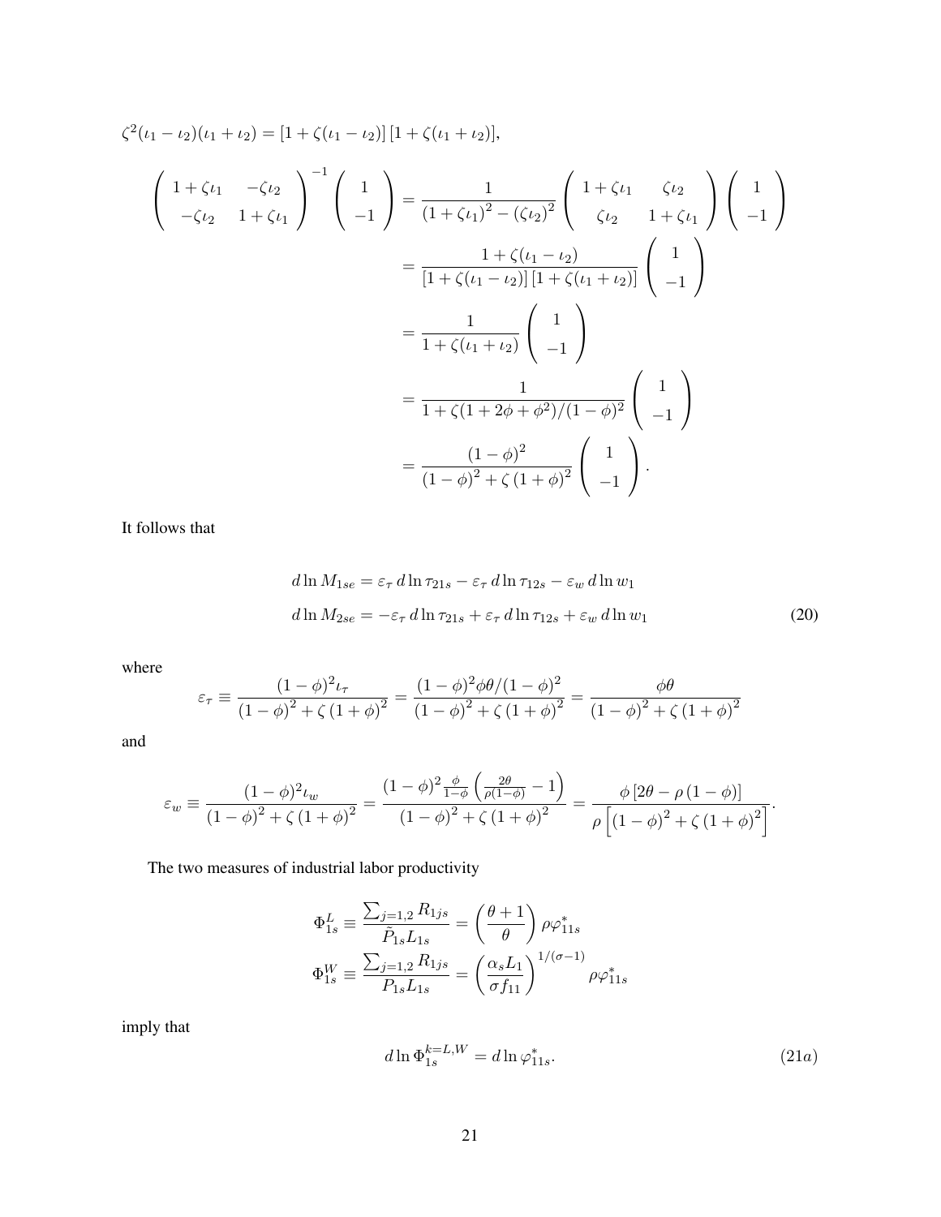$$\zeta^2(\iota_1 - \iota_2)(\iota_1 + \iota_2) = [1 + \zeta(\iota_1 - \iota_2)]\,[1 + \zeta(\iota_1 + \iota_2)],$$

$$
\begin{aligned}
\begin{pmatrix} 1+\zeta\iota_1 & -\zeta\iota_2 \\ -\zeta\iota_2 & 1+\zeta\iota_1 \end{pmatrix}^{-1} \begin{pmatrix} 1 \\ -1 \end{pmatrix} &= \frac{1}{(1+\zeta\iota_1)^2 - (\zeta\iota_2)^2} \begin{pmatrix} 1+\zeta\iota_1 & \zeta\iota_2 \\ \zeta\iota_2 & 1+\zeta\iota_1 \end{pmatrix} \begin{pmatrix} 1 \\ -1 \end{pmatrix} \\
&= \frac{1+\zeta(\iota_1 - \iota_2)}{[1+\zeta(\iota_1-\iota_2)]\,[1+\zeta(\iota_1+\iota_2)]} \begin{pmatrix} 1 \\ -1 \end{pmatrix} \\
&= \frac{1}{1+\zeta(\iota_1+\iota_2)} \begin{pmatrix} 1 \\ -1 \end{pmatrix} \\
&= \frac{1}{1+\zeta(1+2\phi+\phi^2)/(1-\phi)^2} \begin{pmatrix} 1 \\ -1 \end{pmatrix} \\
&= \frac{(1-\phi)^2}{(1-\phi)^2 + \zeta\,(1+\phi)^2} \begin{pmatrix} 1 \\ -1 \end{pmatrix}.
\end{aligned}
$$

It follows that

$$
\begin{aligned}
d\ln M_{1se} &= \varepsilon_\tau \, d\ln \tau_{21s} - \varepsilon_\tau \, d\ln \tau_{12s} - \varepsilon_w \, d\ln w_1 \\
d\ln M_{2se} &= -\varepsilon_\tau \, d\ln \tau_{21s} + \varepsilon_\tau \, d\ln \tau_{12s} + \varepsilon_w \, d\ln w_1
\end{aligned}
\tag{20}
$$

where

$$\varepsilon_\tau \equiv \frac{(1-\phi)^2 \iota_\tau}{(1-\phi)^2 + \zeta\,(1+\phi)^2} = \frac{(1-\phi)^2 \phi\theta/(1-\phi)^2}{(1-\phi)^2 + \zeta\,(1+\phi)^2} = \frac{\phi\theta}{(1-\phi)^2 + \zeta\,(1+\phi)^2}$$

and

$$\varepsilon_w \equiv \frac{(1-\phi)^2 \iota_w}{(1-\phi)^2 + \zeta\,(1+\phi)^2} = \frac{(1-\phi)^2 \frac{\phi}{1-\phi}\left(\frac{2\theta}{\rho(1-\phi)} - 1\right)}{(1-\phi)^2 + \zeta\,(1+\phi)^2} = \frac{\phi\,[2\theta - \rho\,(1-\phi)]}{\rho\left[(1-\phi)^2 + \zeta\,(1+\phi)^2\right]}.$$

The two measures of industrial labor productivity

$$
\begin{aligned}
\Phi_{1s}^L &\equiv \frac{\sum_{j=1,2} R_{1js}}{\tilde{P}_{1s} L_{1s}} = \left(\frac{\theta+1}{\theta}\right) \rho \varphi_{11s}^* \\
\Phi_{1s}^W &\equiv \frac{\sum_{j=1,2} R_{1js}}{P_{1s} L_{1s}} = \left(\frac{\alpha_s L_1}{\sigma f_{11}}\right)^{1/(\sigma-1)} \rho \varphi_{11s}^*
\end{aligned}
$$

imply that

$$d\ln \Phi_{1s}^{k=L,W} = d\ln \varphi_{11s}^*. \tag{21a}$$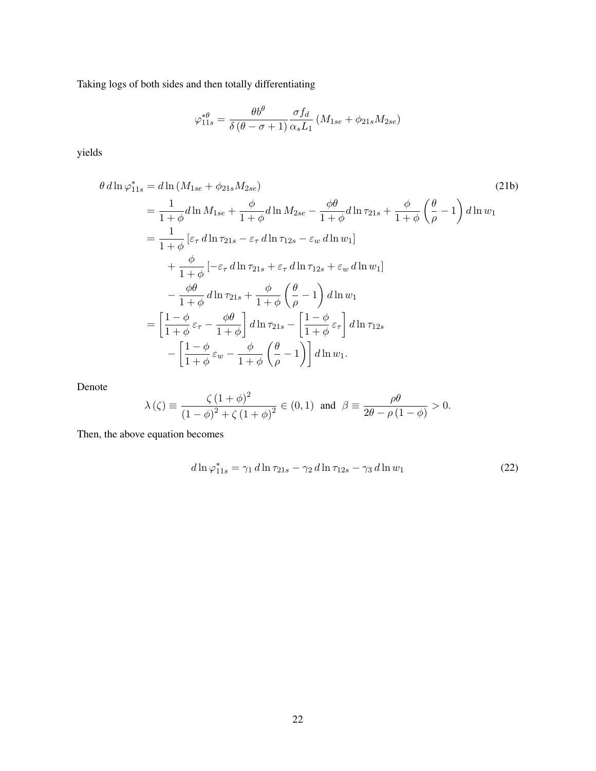Taking logs of both sides and then totally differentiating

$$\varphi_{11s}^{*\theta} = \frac{\theta b^{\theta}}{\delta\left(\theta-\sigma+1\right)} \frac{\sigma f_d}{\alpha_s L_1}\left(M_{1se}+\phi_{21s} M_{2se}\right)$$

yields

$$\begin{aligned}
\theta\, d\ln\varphi_{11s}^{*} &= d\ln\left(M_{1se}+\phi_{21s}M_{2se}\right) \qquad\qquad (21b)\\
&= \frac{1}{1+\phi} d\ln M_{1se} + \frac{\phi}{1+\phi} d\ln M_{2se} - \frac{\phi\theta}{1+\phi} d\ln\tau_{21s} + \frac{\phi}{1+\phi}\left(\frac{\theta}{\rho}-1\right) d\ln w_1\\
&= \frac{1}{1+\phi}\left[\varepsilon_\tau\, d\ln\tau_{21s} - \varepsilon_\tau\, d\ln\tau_{12s} - \varepsilon_w\, d\ln w_1\right]\\
&\quad + \frac{\phi}{1+\phi}\left[-\varepsilon_\tau\, d\ln\tau_{21s} + \varepsilon_\tau\, d\ln\tau_{12s} + \varepsilon_w\, d\ln w_1\right]\\
&\quad - \frac{\phi\theta}{1+\phi}\, d\ln\tau_{21s} + \frac{\phi}{1+\phi}\left(\frac{\theta}{\rho}-1\right) d\ln w_1\\
&= \left[\frac{1-\phi}{1+\phi}\,\varepsilon_\tau - \frac{\phi\theta}{1+\phi}\right] d\ln\tau_{21s} - \left[\frac{1-\phi}{1+\phi}\,\varepsilon_\tau\right] d\ln\tau_{12s}\\
&\quad - \left[\frac{1-\phi}{1+\phi}\,\varepsilon_w - \frac{\phi}{1+\phi}\left(\frac{\theta}{\rho}-1\right)\right] d\ln w_1.
\end{aligned}$$

Denote

$$\lambda\left(\zeta\right) \equiv \frac{\zeta\left(1+\phi\right)^2}{\left(1-\phi\right)^2+\zeta\left(1+\phi\right)^2} \in (0,1) \;\text{ and }\; \beta \equiv \frac{\rho\theta}{2\theta-\rho\left(1-\phi\right)} > 0.$$

Then, the above equation becomes

$$d\ln\varphi_{11s}^{*} = \gamma_1\, d\ln\tau_{21s} - \gamma_2\, d\ln\tau_{12s} - \gamma_3\, d\ln w_1 \tag{22}$$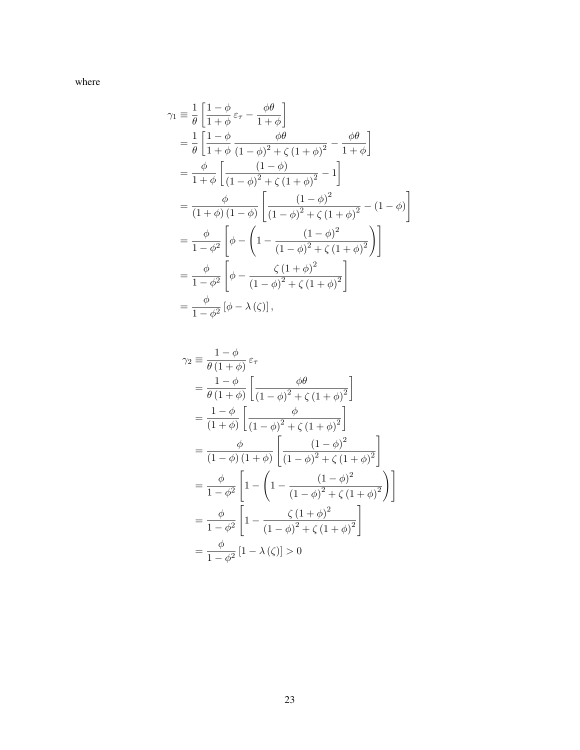where

$$
\begin{aligned}
\gamma_1 &\equiv \frac{1}{\theta}\left[\frac{1-\phi}{1+\phi}\,\varepsilon_\tau - \frac{\phi\theta}{1+\phi}\right] \\
&= \frac{1}{\theta}\left[\frac{1-\phi}{1+\phi}\,\frac{\phi\theta}{(1-\phi)^2+\zeta\,(1+\phi)^2} - \frac{\phi\theta}{1+\phi}\right] \\
&= \frac{\phi}{1+\phi}\left[\frac{(1-\phi)}{(1-\phi)^2+\zeta\,(1+\phi)^2} - 1\right] \\
&= \frac{\phi}{(1+\phi)\,(1-\phi)}\left[\frac{(1-\phi)^2}{(1-\phi)^2+\zeta\,(1+\phi)^2} - (1-\phi)\right] \\
&= \frac{\phi}{1-\phi^2}\left[\phi - \left(1 - \frac{(1-\phi)^2}{(1-\phi)^2+\zeta\,(1+\phi)^2}\right)\right] \\
&= \frac{\phi}{1-\phi^2}\left[\phi - \frac{\zeta\,(1+\phi)^2}{(1-\phi)^2+\zeta\,(1+\phi)^2}\right] \\
&= \frac{\phi}{1-\phi^2}\left[\phi - \lambda\,(\zeta)\right],
\end{aligned}
$$

$$
\begin{aligned}
\gamma_2 &\equiv \frac{1-\phi}{\theta\,(1+\phi)}\,\varepsilon_\tau \\
&= \frac{1-\phi}{\theta\,(1+\phi)}\left[\frac{\phi\theta}{(1-\phi)^2+\zeta\,(1+\phi)^2}\right] \\
&= \frac{1-\phi}{(1+\phi)}\left[\frac{\phi}{(1-\phi)^2+\zeta\,(1+\phi)^2}\right] \\
&= \frac{\phi}{(1-\phi)\,(1+\phi)}\left[\frac{(1-\phi)^2}{(1-\phi)^2+\zeta\,(1+\phi)^2}\right] \\
&= \frac{\phi}{1-\phi^2}\left[1 - \left(1 - \frac{(1-\phi)^2}{(1-\phi)^2+\zeta\,(1+\phi)^2}\right)\right] \\
&= \frac{\phi}{1-\phi^2}\left[1 - \frac{\zeta\,(1+\phi)^2}{(1-\phi)^2+\zeta\,(1+\phi)^2}\right] \\
&= \frac{\phi}{1-\phi^2}\left[1 - \lambda\,(\zeta)\right] > 0
\end{aligned}
$$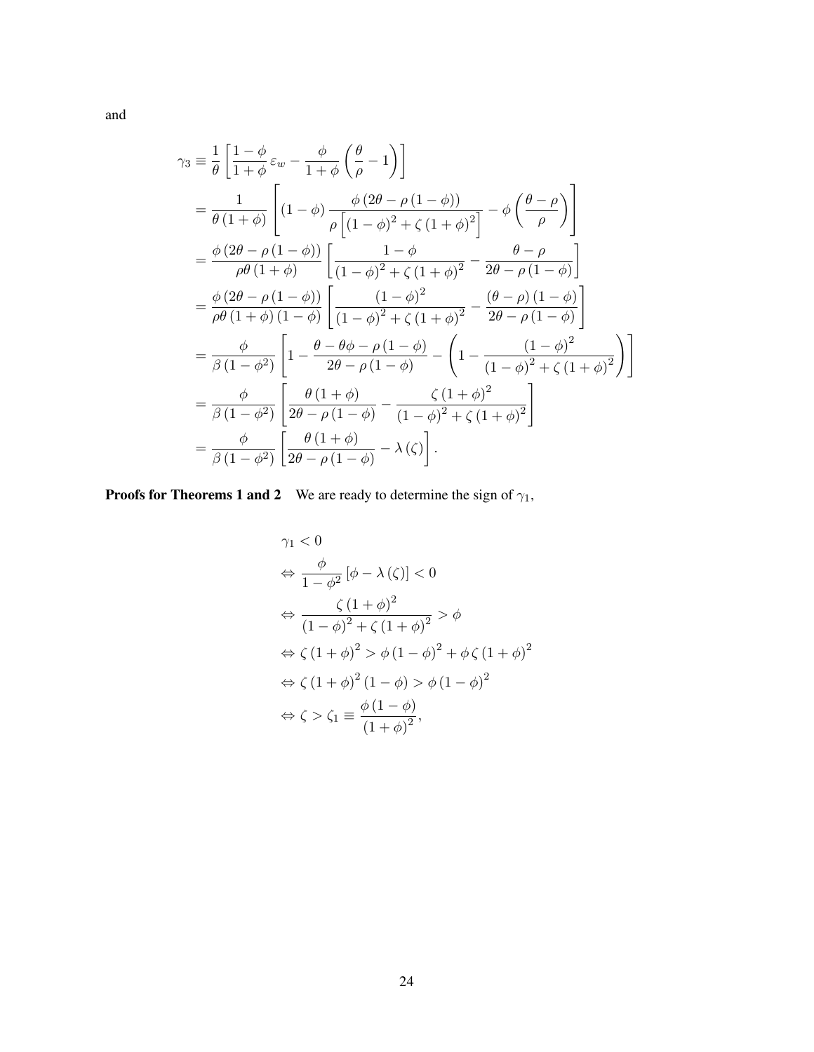and

$$
\begin{aligned}
\gamma_3 &\equiv \frac{1}{\theta}\left[\frac{1-\phi}{1+\phi}\,\varepsilon_w - \frac{\phi}{1+\phi}\left(\frac{\theta}{\rho}-1\right)\right] \\
&= \frac{1}{\theta\left(1+\phi\right)}\left[\left(1-\phi\right)\frac{\phi\left(2\theta-\rho\left(1-\phi\right)\right)}{\rho\left[\left(1-\phi\right)^2+\zeta\left(1+\phi\right)^2\right]} - \phi\left(\frac{\theta-\rho}{\rho}\right)\right] \\
&= \frac{\phi\left(2\theta-\rho\left(1-\phi\right)\right)}{\rho\theta\left(1+\phi\right)}\left[\frac{1-\phi}{\left(1-\phi\right)^2+\zeta\left(1+\phi\right)^2} - \frac{\theta-\rho}{2\theta-\rho\left(1-\phi\right)}\right] \\
&= \frac{\phi\left(2\theta-\rho\left(1-\phi\right)\right)}{\rho\theta\left(1+\phi\right)\left(1-\phi\right)}\left[\frac{\left(1-\phi\right)^2}{\left(1-\phi\right)^2+\zeta\left(1+\phi\right)^2} - \frac{\left(\theta-\rho\right)\left(1-\phi\right)}{2\theta-\rho\left(1-\phi\right)}\right] \\
&= \frac{\phi}{\beta\left(1-\phi^2\right)}\left[1-\frac{\theta-\theta\phi-\rho\left(1-\phi\right)}{2\theta-\rho\left(1-\phi\right)} - \left(1-\frac{\left(1-\phi\right)^2}{\left(1-\phi\right)^2+\zeta\left(1+\phi\right)^2}\right)\right] \\
&= \frac{\phi}{\beta\left(1-\phi^2\right)}\left[\frac{\theta\left(1+\phi\right)}{2\theta-\rho\left(1-\phi\right)} - \frac{\zeta\left(1+\phi\right)^2}{\left(1-\phi\right)^2+\zeta\left(1+\phi\right)^2}\right] \\
&= \frac{\phi}{\beta\left(1-\phi^2\right)}\left[\frac{\theta\left(1+\phi\right)}{2\theta-\rho\left(1-\phi\right)} - \lambda\left(\zeta\right)\right].
\end{aligned}
$$

**Proofs for Theorems 1 and 2** We are ready to determine the sign of $\gamma_1$,

$$
\begin{aligned}
&\gamma_1 < 0 \\
&\Leftrightarrow \frac{\phi}{1-\phi^2}\left[\phi-\lambda\left(\zeta\right)\right] < 0 \\
&\Leftrightarrow \frac{\zeta\left(1+\phi\right)^2}{\left(1-\phi\right)^2+\zeta\left(1+\phi\right)^2} > \phi \\
&\Leftrightarrow \zeta\left(1+\phi\right)^2 > \phi\left(1-\phi\right)^2 + \phi\,\zeta\left(1+\phi\right)^2 \\
&\Leftrightarrow \zeta\left(1+\phi\right)^2\left(1-\phi\right) > \phi\left(1-\phi\right)^2 \\
&\Leftrightarrow \zeta > \zeta_1 \equiv \frac{\phi\left(1-\phi\right)}{\left(1+\phi\right)^2},
\end{aligned}
$$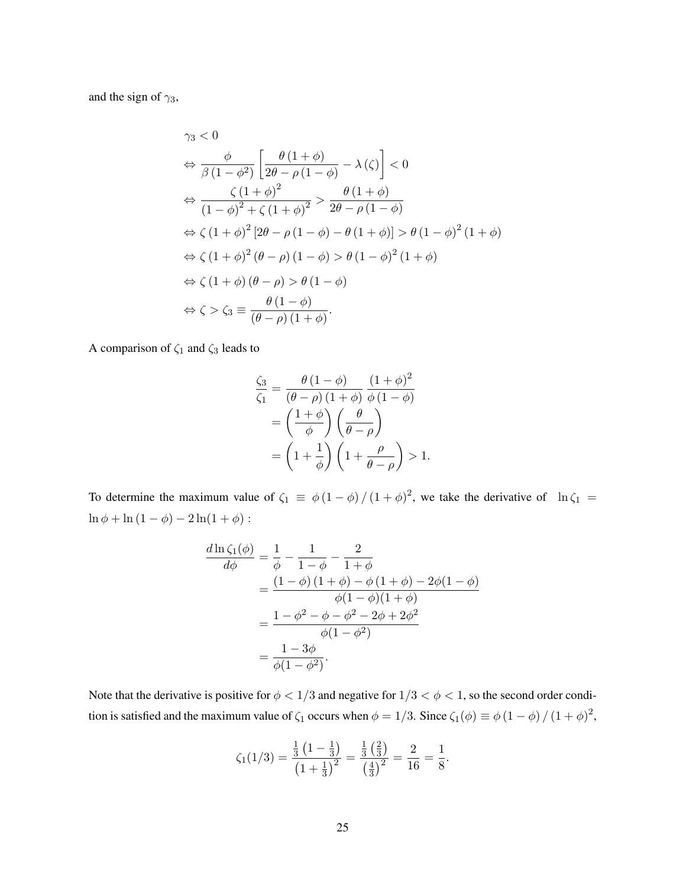and the sign of $\gamma_3$,

$$
\begin{aligned}
&\gamma_3 < 0 \\
&\Leftrightarrow \frac{\phi}{\beta\left(1-\phi^2\right)}\left[\frac{\theta\left(1+\phi\right)}{2\theta-\rho\left(1-\phi\right)}-\lambda\left(\zeta\right)\right] < 0 \\
&\Leftrightarrow \frac{\zeta\left(1+\phi\right)^2}{\left(1-\phi\right)^2+\zeta\left(1+\phi\right)^2} > \frac{\theta\left(1+\phi\right)}{2\theta-\rho\left(1-\phi\right)} \\
&\Leftrightarrow \zeta\left(1+\phi\right)^2\left[2\theta-\rho\left(1-\phi\right)-\theta\left(1+\phi\right)\right] > \theta\left(1-\phi\right)^2\left(1+\phi\right) \\
&\Leftrightarrow \zeta\left(1+\phi\right)^2\left(\theta-\rho\right)\left(1-\phi\right) > \theta\left(1-\phi\right)^2\left(1+\phi\right) \\
&\Leftrightarrow \zeta\left(1+\phi\right)\left(\theta-\rho\right) > \theta\left(1-\phi\right) \\
&\Leftrightarrow \zeta > \zeta_3 \equiv \frac{\theta\left(1-\phi\right)}{\left(\theta-\rho\right)\left(1+\phi\right)}.
\end{aligned}
$$

A comparison of $\zeta_1$ and $\zeta_3$ leads to

$$
\begin{aligned}
\frac{\zeta_3}{\zeta_1} &= \frac{\theta\left(1-\phi\right)}{\left(\theta-\rho\right)\left(1+\phi\right)}\,\frac{\left(1+\phi\right)^2}{\phi\left(1-\phi\right)} \\
&= \left(\frac{1+\phi}{\phi}\right)\left(\frac{\theta}{\theta-\rho}\right) \\
&= \left(1+\frac{1}{\phi}\right)\left(1+\frac{\rho}{\theta-\rho}\right) > 1.
\end{aligned}
$$

To determine the maximum value of $\zeta_1 \equiv \phi\left(1-\phi\right)/\left(1+\phi\right)^2$, we take the derivative of $\ln\zeta_1 = \ln\phi + \ln\left(1-\phi\right) - 2\ln(1+\phi)$ :

$$
\begin{aligned}
\frac{d\ln\zeta_1(\phi)}{d\phi} &= \frac{1}{\phi}-\frac{1}{1-\phi}-\frac{2}{1+\phi} \\
&= \frac{\left(1-\phi\right)\left(1+\phi\right)-\phi\left(1+\phi\right)-2\phi(1-\phi)}{\phi(1-\phi)(1+\phi)} \\
&= \frac{1-\phi^2-\phi-\phi^2-2\phi+2\phi^2}{\phi(1-\phi^2)} \\
&= \frac{1-3\phi}{\phi(1-\phi^2)}.
\end{aligned}
$$

Note that the derivative is positive for $\phi < 1/3$ and negative for $1/3 < \phi < 1$, so the second order condition is satisfied and the maximum value of $\zeta_1$ occurs when $\phi = 1/3$. Since $\zeta_1(\phi) \equiv \phi\left(1-\phi\right)/\left(1+\phi\right)^2$,

$$
\zeta_1(1/3) = \frac{\frac{1}{3}\left(1-\frac{1}{3}\right)}{\left(1+\frac{1}{3}\right)^2} = \frac{\frac{1}{3}\left(\frac{2}{3}\right)}{\left(\frac{4}{3}\right)^2} = \frac{2}{16} = \frac{1}{8}.
$$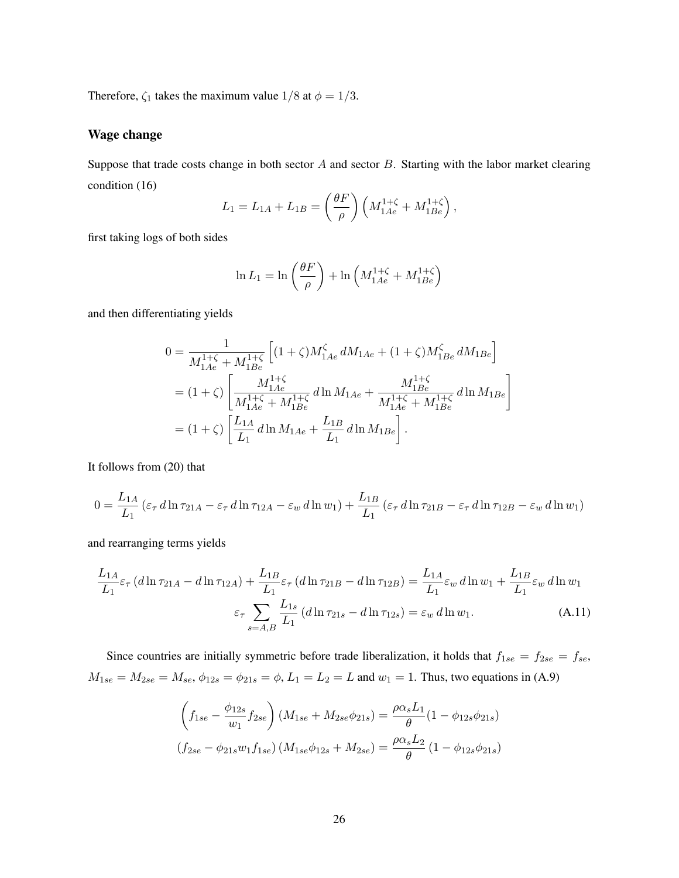Therefore, $\zeta_1$ takes the maximum value $1/8$ at $\phi = 1/3$.

### Wage change

Suppose that trade costs change in both sector $A$ and sector $B$. Starting with the labor market clearing condition (16)

$$L_1 = L_{1A} + L_{1B} = \left(\frac{\theta F}{\rho}\right)\left(M_{1Ae}^{1+\zeta} + M_{1Be}^{1+\zeta}\right),$$

first taking logs of both sides

$$\ln L_1 = \ln\left(\frac{\theta F}{\rho}\right) + \ln\left(M_{1Ae}^{1+\zeta} + M_{1Be}^{1+\zeta}\right)$$

and then differentiating yields

$$\begin{aligned}
0 &= \frac{1}{M_{1Ae}^{1+\zeta} + M_{1Be}^{1+\zeta}}\left[(1+\zeta)M_{1Ae}^{\zeta}\, dM_{1Ae} + (1+\zeta)M_{1Be}^{\zeta}\, dM_{1Be}\right] \\
&= (1+\zeta)\left[\frac{M_{1Ae}^{1+\zeta}}{M_{1Ae}^{1+\zeta} + M_{1Be}^{1+\zeta}}\, d\ln M_{1Ae} + \frac{M_{1Be}^{1+\zeta}}{M_{1Ae}^{1+\zeta} + M_{1Be}^{1+\zeta}}\, d\ln M_{1Be}\right] \\
&= (1+\zeta)\left[\frac{L_{1A}}{L_1}\, d\ln M_{1Ae} + \frac{L_{1B}}{L_1}\, d\ln M_{1Be}\right].
\end{aligned}$$

It follows from (20) that

$$0 = \frac{L_{1A}}{L_1}\left(\varepsilon_\tau\, d\ln\tau_{21A} - \varepsilon_\tau\, d\ln\tau_{12A} - \varepsilon_w\, d\ln w_1\right) + \frac{L_{1B}}{L_1}\left(\varepsilon_\tau\, d\ln\tau_{21B} - \varepsilon_\tau\, d\ln\tau_{12B} - \varepsilon_w\, d\ln w_1\right)$$

and rearranging terms yields

$$\begin{aligned}
\frac{L_{1A}}{L_1}\varepsilon_\tau\left(d\ln\tau_{21A} - d\ln\tau_{12A}\right) + \frac{L_{1B}}{L_1}\varepsilon_\tau\left(d\ln\tau_{21B} - d\ln\tau_{12B}\right) &= \frac{L_{1A}}{L_1}\varepsilon_w\, d\ln w_1 + \frac{L_{1B}}{L_1}\varepsilon_w\, d\ln w_1 \\
\varepsilon_\tau \sum_{s=A,B}\frac{L_{1s}}{L_1}\left(d\ln\tau_{21s} - d\ln\tau_{12s}\right) &= \varepsilon_w\, d\ln w_1. \qquad \text{(A.11)}
\end{aligned}$$

Since countries are initially symmetric before trade liberalization, it holds that $f_{1se} = f_{2se} = f_{se}$, $M_{1se} = M_{2se} = M_{se}$, $\phi_{12s} = \phi_{21s} = \phi$, $L_1 = L_2 = L$ and $w_1 = 1$. Thus, two equations in (A.9)

$$\begin{aligned}
\left(f_{1se} - \frac{\phi_{12s}}{w_1}f_{2se}\right)\left(M_{1se} + M_{2se}\phi_{21s}\right) &= \frac{\rho\alpha_s L_1}{\theta}(1 - \phi_{12s}\phi_{21s}) \\
\left(f_{2se} - \phi_{21s}w_1 f_{1se}\right)\left(M_{1se}\phi_{12s} + M_{2se}\right) &= \frac{\rho\alpha_s L_2}{\theta}\left(1 - \phi_{12s}\phi_{21s}\right)
\end{aligned}$$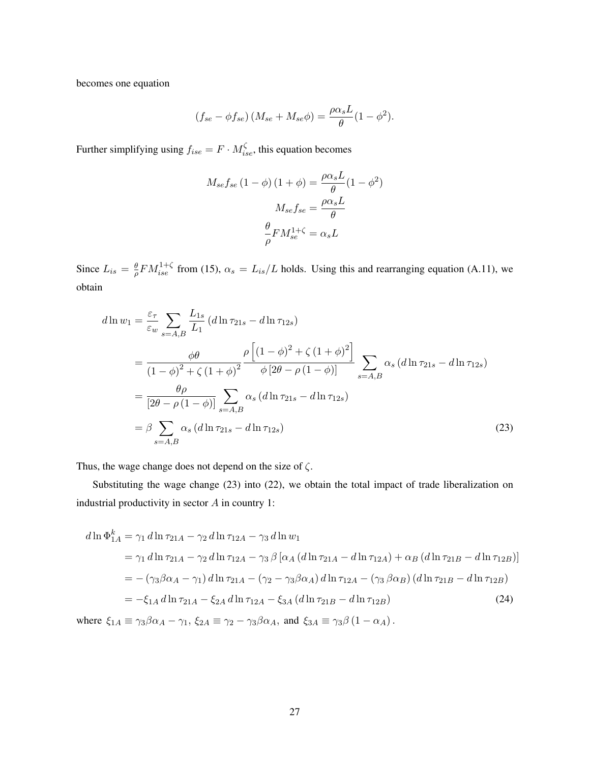becomes one equation

$$\left(f_{se} - \phi f_{se}\right)\left(M_{se} + M_{se}\phi\right) = \frac{\rho\alpha_s L}{\theta}(1 - \phi^2).$$

Further simplifying using $f_{ise} = F \cdot M_{ise}^{\zeta}$, this equation becomes

$$\begin{aligned}
M_{se} f_{se}\left(1 - \phi\right)\left(1 + \phi\right) &= \frac{\rho\alpha_s L}{\theta}(1 - \phi^2) \\
M_{se} f_{se} &= \frac{\rho\alpha_s L}{\theta} \\
\frac{\theta}{\rho} F M_{se}^{1+\zeta} &= \alpha_s L
\end{aligned}$$

Since $L_{is} = \frac{\theta}{\rho} F M_{ise}^{1+\zeta}$ from (15), $\alpha_s = L_{is}/L$ holds. Using this and rearranging equation (A.11), we obtain

$$\begin{aligned}
d\ln w_1 &= \frac{\varepsilon_\tau}{\varepsilon_w} \sum_{s=A,B} \frac{L_{1s}}{L_1}\left(d\ln\tau_{21s} - d\ln\tau_{12s}\right) \\
&= \frac{\phi\theta}{\left(1-\phi\right)^2 + \zeta\left(1+\phi\right)^2} \frac{\rho\left[\left(1-\phi\right)^2 + \zeta\left(1+\phi\right)^2\right]}{\phi\left[2\theta - \rho\left(1-\phi\right)\right]} \sum_{s=A,B} \alpha_s\left(d\ln\tau_{21s} - d\ln\tau_{12s}\right) \\
&= \frac{\theta\rho}{\left[2\theta - \rho\left(1-\phi\right)\right]} \sum_{s=A,B} \alpha_s\left(d\ln\tau_{21s} - d\ln\tau_{12s}\right) \\
&= \beta \sum_{s=A,B} \alpha_s\left(d\ln\tau_{21s} - d\ln\tau_{12s}\right)
\end{aligned} \tag{23}$$

Thus, the wage change does not depend on the size of $\zeta$.

Substituting the wage change (23) into (22), we obtain the total impact of trade liberalization on industrial productivity in sector $A$ in country 1:

$$\begin{aligned}
d\ln\Phi_{1A}^k &= \gamma_1\, d\ln\tau_{21A} - \gamma_2\, d\ln\tau_{12A} - \gamma_3\, d\ln w_1 \\
&= \gamma_1\, d\ln\tau_{21A} - \gamma_2\, d\ln\tau_{12A} - \gamma_3\,\beta\left[\alpha_A\left(d\ln\tau_{21A} - d\ln\tau_{12A}\right) + \alpha_B\left(d\ln\tau_{21B} - d\ln\tau_{12B}\right)\right] \\
&= -\left(\gamma_3\beta\alpha_A - \gamma_1\right) d\ln\tau_{21A} - \left(\gamma_2 - \gamma_3\beta\alpha_A\right) d\ln\tau_{12A} - \left(\gamma_3\,\beta\alpha_B\right)\left(d\ln\tau_{21B} - d\ln\tau_{12B}\right) \\
&= -\xi_{1A}\, d\ln\tau_{21A} - \xi_{2A}\, d\ln\tau_{12A} - \xi_{3A}\left(d\ln\tau_{21B} - d\ln\tau_{12B}\right)
\end{aligned} \tag{24}$$

where $\xi_{1A} \equiv \gamma_3\beta\alpha_A - \gamma_1$, $\xi_{2A} \equiv \gamma_2 - \gamma_3\beta\alpha_A$, and $\xi_{3A} \equiv \gamma_3\beta\left(1 - \alpha_A\right)$.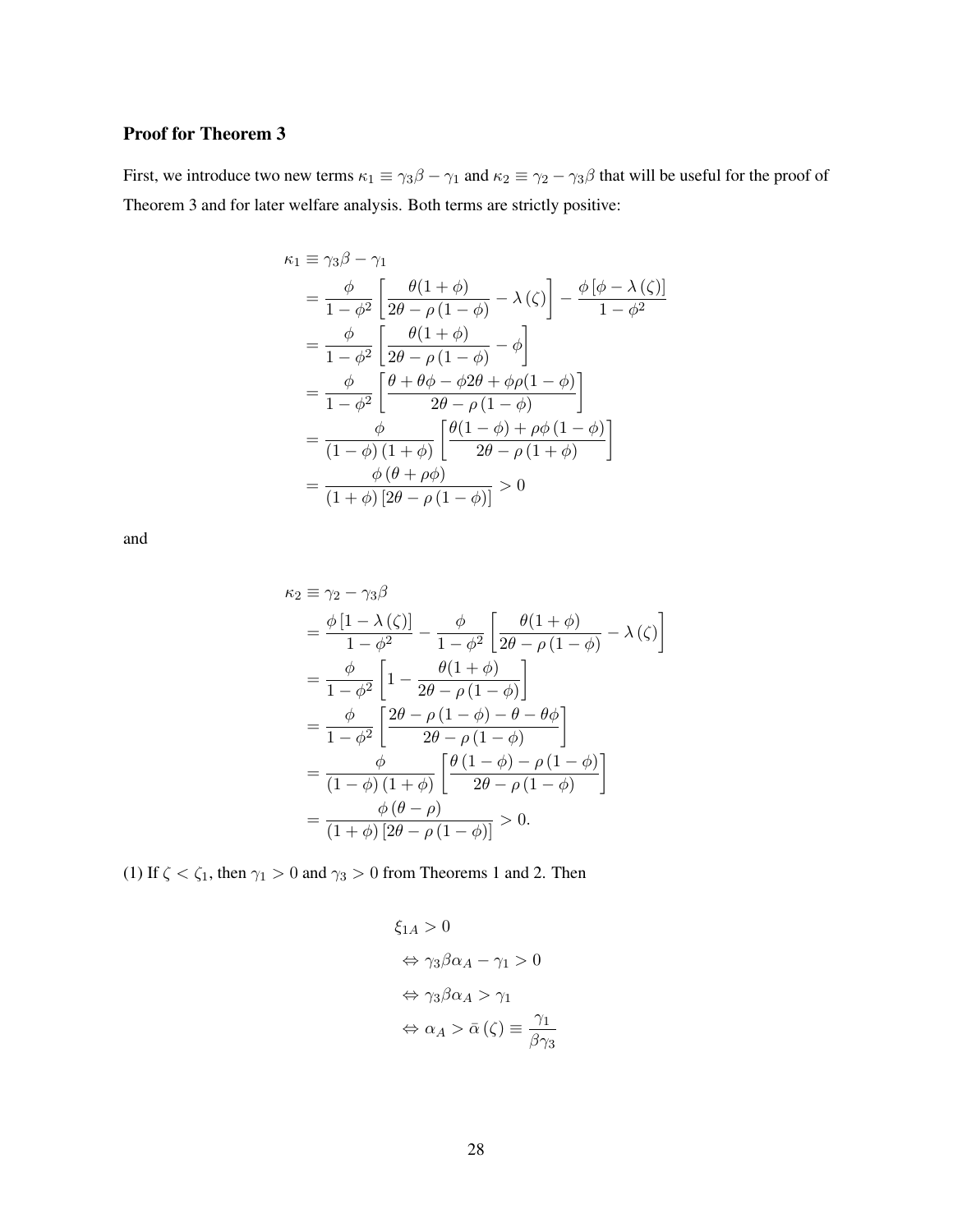### Proof for Theorem 3

First, we introduce two new terms $\kappa_1 \equiv \gamma_3\beta - \gamma_1$ and $\kappa_2 \equiv \gamma_2 - \gamma_3\beta$ that will be useful for the proof of Theorem 3 and for later welfare analysis. Both terms are strictly positive:

$$
\begin{aligned}
\kappa_1 &\equiv \gamma_3\beta - \gamma_1 \\
&= \frac{\phi}{1-\phi^2}\left[\frac{\theta(1+\phi)}{2\theta-\rho(1-\phi)} - \lambda(\zeta)\right] - \frac{\phi\left[\phi-\lambda(\zeta)\right]}{1-\phi^2} \\
&= \frac{\phi}{1-\phi^2}\left[\frac{\theta(1+\phi)}{2\theta-\rho(1-\phi)} - \phi\right] \\
&= \frac{\phi}{1-\phi^2}\left[\frac{\theta+\theta\phi-\phi 2\theta+\phi\rho(1-\phi)}{2\theta-\rho(1-\phi)}\right] \\
&= \frac{\phi}{(1-\phi)(1+\phi)}\left[\frac{\theta(1-\phi)+\rho\phi(1-\phi)}{2\theta-\rho(1+\phi)}\right] \\
&= \frac{\phi(\theta+\rho\phi)}{(1+\phi)\left[2\theta-\rho(1-\phi)\right]} > 0
\end{aligned}
$$

and

$$
\begin{aligned}
\kappa_2 &\equiv \gamma_2 - \gamma_3\beta \\
&= \frac{\phi\left[1-\lambda(\zeta)\right]}{1-\phi^2} - \frac{\phi}{1-\phi^2}\left[\frac{\theta(1+\phi)}{2\theta-\rho(1-\phi)} - \lambda(\zeta)\right] \\
&= \frac{\phi}{1-\phi^2}\left[1 - \frac{\theta(1+\phi)}{2\theta-\rho(1-\phi)}\right] \\
&= \frac{\phi}{1-\phi^2}\left[\frac{2\theta-\rho(1-\phi)-\theta-\theta\phi}{2\theta-\rho(1-\phi)}\right] \\
&= \frac{\phi}{(1-\phi)(1+\phi)}\left[\frac{\theta(1-\phi)-\rho(1-\phi)}{2\theta-\rho(1-\phi)}\right] \\
&= \frac{\phi(\theta-\rho)}{(1+\phi)\left[2\theta-\rho(1-\phi)\right]} > 0.
\end{aligned}
$$

(1) If $\zeta < \zeta_1$, then $\gamma_1 > 0$ and $\gamma_3 > 0$ from Theorems 1 and 2. Then

$$
\begin{aligned}
&\xi_{1A} > 0 \\
&\Leftrightarrow \gamma_3\beta\alpha_A - \gamma_1 > 0 \\
&\Leftrightarrow \gamma_3\beta\alpha_A > \gamma_1 \\
&\Leftrightarrow \alpha_A > \bar{\alpha}(\zeta) \equiv \frac{\gamma_1}{\beta\gamma_3}
\end{aligned}
$$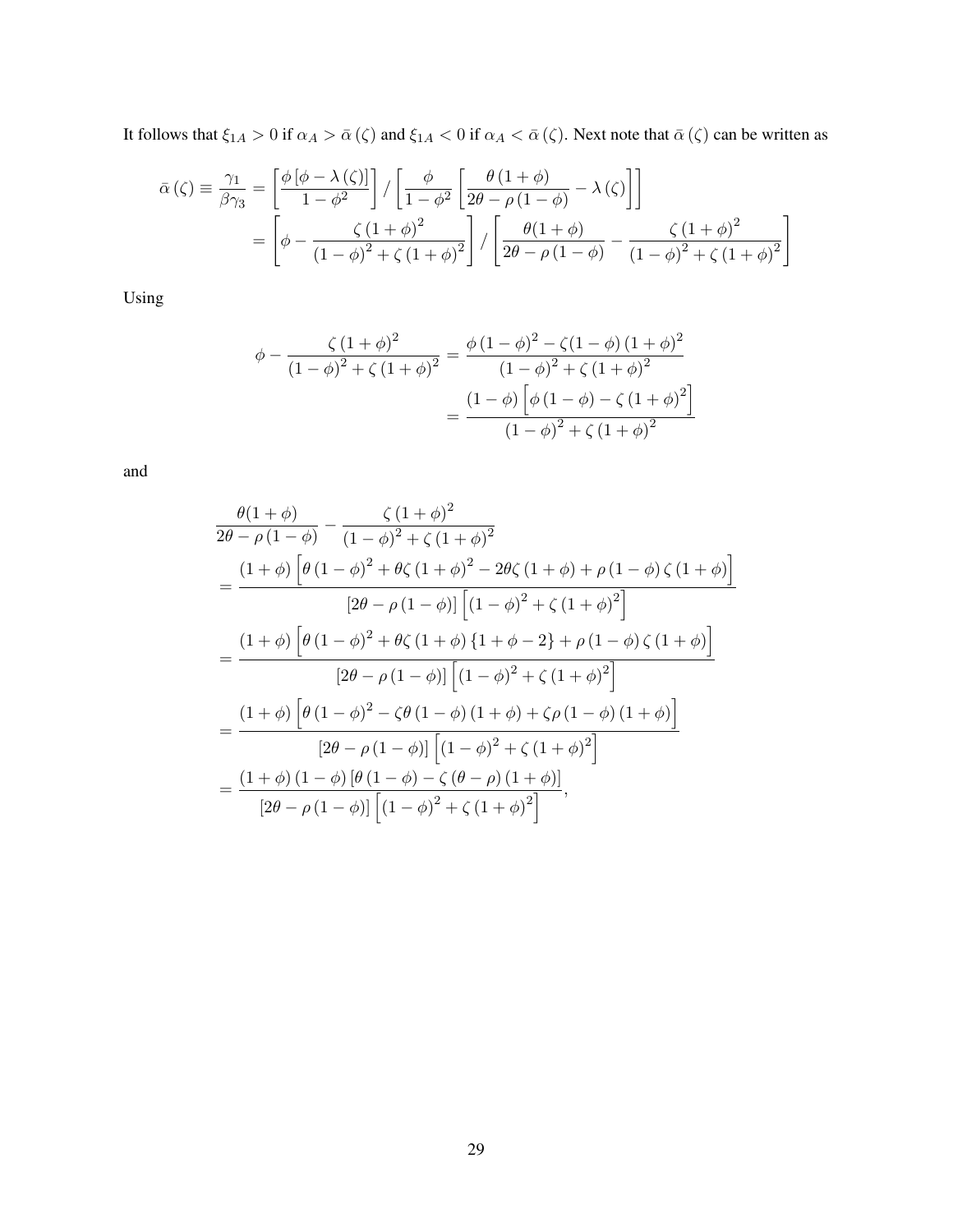It follows that $\xi_{1A} > 0$ if $\alpha_A > \bar{\alpha}(\zeta)$ and $\xi_{1A} < 0$ if $\alpha_A < \bar{\alpha}(\zeta)$. Next note that $\bar{\alpha}(\zeta)$ can be written as

$$
\begin{aligned}
\bar{\alpha}(\zeta) \equiv \frac{\gamma_1}{\beta\gamma_3} &= \left[\frac{\phi\left[\phi - \lambda(\zeta)\right]}{1-\phi^2}\right] / \left[\frac{\phi}{1-\phi^2}\left[\frac{\theta(1+\phi)}{2\theta - \rho(1-\phi)} - \lambda(\zeta)\right]\right] \\
&= \left[\phi - \frac{\zeta(1+\phi)^2}{(1-\phi)^2 + \zeta(1+\phi)^2}\right] / \left[\frac{\theta(1+\phi)}{2\theta - \rho(1-\phi)} - \frac{\zeta(1+\phi)^2}{(1-\phi)^2 + \zeta(1+\phi)^2}\right]
\end{aligned}
$$

Using

$$
\begin{aligned}
\phi - \frac{\zeta(1+\phi)^2}{(1-\phi)^2 + \zeta(1+\phi)^2} &= \frac{\phi(1-\phi)^2 - \zeta(1-\phi)(1+\phi)^2}{(1-\phi)^2 + \zeta(1+\phi)^2} \\
&= \frac{(1-\phi)\left[\phi(1-\phi) - \zeta(1+\phi)^2\right]}{(1-\phi)^2 + \zeta(1+\phi)^2}
\end{aligned}
$$

and

$$
\begin{aligned}
&\frac{\theta(1+\phi)}{2\theta - \rho(1-\phi)} - \frac{\zeta(1+\phi)^2}{(1-\phi)^2 + \zeta(1+\phi)^2} \\
&= \frac{(1+\phi)\left[\theta(1-\phi)^2 + \theta\zeta(1+\phi)^2 - 2\theta\zeta(1+\phi) + \rho(1-\phi)\zeta(1+\phi)\right]}{\left[2\theta - \rho(1-\phi)\right]\left[(1-\phi)^2 + \zeta(1+\phi)^2\right]} \\
&= \frac{(1+\phi)\left[\theta(1-\phi)^2 + \theta\zeta(1+\phi)\{1+\phi-2\} + \rho(1-\phi)\zeta(1+\phi)\right]}{\left[2\theta - \rho(1-\phi)\right]\left[(1-\phi)^2 + \zeta(1+\phi)^2\right]} \\
&= \frac{(1+\phi)\left[\theta(1-\phi)^2 - \zeta\theta(1-\phi)(1+\phi) + \zeta\rho(1-\phi)(1+\phi)\right]}{\left[2\theta - \rho(1-\phi)\right]\left[(1-\phi)^2 + \zeta(1+\phi)^2\right]} \\
&= \frac{(1+\phi)(1-\phi)\left[\theta(1-\phi) - \zeta(\theta-\rho)(1+\phi)\right]}{\left[2\theta - \rho(1-\phi)\right]\left[(1-\phi)^2 + \zeta(1+\phi)^2\right]},
\end{aligned}
$$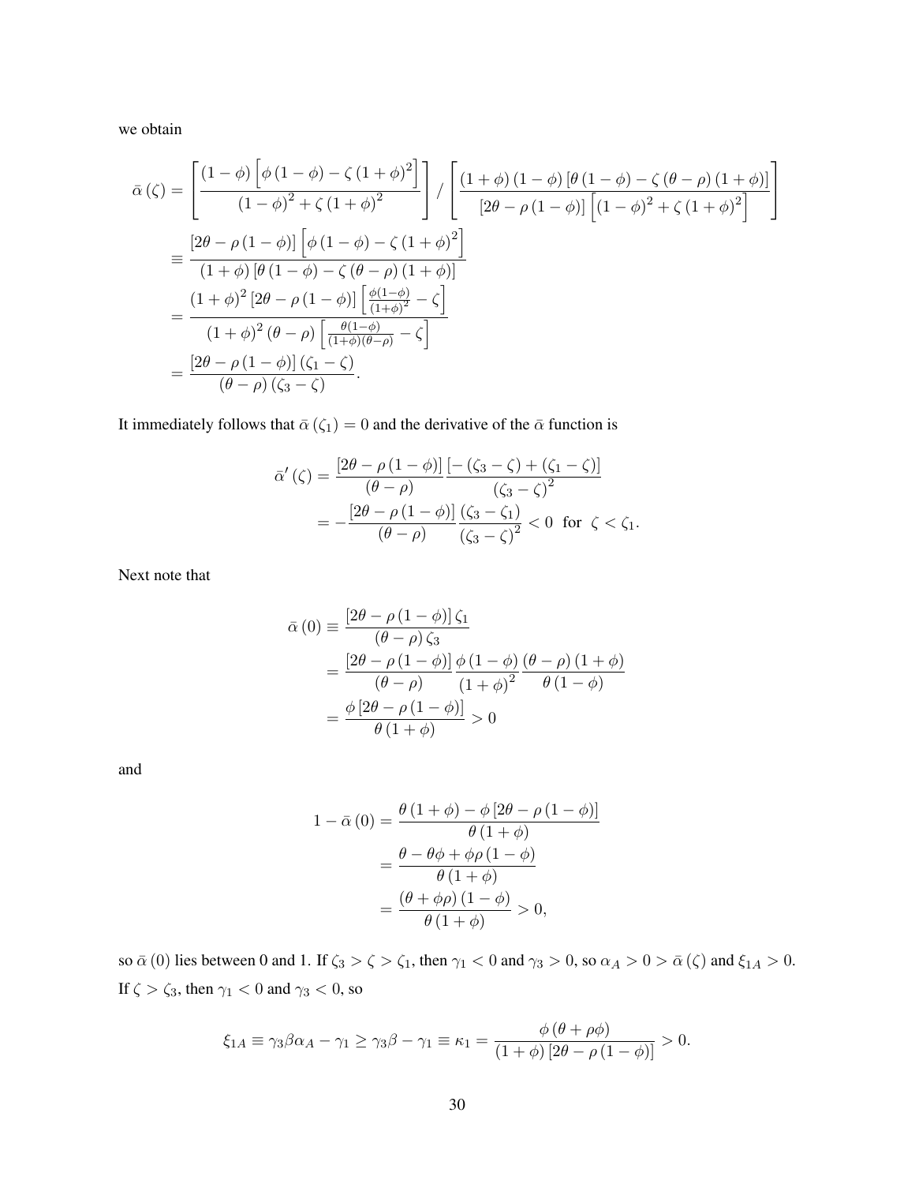we obtain

$$
\begin{aligned}
\bar{\alpha}(\zeta) &= \left[\frac{(1-\phi)\left[\phi(1-\phi)-\zeta(1+\phi)^2\right]}{(1-\phi)^2+\zeta(1+\phi)^2}\right] \Big/ \left[\frac{(1+\phi)(1-\phi)\left[\theta(1-\phi)-\zeta(\theta-\rho)(1+\phi)\right]}{\left[2\theta-\rho(1-\phi)\right]\left[(1-\phi)^2+\zeta(1+\phi)^2\right]}\right] \\
&\equiv \frac{\left[2\theta-\rho(1-\phi)\right]\left[\phi(1-\phi)-\zeta(1+\phi)^2\right]}{(1+\phi)\left[\theta(1-\phi)-\zeta(\theta-\rho)(1+\phi)\right]} \\
&= \frac{(1+\phi)^2\left[2\theta-\rho(1-\phi)\right]\left[\frac{\phi(1-\phi)}{(1+\phi)^2}-\zeta\right]}{(1+\phi)^2(\theta-\rho)\left[\frac{\theta(1-\phi)}{(1+\phi)(\theta-\rho)}-\zeta\right]} \\
&= \frac{\left[2\theta-\rho(1-\phi)\right](\zeta_1-\zeta)}{(\theta-\rho)(\zeta_3-\zeta)}.
\end{aligned}
$$

It immediately follows that $\bar{\alpha}(\zeta_1)=0$ and the derivative of the $\bar{\alpha}$ function is

$$
\begin{aligned}
\bar{\alpha}'(\zeta) &= \frac{\left[2\theta-\rho(1-\phi)\right]}{(\theta-\rho)}\frac{\left[-(\zeta_3-\zeta)+(\zeta_1-\zeta)\right]}{(\zeta_3-\zeta)^2} \\
&= -\frac{\left[2\theta-\rho(1-\phi)\right]}{(\theta-\rho)}\frac{(\zeta_3-\zeta_1)}{(\zeta_3-\zeta)^2} < 0 \quad \text{for} \quad \zeta<\zeta_1.
\end{aligned}
$$

Next note that

$$
\begin{aligned}
\bar{\alpha}(0) &\equiv \frac{\left[2\theta-\rho(1-\phi)\right]\zeta_1}{(\theta-\rho)\zeta_3} \\
&= \frac{\left[2\theta-\rho(1-\phi)\right]}{(\theta-\rho)}\frac{\phi(1-\phi)}{(1+\phi)^2}\frac{(\theta-\rho)(1+\phi)}{\theta(1-\phi)} \\
&= \frac{\phi\left[2\theta-\rho(1-\phi)\right]}{\theta(1+\phi)} > 0
\end{aligned}
$$

and

$$
\begin{aligned}
1-\bar{\alpha}(0) &= \frac{\theta(1+\phi)-\phi\left[2\theta-\rho(1-\phi)\right]}{\theta(1+\phi)} \\
&= \frac{\theta-\theta\phi+\phi\rho(1-\phi)}{\theta(1+\phi)} \\
&= \frac{(\theta+\phi\rho)(1-\phi)}{\theta(1+\phi)} > 0,
\end{aligned}
$$

so $\bar{\alpha}(0)$ lies between 0 and 1. If $\zeta_3>\zeta>\zeta_1$, then $\gamma_1<0$ and $\gamma_3>0$, so $\alpha_A>0>\bar{\alpha}(\zeta)$ and $\xi_{1A}>0$. If $\zeta>\zeta_3$, then $\gamma_1<0$ and $\gamma_3<0$, so

$$
\xi_{1A} \equiv \gamma_3\beta\alpha_A-\gamma_1 \geq \gamma_3\beta-\gamma_1 \equiv \kappa_1 = \frac{\phi(\theta+\rho\phi)}{(1+\phi)\left[2\theta-\rho(1-\phi)\right]} > 0.
$$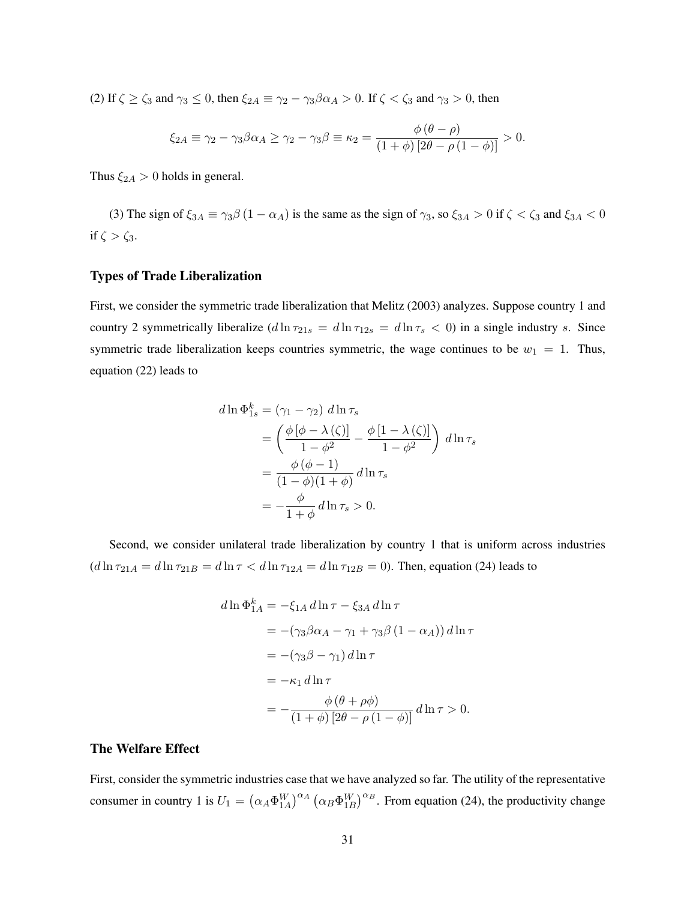(2) If $\zeta \geq \zeta_3$ and $\gamma_3 \leq 0$, then $\xi_{2A} \equiv \gamma_2 - \gamma_3 \beta \alpha_A > 0$. If $\zeta < \zeta_3$ and $\gamma_3 > 0$, then

$$\xi_{2A} \equiv \gamma_2 - \gamma_3 \beta \alpha_A \geq \gamma_2 - \gamma_3 \beta \equiv \kappa_2 = \frac{\phi(\theta - \rho)}{(1+\phi)[2\theta - \rho(1-\phi)]} > 0.$$

Thus $\xi_{2A} > 0$ holds in general.

(3) The sign of $\xi_{3A} \equiv \gamma_3 \beta (1 - \alpha_A)$ is the same as the sign of $\gamma_3$, so $\xi_{3A} > 0$ if $\zeta < \zeta_3$ and $\xi_{3A} < 0$ if $\zeta > \zeta_3$.

### Types of Trade Liberalization

First, we consider the symmetric trade liberalization that Melitz (2003) analyzes. Suppose country 1 and country 2 symmetrically liberalize ($d \ln \tau_{21s} = d \ln \tau_{12s} = d \ln \tau_s < 0$) in a single industry $s$. Since symmetric trade liberalization keeps countries symmetric, the wage continues to be $w_1 = 1$. Thus, equation (22) leads to

$$\begin{aligned}
d \ln \Phi_{1s}^k &= (\gamma_1 - \gamma_2)\, d \ln \tau_s \\
&= \left( \frac{\phi[\phi - \lambda(\zeta)]}{1 - \phi^2} - \frac{\phi[1 - \lambda(\zeta)]}{1 - \phi^2} \right) d \ln \tau_s \\
&= \frac{\phi(\phi - 1)}{(1-\phi)(1+\phi)}\, d \ln \tau_s \\
&= -\frac{\phi}{1+\phi}\, d \ln \tau_s > 0.
\end{aligned}$$

Second, we consider unilateral trade liberalization by country 1 that is uniform across industries ($d \ln \tau_{21A} = d \ln \tau_{21B} = d \ln \tau < d \ln \tau_{12A} = d \ln \tau_{12B} = 0$). Then, equation (24) leads to

$$\begin{aligned}
d \ln \Phi_{1A}^k &= -\xi_{1A}\, d \ln \tau - \xi_{3A}\, d \ln \tau \\
&= -(\gamma_3 \beta \alpha_A - \gamma_1 + \gamma_3 \beta (1 - \alpha_A))\, d \ln \tau \\
&= -(\gamma_3 \beta - \gamma_1)\, d \ln \tau \\
&= -\kappa_1\, d \ln \tau \\
&= -\frac{\phi(\theta + \rho\phi)}{(1+\phi)[2\theta - \rho(1-\phi)]}\, d \ln \tau > 0.
\end{aligned}$$

### The Welfare Effect

First, consider the symmetric industries case that we have analyzed so far. The utility of the representative consumer in country 1 is $U_1 = \left(\alpha_A \Phi_{1A}^W\right)^{\alpha_A} \left(\alpha_B \Phi_{1B}^W\right)^{\alpha_B}$. From equation (24), the productivity change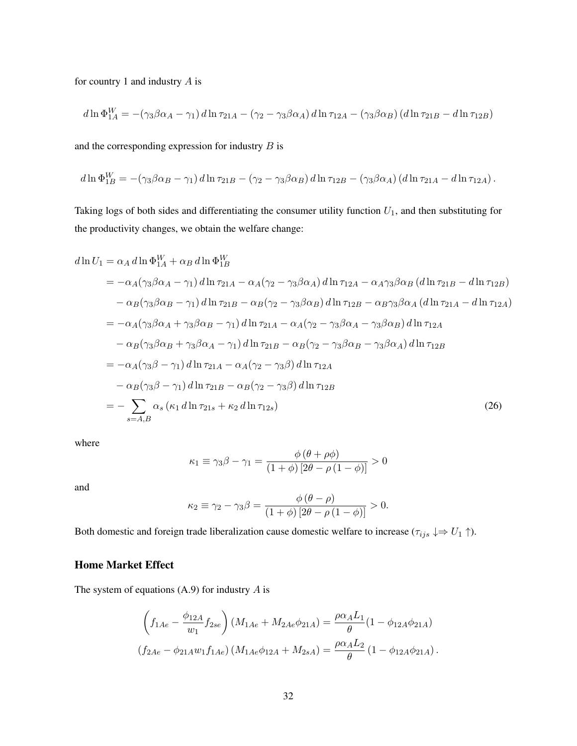for country 1 and industry $A$ is

$$d\ln\Phi_{1A}^{W}=-(\gamma_3\beta\alpha_A-\gamma_1)\,d\ln\tau_{21A}-(\gamma_2-\gamma_3\beta\alpha_A)\,d\ln\tau_{12A}-(\gamma_3\beta\alpha_B)\,(d\ln\tau_{21B}-d\ln\tau_{12B})$$

and the corresponding expression for industry $B$ is

$$d\ln\Phi_{1B}^{W}=-(\gamma_3\beta\alpha_B-\gamma_1)\,d\ln\tau_{21B}-(\gamma_2-\gamma_3\beta\alpha_B)\,d\ln\tau_{12B}-(\gamma_3\beta\alpha_A)\,(d\ln\tau_{21A}-d\ln\tau_{12A})\,.$$

Taking logs of both sides and differentiating the consumer utility function $U_1$, and then substituting for the productivity changes, we obtain the welfare change:

$$\begin{aligned}
d\ln U_1 &= \alpha_A\,d\ln\Phi_{1A}^{W}+\alpha_B\,d\ln\Phi_{1B}^{W}\\
&= -\alpha_A(\gamma_3\beta\alpha_A-\gamma_1)\,d\ln\tau_{21A}-\alpha_A(\gamma_2-\gamma_3\beta\alpha_A)\,d\ln\tau_{12A}-\alpha_A\gamma_3\beta\alpha_B\,(d\ln\tau_{21B}-d\ln\tau_{12B})\\
&\quad -\alpha_B(\gamma_3\beta\alpha_B-\gamma_1)\,d\ln\tau_{21B}-\alpha_B(\gamma_2-\gamma_3\beta\alpha_B)\,d\ln\tau_{12B}-\alpha_B\gamma_3\beta\alpha_A\,(d\ln\tau_{21A}-d\ln\tau_{12A})\\
&= -\alpha_A(\gamma_3\beta\alpha_A+\gamma_3\beta\alpha_B-\gamma_1)\,d\ln\tau_{21A}-\alpha_A(\gamma_2-\gamma_3\beta\alpha_A-\gamma_3\beta\alpha_B)\,d\ln\tau_{12A}\\
&\quad -\alpha_B(\gamma_3\beta\alpha_B+\gamma_3\beta\alpha_A-\gamma_1)\,d\ln\tau_{21B}-\alpha_B(\gamma_2-\gamma_3\beta\alpha_B-\gamma_3\beta\alpha_A)\,d\ln\tau_{12B}\\
&= -\alpha_A(\gamma_3\beta-\gamma_1)\,d\ln\tau_{21A}-\alpha_A(\gamma_2-\gamma_3\beta)\,d\ln\tau_{12A}\\
&\quad -\alpha_B(\gamma_3\beta-\gamma_1)\,d\ln\tau_{21B}-\alpha_B(\gamma_2-\gamma_3\beta)\,d\ln\tau_{12B}\\
&= -\sum_{s=A,B}\alpha_s\left(\kappa_1\,d\ln\tau_{21s}+\kappa_2\,d\ln\tau_{12s}\right)
\end{aligned}\tag{26}$$

where

$$\kappa_1\equiv\gamma_3\beta-\gamma_1=\frac{\phi\,(\theta+\rho\phi)}{(1+\phi)\,[2\theta-\rho\,(1-\phi)]}>0$$

and

$$\kappa_2\equiv\gamma_2-\gamma_3\beta=\frac{\phi\,(\theta-\rho)}{(1+\phi)\,[2\theta-\rho\,(1-\phi)]}>0.$$

Both domestic and foreign trade liberalization cause domestic welfare to increase ($\tau_{ijs}\downarrow\Rightarrow U_1\uparrow$).

### Home Market Effect

The system of equations (A.9) for industry $A$ is

$$\left(f_{1Ae}-\frac{\phi_{12A}}{w_1}f_{2se}\right)(M_{1Ae}+M_{2Ae}\phi_{21A})=\frac{\rho\alpha_A L_1}{\theta}(1-\phi_{12A}\phi_{21A})$$

$$(f_{2Ae}-\phi_{21A}w_1 f_{1Ae})\,(M_{1Ae}\phi_{12A}+M_{2sA})=\frac{\rho\alpha_A L_2}{\theta}\,(1-\phi_{12A}\phi_{21A})\,.$$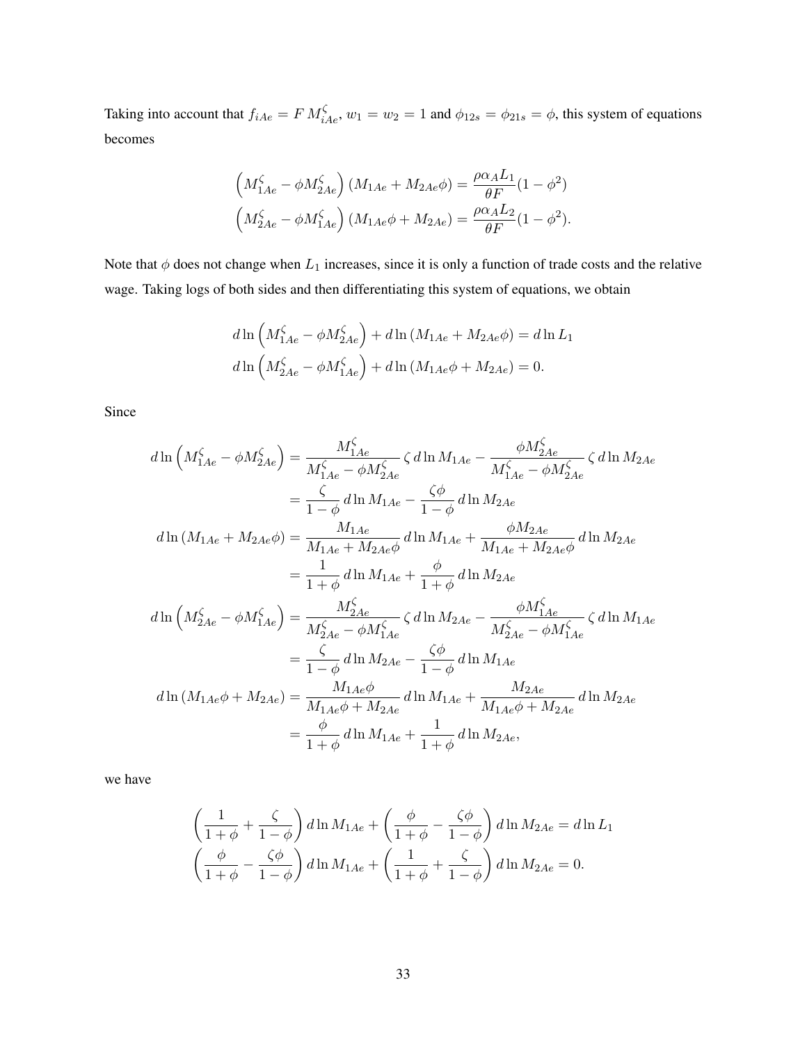Taking into account that $f_{iAe} = F\, M_{iAe}^{\zeta}$, $w_1 = w_2 = 1$ and $\phi_{12s} = \phi_{21s} = \phi$, this system of equations becomes

$$\left(M_{1Ae}^{\zeta} - \phi M_{2Ae}^{\zeta}\right)(M_{1Ae} + M_{2Ae}\phi) = \frac{\rho \alpha_A L_1}{\theta F}(1-\phi^2)$$
$$\left(M_{2Ae}^{\zeta} - \phi M_{1Ae}^{\zeta}\right)(M_{1Ae}\phi + M_{2Ae}) = \frac{\rho \alpha_A L_2}{\theta F}(1-\phi^2).$$

Note that $\phi$ does not change when $L_1$ increases, since it is only a function of trade costs and the relative wage. Taking logs of both sides and then differentiating this system of equations, we obtain

$$d\ln\left(M_{1Ae}^{\zeta} - \phi M_{2Ae}^{\zeta}\right) + d\ln(M_{1Ae} + M_{2Ae}\phi) = d\ln L_1$$
$$d\ln\left(M_{2Ae}^{\zeta} - \phi M_{1Ae}^{\zeta}\right) + d\ln(M_{1Ae}\phi + M_{2Ae}) = 0.$$

Since

$$\begin{aligned}
d\ln\left(M_{1Ae}^{\zeta} - \phi M_{2Ae}^{\zeta}\right) &= \frac{M_{1Ae}^{\zeta}}{M_{1Ae}^{\zeta} - \phi M_{2Ae}^{\zeta}}\,\zeta\, d\ln M_{1Ae} - \frac{\phi M_{2Ae}^{\zeta}}{M_{1Ae}^{\zeta} - \phi M_{2Ae}^{\zeta}}\,\zeta\, d\ln M_{2Ae} \\
&= \frac{\zeta}{1-\phi}\, d\ln M_{1Ae} - \frac{\zeta\phi}{1-\phi}\, d\ln M_{2Ae} \\
d\ln(M_{1Ae} + M_{2Ae}\phi) &= \frac{M_{1Ae}}{M_{1Ae} + M_{2Ae}\phi}\, d\ln M_{1Ae} + \frac{\phi M_{2Ae}}{M_{1Ae} + M_{2Ae}\phi}\, d\ln M_{2Ae} \\
&= \frac{1}{1+\phi}\, d\ln M_{1Ae} + \frac{\phi}{1+\phi}\, d\ln M_{2Ae} \\
d\ln\left(M_{2Ae}^{\zeta} - \phi M_{1Ae}^{\zeta}\right) &= \frac{M_{2Ae}^{\zeta}}{M_{2Ae}^{\zeta} - \phi M_{1Ae}^{\zeta}}\,\zeta\, d\ln M_{2Ae} - \frac{\phi M_{1Ae}^{\zeta}}{M_{2Ae}^{\zeta} - \phi M_{1Ae}^{\zeta}}\,\zeta\, d\ln M_{1Ae} \\
&= \frac{\zeta}{1-\phi}\, d\ln M_{2Ae} - \frac{\zeta\phi}{1-\phi}\, d\ln M_{1Ae} \\
d\ln(M_{1Ae}\phi + M_{2Ae}) &= \frac{M_{1Ae}\phi}{M_{1Ae}\phi + M_{2Ae}}\, d\ln M_{1Ae} + \frac{M_{2Ae}}{M_{1Ae}\phi + M_{2Ae}}\, d\ln M_{2Ae} \\
&= \frac{\phi}{1+\phi}\, d\ln M_{1Ae} + \frac{1}{1+\phi}\, d\ln M_{2Ae},
\end{aligned}$$

we have

$$\left(\frac{1}{1+\phi} + \frac{\zeta}{1-\phi}\right) d\ln M_{1Ae} + \left(\frac{\phi}{1+\phi} - \frac{\zeta\phi}{1-\phi}\right) d\ln M_{2Ae} = d\ln L_1$$
$$\left(\frac{\phi}{1+\phi} - \frac{\zeta\phi}{1-\phi}\right) d\ln M_{1Ae} + \left(\frac{1}{1+\phi} + \frac{\zeta}{1-\phi}\right) d\ln M_{2Ae} = 0.$$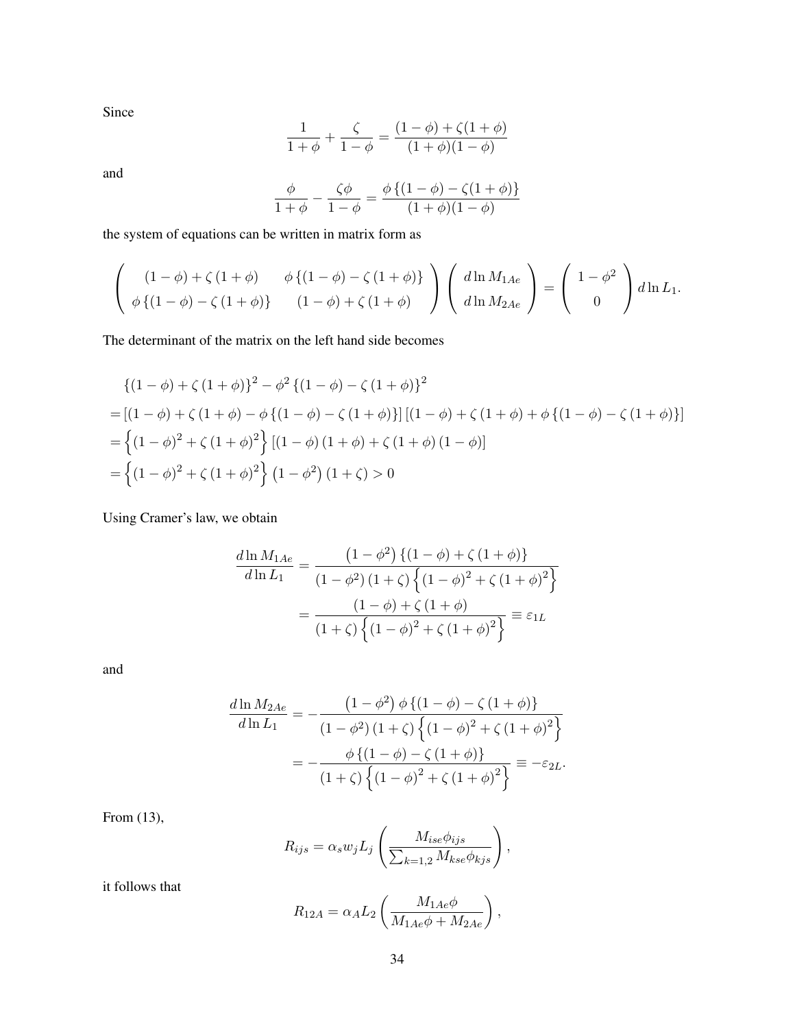Since

$$\frac{1}{1+\phi} + \frac{\zeta}{1-\phi} = \frac{(1-\phi) + \zeta(1+\phi)}{(1+\phi)(1-\phi)}$$

and

$$\frac{\phi}{1+\phi} - \frac{\zeta\phi}{1-\phi} = \frac{\phi\left\{(1-\phi) - \zeta(1+\phi)\right\}}{(1+\phi)(1-\phi)}$$

the system of equations can be written in matrix form as

$$\begin{pmatrix} (1-\phi) + \zeta(1+\phi) & \phi\left\{(1-\phi) - \zeta(1+\phi)\right\} \\ \phi\left\{(1-\phi) - \zeta(1+\phi)\right\} & (1-\phi) + \zeta(1+\phi) \end{pmatrix} \begin{pmatrix} d\ln M_{1Ae} \\ d\ln M_{2Ae} \end{pmatrix} = \begin{pmatrix} 1-\phi^2 \\ 0 \end{pmatrix} d\ln L_1.$$

The determinant of the matrix on the left hand side becomes

$$\begin{aligned}
&\left\{(1-\phi) + \zeta(1+\phi)\right\}^2 - \phi^2\left\{(1-\phi) - \zeta(1+\phi)\right\}^2 \\
&= \left[(1-\phi) + \zeta(1+\phi) - \phi\left\{(1-\phi) - \zeta(1+\phi)\right\}\right]\left[(1-\phi) + \zeta(1+\phi) + \phi\left\{(1-\phi) - \zeta(1+\phi)\right\}\right] \\
&= \left\{(1-\phi)^2 + \zeta(1+\phi)^2\right\}\left[(1-\phi)(1+\phi) + \zeta(1+\phi)(1-\phi)\right] \\
&= \left\{(1-\phi)^2 + \zeta(1+\phi)^2\right\}\left(1-\phi^2\right)(1+\zeta) > 0
\end{aligned}$$

Using Cramer's law, we obtain

$$\begin{aligned}
\frac{d\ln M_{1Ae}}{d\ln L_1} &= \frac{\left(1-\phi^2\right)\left\{(1-\phi) + \zeta(1+\phi)\right\}}{\left(1-\phi^2\right)(1+\zeta)\left\{(1-\phi)^2 + \zeta(1+\phi)^2\right\}} \\
&= \frac{(1-\phi) + \zeta(1+\phi)}{(1+\zeta)\left\{(1-\phi)^2 + \zeta(1+\phi)^2\right\}} \equiv \varepsilon_{1L}
\end{aligned}$$

and

$$\begin{aligned}
\frac{d\ln M_{2Ae}}{d\ln L_1} &= -\frac{\left(1-\phi^2\right)\phi\left\{(1-\phi) - \zeta(1+\phi)\right\}}{\left(1-\phi^2\right)(1+\zeta)\left\{(1-\phi)^2 + \zeta(1+\phi)^2\right\}} \\
&= -\frac{\phi\left\{(1-\phi) - \zeta(1+\phi)\right\}}{(1+\zeta)\left\{(1-\phi)^2 + \zeta(1+\phi)^2\right\}} \equiv -\varepsilon_{2L}.
\end{aligned}$$

From (13),

$$R_{ijs} = \alpha_s w_j L_j \left(\frac{M_{ise}\phi_{ijs}}{\sum_{k=1,2} M_{kse}\phi_{kjs}}\right),$$

it follows that

$$R_{12A} = \alpha_A L_2 \left(\frac{M_{1Ae}\phi}{M_{1Ae}\phi + M_{2Ae}}\right),$$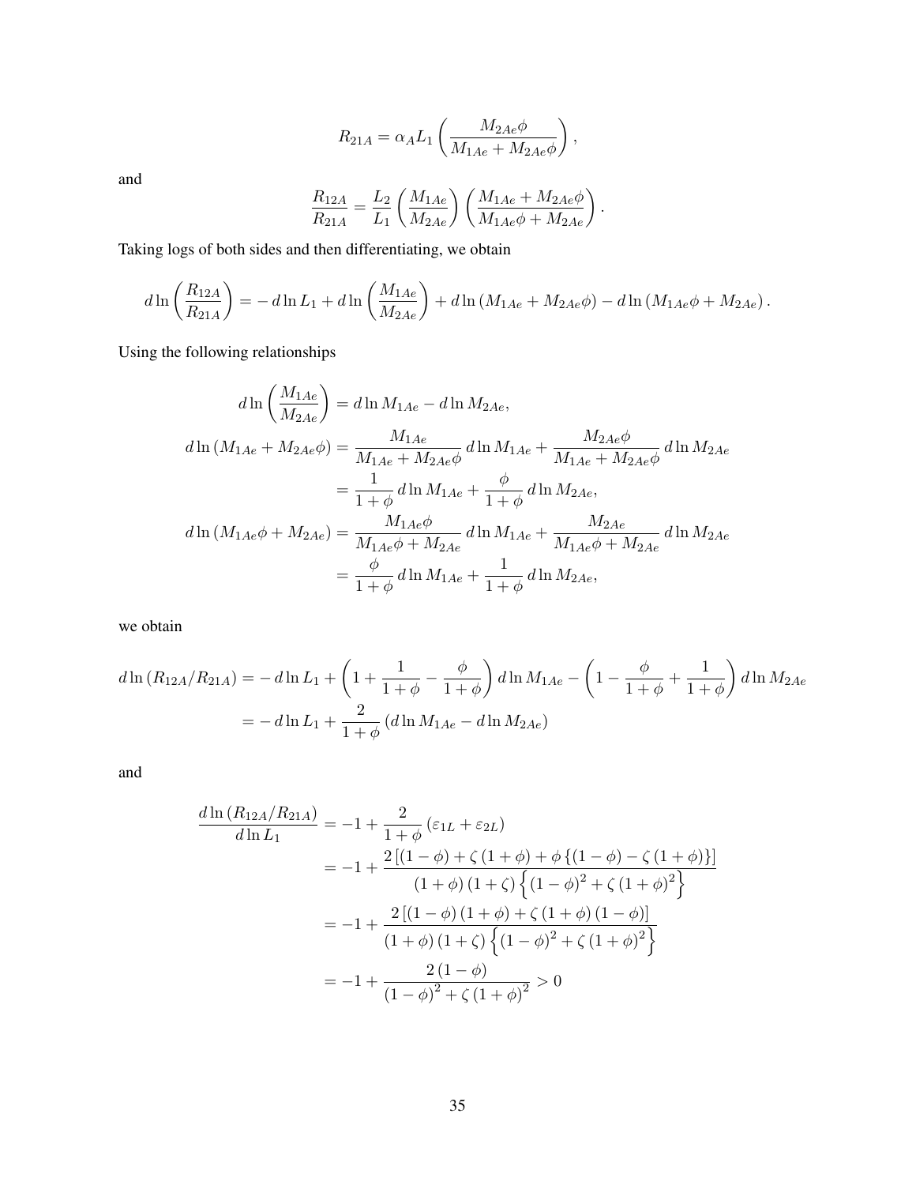$$R_{21A} = \alpha_A L_1 \left( \frac{M_{2Ae}\phi}{M_{1Ae} + M_{2Ae}\phi} \right),$$

and

$$\frac{R_{12A}}{R_{21A}} = \frac{L_2}{L_1} \left( \frac{M_{1Ae}}{M_{2Ae}} \right) \left( \frac{M_{1Ae} + M_{2Ae}\phi}{M_{1Ae}\phi + M_{2Ae}} \right).$$

Taking logs of both sides and then differentiating, we obtain

$$d \ln \left( \frac{R_{12A}}{R_{21A}} \right) = -\, d \ln L_1 + d \ln \left( \frac{M_{1Ae}}{M_{2Ae}} \right) + d \ln \left( M_{1Ae} + M_{2Ae}\phi \right) - d \ln \left( M_{1Ae}\phi + M_{2Ae} \right).$$

Using the following relationships

$$\begin{aligned}
d \ln \left( \frac{M_{1Ae}}{M_{2Ae}} \right) &= d \ln M_{1Ae} - d \ln M_{2Ae}, \\
d \ln \left( M_{1Ae} + M_{2Ae}\phi \right) &= \frac{M_{1Ae}}{M_{1Ae} + M_{2Ae}\phi}\, d \ln M_{1Ae} + \frac{M_{2Ae}\phi}{M_{1Ae} + M_{2Ae}\phi}\, d \ln M_{2Ae} \\
&= \frac{1}{1+\phi}\, d \ln M_{1Ae} + \frac{\phi}{1+\phi}\, d \ln M_{2Ae}, \\
d \ln \left( M_{1Ae}\phi + M_{2Ae} \right) &= \frac{M_{1Ae}\phi}{M_{1Ae}\phi + M_{2Ae}}\, d \ln M_{1Ae} + \frac{M_{2Ae}}{M_{1Ae}\phi + M_{2Ae}}\, d \ln M_{2Ae} \\
&= \frac{\phi}{1+\phi}\, d \ln M_{1Ae} + \frac{1}{1+\phi}\, d \ln M_{2Ae},
\end{aligned}$$

we obtain

$$\begin{aligned}
d \ln \left( R_{12A}/R_{21A} \right) &= -\, d \ln L_1 + \left( 1 + \frac{1}{1+\phi} - \frac{\phi}{1+\phi} \right) d \ln M_{1Ae} - \left( 1 - \frac{\phi}{1+\phi} + \frac{1}{1+\phi} \right) d \ln M_{2Ae} \\
&= -\, d \ln L_1 + \frac{2}{1+\phi} \left( d \ln M_{1Ae} - d \ln M_{2Ae} \right)
\end{aligned}$$

and

$$\begin{aligned}
\frac{d \ln \left( R_{12A}/R_{21A} \right)}{d \ln L_1} &= -1 + \frac{2}{1+\phi} \left( \varepsilon_{1L} + \varepsilon_{2L} \right) \\
&= -1 + \frac{2 \left[ (1-\phi) + \zeta (1+\phi) + \phi \left\{ (1-\phi) - \zeta (1+\phi) \right\} \right]}{(1+\phi)(1+\zeta) \left\{ (1-\phi)^2 + \zeta (1+\phi)^2 \right\}} \\
&= -1 + \frac{2 \left[ (1-\phi)(1+\phi) + \zeta (1+\phi)(1-\phi) \right]}{(1+\phi)(1+\zeta) \left\{ (1-\phi)^2 + \zeta (1+\phi)^2 \right\}} \\
&= -1 + \frac{2(1-\phi)}{(1-\phi)^2 + \zeta (1+\phi)^2} > 0
\end{aligned}$$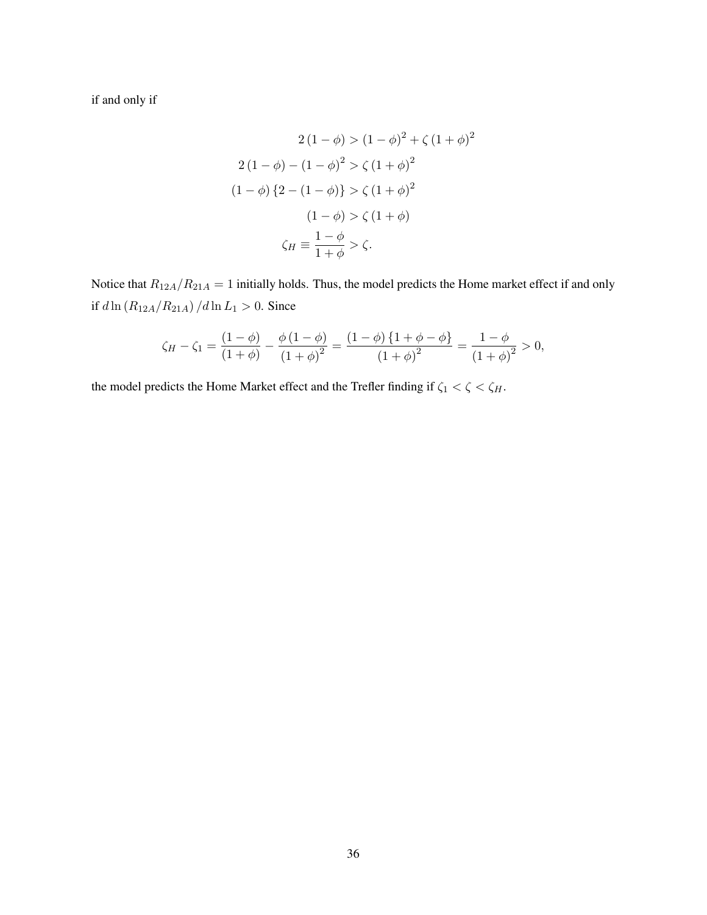if and only if

$$
\begin{aligned}
2(1-\phi) &> (1-\phi)^2 + \zeta (1+\phi)^2 \\
2(1-\phi) - (1-\phi)^2 &> \zeta (1+\phi)^2 \\
(1-\phi)\{2-(1-\phi)\} &> \zeta (1+\phi)^2 \\
(1-\phi) &> \zeta (1+\phi) \\
\zeta_H \equiv \frac{1-\phi}{1+\phi} &> \zeta.
\end{aligned}
$$

Notice that $R_{12A}/R_{21A} = 1$ initially holds. Thus, the model predicts the Home market effect if and only if $d \ln (R_{12A}/R_{21A}) / d \ln L_1 > 0$. Since

$$
\zeta_H - \zeta_1 = \frac{(1-\phi)}{(1+\phi)} - \frac{\phi(1-\phi)}{(1+\phi)^2} = \frac{(1-\phi)\{1+\phi-\phi\}}{(1+\phi)^2} = \frac{1-\phi}{(1+\phi)^2} > 0,
$$

the model predicts the Home Market effect and the Trefler finding if $\zeta_1 < \zeta < \zeta_H$.